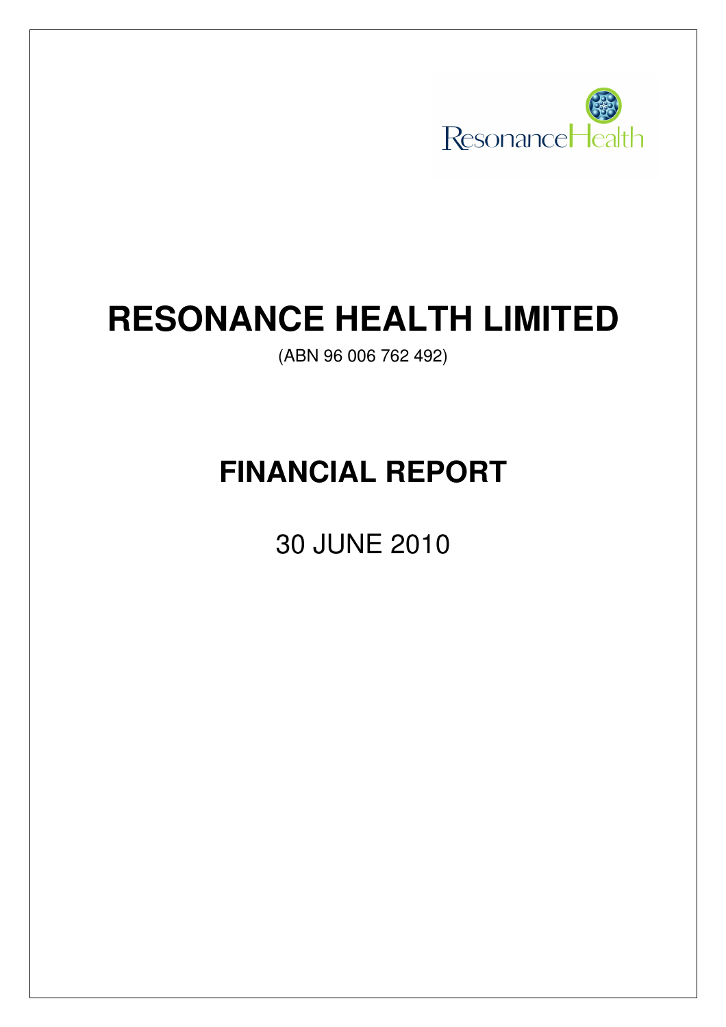# RESONANCE HEALTH LIMITED

(ABN 96 006 762 492)

# FINANCIAL REPORT

30 JUNE 2010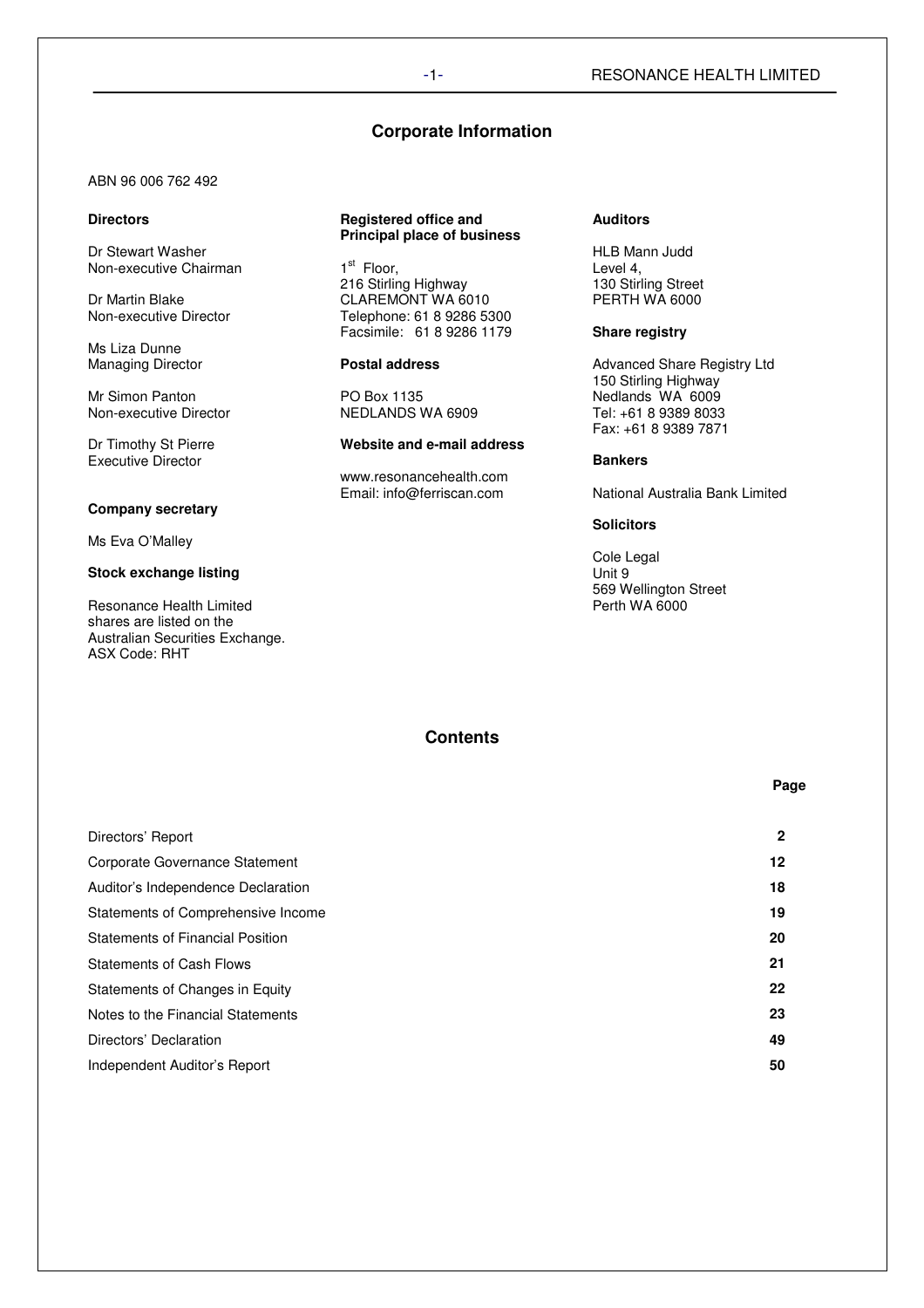# Corporate Information

ABN 96 006 762 492

**Directors**

Dr Stewart Washer
Non-executive Chairman

Dr Martin Blake
Non-executive Director

Ms Liza Dunne
Managing Director

Mr Simon Panton
Non-executive Director

Dr Timothy St Pierre
Executive Director

**Company secretary**

Ms Eva O'Malley

**Stock exchange listing**

Resonance Health Limited shares are listed on the Australian Securities Exchange.
ASX Code: RHT

**Registered office and Principal place of business**

1st Floor,
216 Stirling Highway
CLAREMONT WA 6010
Telephone: 61 8 9286 5300
Facsimile: 61 8 9286 1179

**Postal address**

PO Box 1135
NEDLANDS WA 6909

**Website and e-mail address**

www.resonancehealth.com
Email: info@ferriscan.com

**Auditors**

HLB Mann Judd
Level 4,
130 Stirling Street
PERTH WA 6000

**Share registry**

Advanced Share Registry Ltd
150 Stirling Highway
Nedlands WA 6009
Tel: +61 8 9389 8033
Fax: +61 8 9389 7871

**Bankers**

National Australia Bank Limited

**Solicitors**

Cole Legal
Unit 9
569 Wellington Street
Perth WA 6000

# Contents

| | Page |
|---|---|
| Directors' Report | 2 |
| Corporate Governance Statement | 12 |
| Auditor's Independence Declaration | 18 |
| Statements of Comprehensive Income | 19 |
| Statements of Financial Position | 20 |
| Statements of Cash Flows | 21 |
| Statements of Changes in Equity | 22 |
| Notes to the Financial Statements | 23 |
| Directors' Declaration | 49 |
| Independent Auditor's Report | 50 |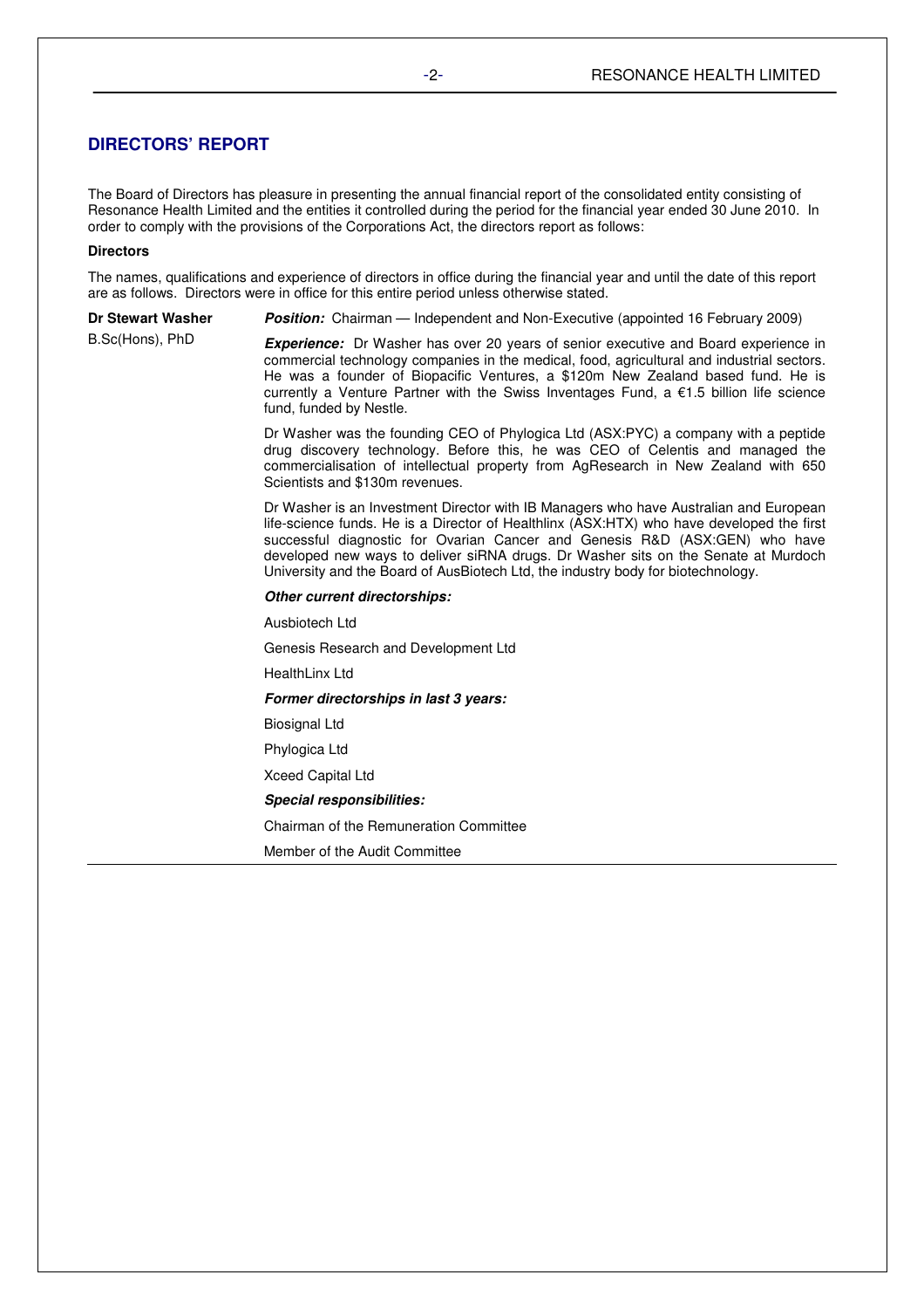## DIRECTORS' REPORT

The Board of Directors has pleasure in presenting the annual financial report of the consolidated entity consisting of Resonance Health Limited and the entities it controlled during the period for the financial year ended 30 June 2010. In order to comply with the provisions of the Corporations Act, the directors report as follows:

**Directors**

The names, qualifications and experience of directors in office during the financial year and until the date of this report are as follows. Directors were in office for this entire period unless otherwise stated.

**Dr Stewart Washer**
B.Sc(Hons), PhD

***Position:*** Chairman — Independent and Non-Executive (appointed 16 February 2009)

***Experience:*** Dr Washer has over 20 years of senior executive and Board experience in commercial technology companies in the medical, food, agricultural and industrial sectors. He was a founder of Biopacific Ventures, a $120m New Zealand based fund. He is currently a Venture Partner with the Swiss Inventages Fund, a €1.5 billion life science fund, funded by Nestle.

Dr Washer was the founding CEO of Phylogica Ltd (ASX:PYC) a company with a peptide drug discovery technology. Before this, he was CEO of Celentis and managed the commercialisation of intellectual property from AgResearch in New Zealand with 650 Scientists and $130m revenues.

Dr Washer is an Investment Director with IB Managers who have Australian and European life-science funds. He is a Director of Healthlinx (ASX:HTX) who have developed the first successful diagnostic for Ovarian Cancer and Genesis R&D (ASX:GEN) who have developed new ways to deliver siRNA drugs. Dr Washer sits on the Senate at Murdoch University and the Board of AusBiotech Ltd, the industry body for biotechnology.

***Other current directorships:***

Ausbiotech Ltd

Genesis Research and Development Ltd

HealthLinx Ltd

***Former directorships in last 3 years:***

Biosignal Ltd

Phylogica Ltd

Xceed Capital Ltd

***Special responsibilities:***

Chairman of the Remuneration Committee

Member of the Audit Committee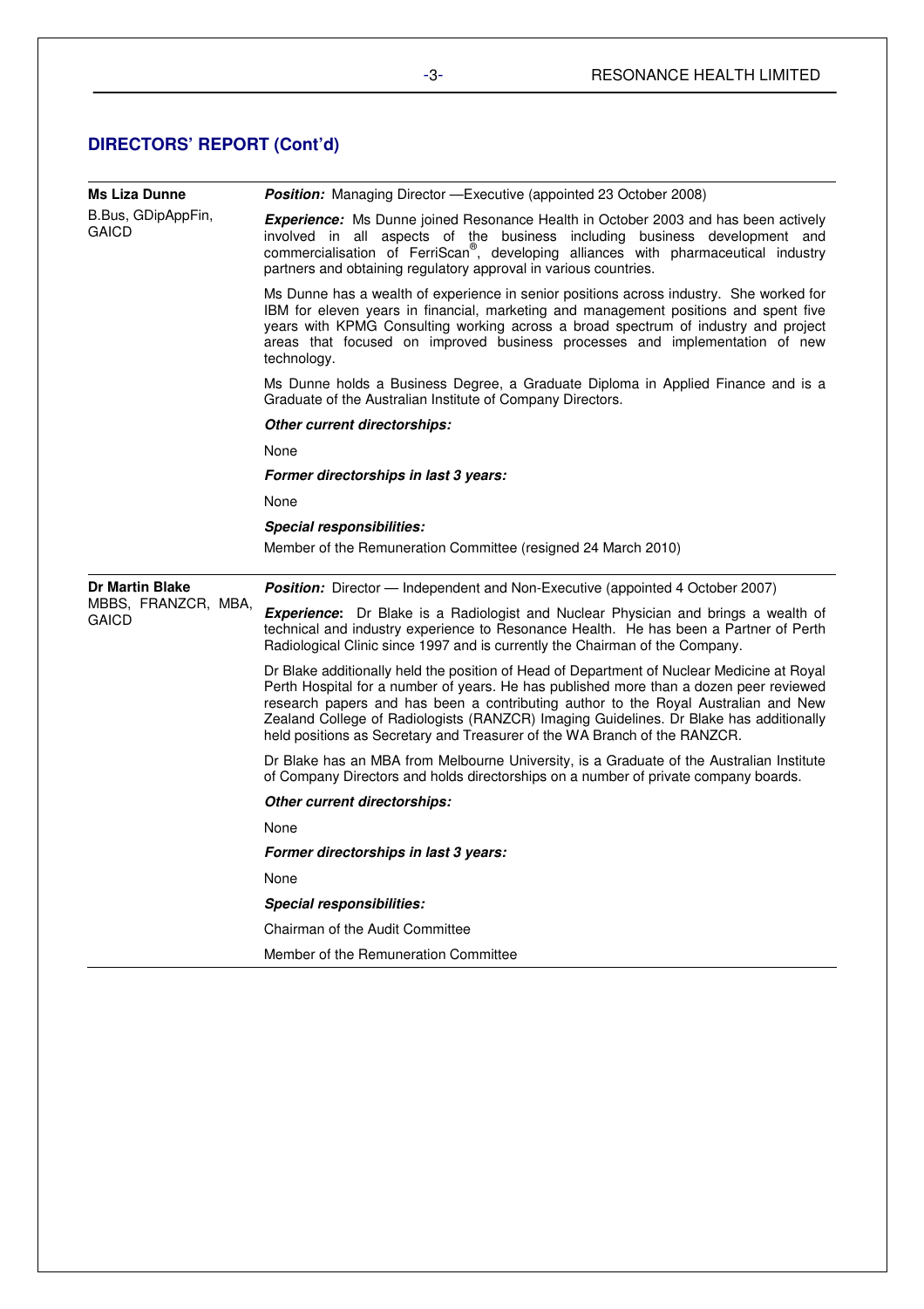## DIRECTORS' REPORT (Cont'd)

**Ms Liza Dunne**

B.Bus, GDipAppFin, GAICD

***Position:*** Managing Director —Executive (appointed 23 October 2008)

***Experience:*** Ms Dunne joined Resonance Health in October 2003 and has been actively involved in all aspects of the business including business development and commercialisation of FerriScan®, developing alliances with pharmaceutical industry partners and obtaining regulatory approval in various countries.

Ms Dunne has a wealth of experience in senior positions across industry. She worked for IBM for eleven years in financial, marketing and management positions and spent five years with KPMG Consulting working across a broad spectrum of industry and project areas that focused on improved business processes and implementation of new technology.

Ms Dunne holds a Business Degree, a Graduate Diploma in Applied Finance and is a Graduate of the Australian Institute of Company Directors.

***Other current directorships:***

None

***Former directorships in last 3 years:***

None

***Special responsibilities:***

Member of the Remuneration Committee (resigned 24 March 2010)

---

**Dr Martin Blake**

MBBS, FRANZCR, MBA, GAICD

***Position:*** Director — Independent and Non-Executive (appointed 4 October 2007)

***Experience*:** Dr Blake is a Radiologist and Nuclear Physician and brings a wealth of technical and industry experience to Resonance Health. He has been a Partner of Perth Radiological Clinic since 1997 and is currently the Chairman of the Company.

Dr Blake additionally held the position of Head of Department of Nuclear Medicine at Royal Perth Hospital for a number of years. He has published more than a dozen peer reviewed research papers and has been a contributing author to the Royal Australian and New Zealand College of Radiologists (RANZCR) Imaging Guidelines. Dr Blake has additionally held positions as Secretary and Treasurer of the WA Branch of the RANZCR.

Dr Blake has an MBA from Melbourne University, is a Graduate of the Australian Institute of Company Directors and holds directorships on a number of private company boards.

***Other current directorships:***

None

***Former directorships in last 3 years:***

None

***Special responsibilities:***

Chairman of the Audit Committee

Member of the Remuneration Committee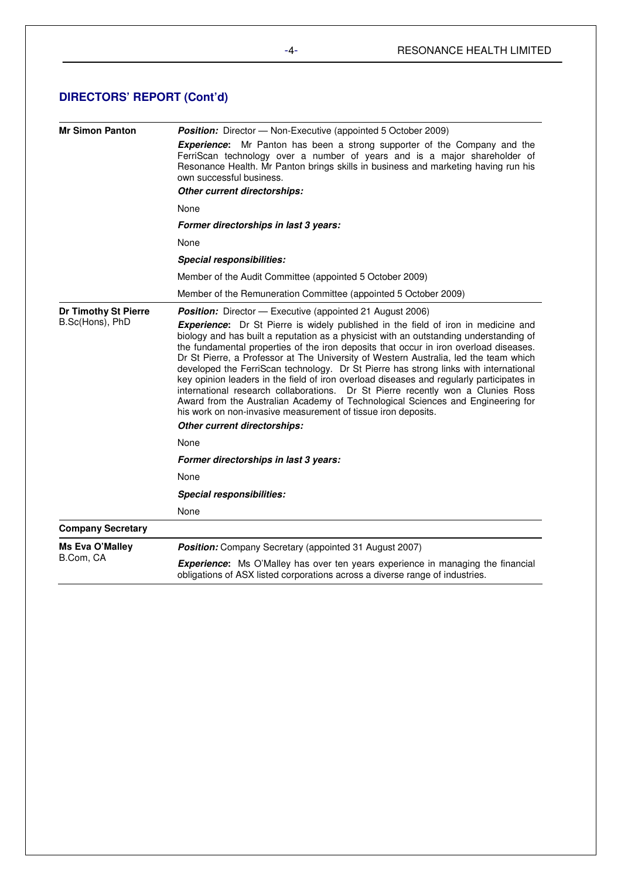## DIRECTORS' REPORT (Cont'd)

| | |
|---|---|
| **Mr Simon Panton** | ***Position:*** Director — Non-Executive (appointed 5 October 2009)<br>***Experience*:** Mr Panton has been a strong supporter of the Company and the FerriScan technology over a number of years and is a major shareholder of Resonance Health. Mr Panton brings skills in business and marketing having run his own successful business.<br>***Other current directorships:***<br>None<br>***Former directorships in last 3 years:***<br>None<br>***Special responsibilities:***<br>Member of the Audit Committee (appointed 5 October 2009)<br>Member of the Remuneration Committee (appointed 5 October 2009) |
| **Dr Timothy St Pierre**<br>B.Sc(Hons), PhD | ***Position:*** Director — Executive (appointed 21 August 2006)<br>***Experience*:** Dr St Pierre is widely published in the field of iron in medicine and biology and has built a reputation as a physicist with an outstanding understanding of the fundamental properties of the iron deposits that occur in iron overload diseases. Dr St Pierre, a Professor at The University of Western Australia, led the team which developed the FerriScan technology. Dr St Pierre has strong links with international key opinion leaders in the field of iron overload diseases and regularly participates in international research collaborations. Dr St Pierre recently won a Clunies Ross Award from the Australian Academy of Technological Sciences and Engineering for his work on non-invasive measurement of tissue iron deposits.<br>***Other current directorships:***<br>None<br>***Former directorships in last 3 years:***<br>None<br>***Special responsibilities:***<br>None |
| **Company Secretary** | |
| **Ms Eva O'Malley**<br>B.Com, CA | ***Position:*** Company Secretary (appointed 31 August 2007)<br>***Experience*:** Ms O'Malley has over ten years experience in managing the financial obligations of ASX listed corporations across a diverse range of industries. |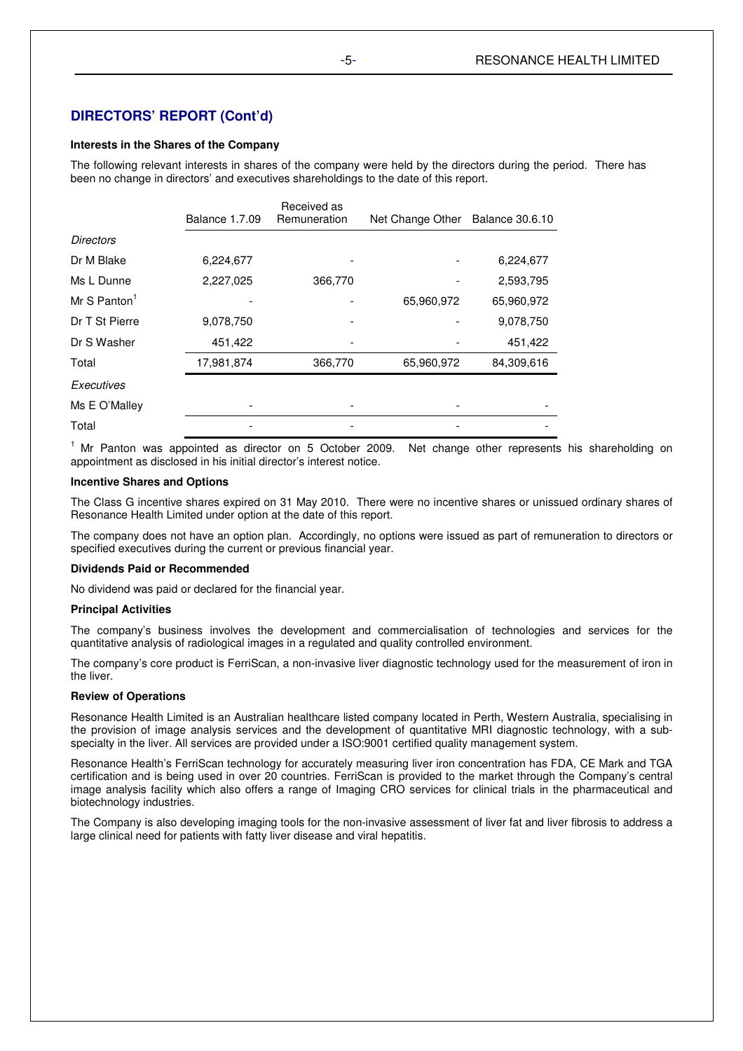## DIRECTORS' REPORT (Cont'd)

**Interests in the Shares of the Company**

The following relevant interests in shares of the company were held by the directors during the period. There has been no change in directors' and executives shareholdings to the date of this report.

| | Balance 1.7.09 | Received as Remuneration | Net Change Other | Balance 30.6.10 |
|---|---|---|---|---|
| *Directors* | | | | |
| Dr M Blake | 6,224,677 | - | - | 6,224,677 |
| Ms L Dunne | 2,227,025 | 366,770 | - | 2,593,795 |
| Mr S Panton[1] | - | - | 65,960,972 | 65,960,972 |
| Dr T St Pierre | 9,078,750 | - | - | 9,078,750 |
| Dr S Washer | 451,422 | - | - | 451,422 |
| Total | 17,981,874 | 366,770 | 65,960,972 | 84,309,616 |
| *Executives* | | | | |
| Ms E O'Malley | - | - | - | - |
| Total | - | - | - | - |

[1] Mr Panton was appointed as director on 5 October 2009. Net change other represents his shareholding on appointment as disclosed in his initial director's interest notice.

**Incentive Shares and Options**

The Class G incentive shares expired on 31 May 2010. There were no incentive shares or unissued ordinary shares of Resonance Health Limited under option at the date of this report.

The company does not have an option plan. Accordingly, no options were issued as part of remuneration to directors or specified executives during the current or previous financial year.

**Dividends Paid or Recommended**

No dividend was paid or declared for the financial year.

**Principal Activities**

The company's business involves the development and commercialisation of technologies and services for the quantitative analysis of radiological images in a regulated and quality controlled environment.

The company's core product is FerriScan, a non-invasive liver diagnostic technology used for the measurement of iron in the liver.

**Review of Operations**

Resonance Health Limited is an Australian healthcare listed company located in Perth, Western Australia, specialising in the provision of image analysis services and the development of quantitative MRI diagnostic technology, with a sub-specialty in the liver. All services are provided under a ISO:9001 certified quality management system.

Resonance Health's FerriScan technology for accurately measuring liver iron concentration has FDA, CE Mark and TGA certification and is being used in over 20 countries. FerriScan is provided to the market through the Company's central image analysis facility which also offers a range of Imaging CRO services for clinical trials in the pharmaceutical and biotechnology industries.

The Company is also developing imaging tools for the non-invasive assessment of liver fat and liver fibrosis to address a large clinical need for patients with fatty liver disease and viral hepatitis.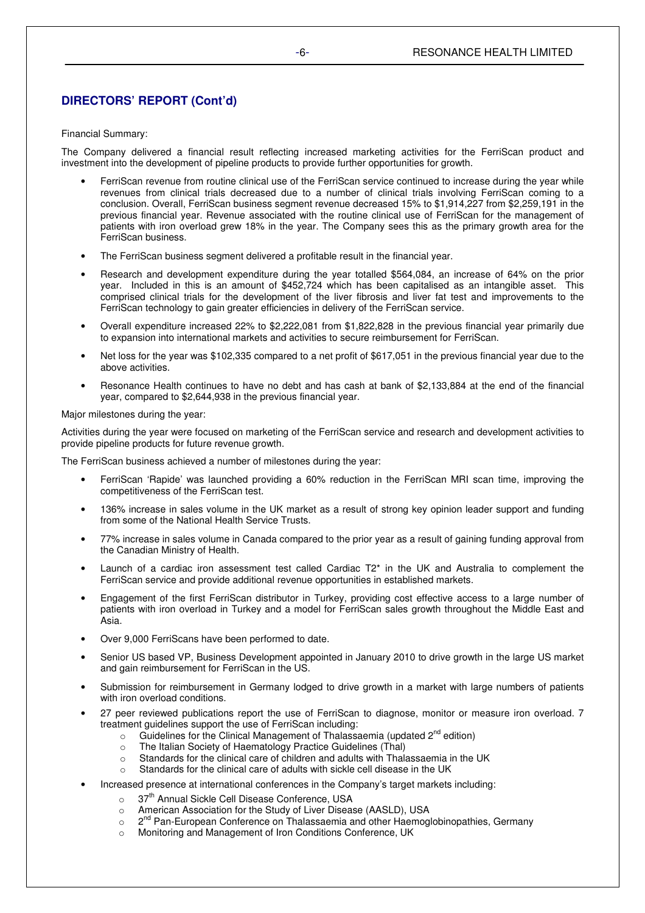## DIRECTORS' REPORT (Cont'd)

Financial Summary:

The Company delivered a financial result reflecting increased marketing activities for the FerriScan product and investment into the development of pipeline products to provide further opportunities for growth.

- FerriScan revenue from routine clinical use of the FerriScan service continued to increase during the year while revenues from clinical trials decreased due to a number of clinical trials involving FerriScan coming to a conclusion. Overall, FerriScan business segment revenue decreased 15% to $1,914,227 from $2,259,191 in the previous financial year. Revenue associated with the routine clinical use of FerriScan for the management of patients with iron overload grew 18% in the year. The Company sees this as the primary growth area for the FerriScan business.
- The FerriScan business segment delivered a profitable result in the financial year.
- Research and development expenditure during the year totalled $564,084, an increase of 64% on the prior year. Included in this is an amount of $452,724 which has been capitalised as an intangible asset. This comprised clinical trials for the development of the liver fibrosis and liver fat test and improvements to the FerriScan technology to gain greater efficiencies in delivery of the FerriScan service.
- Overall expenditure increased 22% to $2,222,081 from $1,822,828 in the previous financial year primarily due to expansion into international markets and activities to secure reimbursement for FerriScan.
- Net loss for the year was $102,335 compared to a net profit of $617,051 in the previous financial year due to the above activities.
- Resonance Health continues to have no debt and has cash at bank of $2,133,884 at the end of the financial year, compared to $2,644,938 in the previous financial year.

Major milestones during the year:

Activities during the year were focused on marketing of the FerriScan service and research and development activities to provide pipeline products for future revenue growth.

The FerriScan business achieved a number of milestones during the year:

- FerriScan 'Rapide' was launched providing a 60% reduction in the FerriScan MRI scan time, improving the competitiveness of the FerriScan test.
- 136% increase in sales volume in the UK market as a result of strong key opinion leader support and funding from some of the National Health Service Trusts.
- 77% increase in sales volume in Canada compared to the prior year as a result of gaining funding approval from the Canadian Ministry of Health.
- Launch of a cardiac iron assessment test called Cardiac T2* in the UK and Australia to complement the FerriScan service and provide additional revenue opportunities in established markets.
- Engagement of the first FerriScan distributor in Turkey, providing cost effective access to a large number of patients with iron overload in Turkey and a model for FerriScan sales growth throughout the Middle East and Asia.
- Over 9,000 FerriScans have been performed to date.
- Senior US based VP, Business Development appointed in January 2010 to drive growth in the large US market and gain reimbursement for FerriScan in the US.
- Submission for reimbursement in Germany lodged to drive growth in a market with large numbers of patients with iron overload conditions.
- 27 peer reviewed publications report the use of FerriScan to diagnose, monitor or measure iron overload. 7 treatment guidelines support the use of FerriScan including:
  - Guidelines for the Clinical Management of Thalassaemia (updated 2nd edition)
  - The Italian Society of Haematology Practice Guidelines (Thal)
  - Standards for the clinical care of children and adults with Thalassaemia in the UK
  - Standards for the clinical care of adults with sickle cell disease in the UK
- Increased presence at international conferences in the Company's target markets including:
  - 37th Annual Sickle Cell Disease Conference, USA
  - American Association for the Study of Liver Disease (AASLD), USA
  - 2nd Pan-European Conference on Thalassaemia and other Haemoglobinopathies, Germany
  - Monitoring and Management of Iron Conditions Conference, UK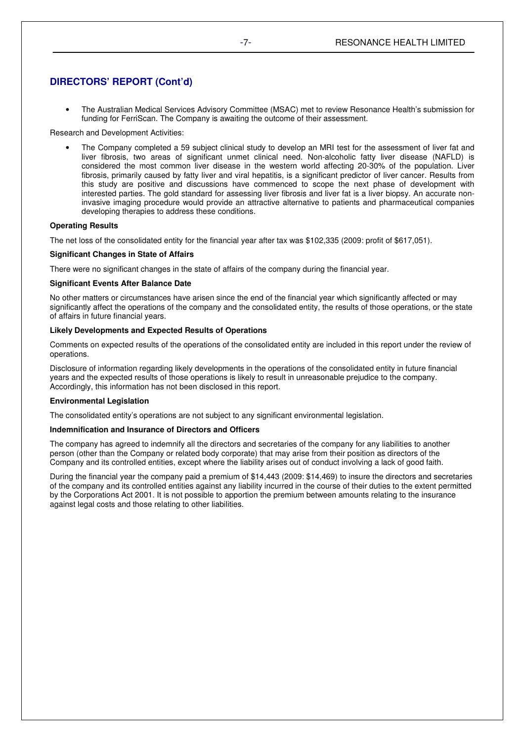## DIRECTORS' REPORT (Cont'd)

- The Australian Medical Services Advisory Committee (MSAC) met to review Resonance Health's submission for funding for FerriScan. The Company is awaiting the outcome of their assessment.

Research and Development Activities:

- The Company completed a 59 subject clinical study to develop an MRI test for the assessment of liver fat and liver fibrosis, two areas of significant unmet clinical need. Non-alcoholic fatty liver disease (NAFLD) is considered the most common liver disease in the western world affecting 20-30% of the population. Liver fibrosis, primarily caused by fatty liver and viral hepatitis, is a significant predictor of liver cancer. Results from this study are positive and discussions have commenced to scope the next phase of development with interested parties. The gold standard for assessing liver fibrosis and liver fat is a liver biopsy. An accurate non-invasive imaging procedure would provide an attractive alternative to patients and pharmaceutical companies developing therapies to address these conditions.

**Operating Results**

The net loss of the consolidated entity for the financial year after tax was $102,335 (2009: profit of $617,051).

**Significant Changes in State of Affairs**

There were no significant changes in the state of affairs of the company during the financial year.

**Significant Events After Balance Date**

No other matters or circumstances have arisen since the end of the financial year which significantly affected or may significantly affect the operations of the company and the consolidated entity, the results of those operations, or the state of affairs in future financial years.

**Likely Developments and Expected Results of Operations**

Comments on expected results of the operations of the consolidated entity are included in this report under the review of operations.

Disclosure of information regarding likely developments in the operations of the consolidated entity in future financial years and the expected results of those operations is likely to result in unreasonable prejudice to the company. Accordingly, this information has not been disclosed in this report.

**Environmental Legislation**

The consolidated entity's operations are not subject to any significant environmental legislation.

**Indemnification and Insurance of Directors and Officers**

The company has agreed to indemnify all the directors and secretaries of the company for any liabilities to another person (other than the Company or related body corporate) that may arise from their position as directors of the Company and its controlled entities, except where the liability arises out of conduct involving a lack of good faith.

During the financial year the company paid a premium of $14,443 (2009: $14,469) to insure the directors and secretaries of the company and its controlled entities against any liability incurred in the course of their duties to the extent permitted by the Corporations Act 2001. It is not possible to apportion the premium between amounts relating to the insurance against legal costs and those relating to other liabilities.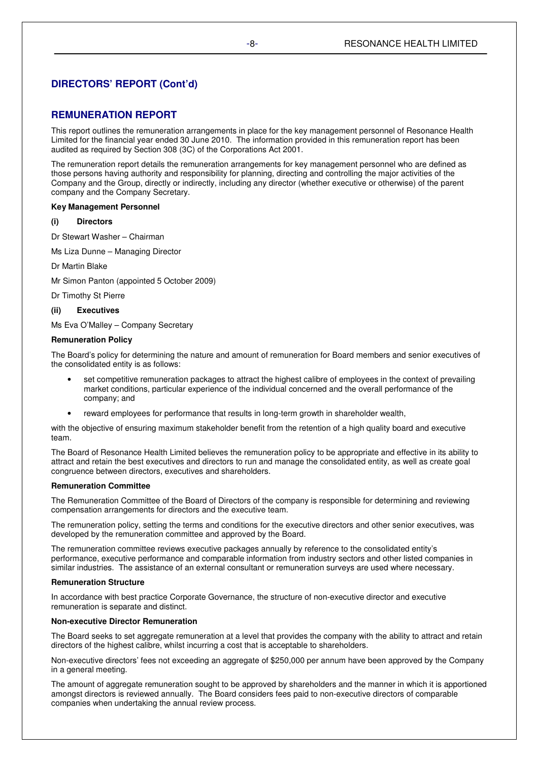## DIRECTORS' REPORT (Cont'd)

## REMUNERATION REPORT

This report outlines the remuneration arrangements in place for the key management personnel of Resonance Health Limited for the financial year ended 30 June 2010. The information provided in this remuneration report has been audited as required by Section 308 (3C) of the Corporations Act 2001.

The remuneration report details the remuneration arrangements for key management personnel who are defined as those persons having authority and responsibility for planning, directing and controlling the major activities of the Company and the Group, directly or indirectly, including any director (whether executive or otherwise) of the parent company and the Company Secretary.

**Key Management Personnel**

**(i) Directors**

Dr Stewart Washer – Chairman

Ms Liza Dunne – Managing Director

Dr Martin Blake

Mr Simon Panton (appointed 5 October 2009)

Dr Timothy St Pierre

**(ii) Executives**

Ms Eva O'Malley – Company Secretary

**Remuneration Policy**

The Board's policy for determining the nature and amount of remuneration for Board members and senior executives of the consolidated entity is as follows:

- set competitive remuneration packages to attract the highest calibre of employees in the context of prevailing market conditions, particular experience of the individual concerned and the overall performance of the company; and
- reward employees for performance that results in long-term growth in shareholder wealth,

with the objective of ensuring maximum stakeholder benefit from the retention of a high quality board and executive team.

The Board of Resonance Health Limited believes the remuneration policy to be appropriate and effective in its ability to attract and retain the best executives and directors to run and manage the consolidated entity, as well as create goal congruence between directors, executives and shareholders.

**Remuneration Committee**

The Remuneration Committee of the Board of Directors of the company is responsible for determining and reviewing compensation arrangements for directors and the executive team.

The remuneration policy, setting the terms and conditions for the executive directors and other senior executives, was developed by the remuneration committee and approved by the Board.

The remuneration committee reviews executive packages annually by reference to the consolidated entity's performance, executive performance and comparable information from industry sectors and other listed companies in similar industries. The assistance of an external consultant or remuneration surveys are used where necessary.

**Remuneration Structure**

In accordance with best practice Corporate Governance, the structure of non-executive director and executive remuneration is separate and distinct.

**Non-executive Director Remuneration**

The Board seeks to set aggregate remuneration at a level that provides the company with the ability to attract and retain directors of the highest calibre, whilst incurring a cost that is acceptable to shareholders.

Non-executive directors' fees not exceeding an aggregate of $250,000 per annum have been approved by the Company in a general meeting.

The amount of aggregate remuneration sought to be approved by shareholders and the manner in which it is apportioned amongst directors is reviewed annually. The Board considers fees paid to non-executive directors of comparable companies when undertaking the annual review process.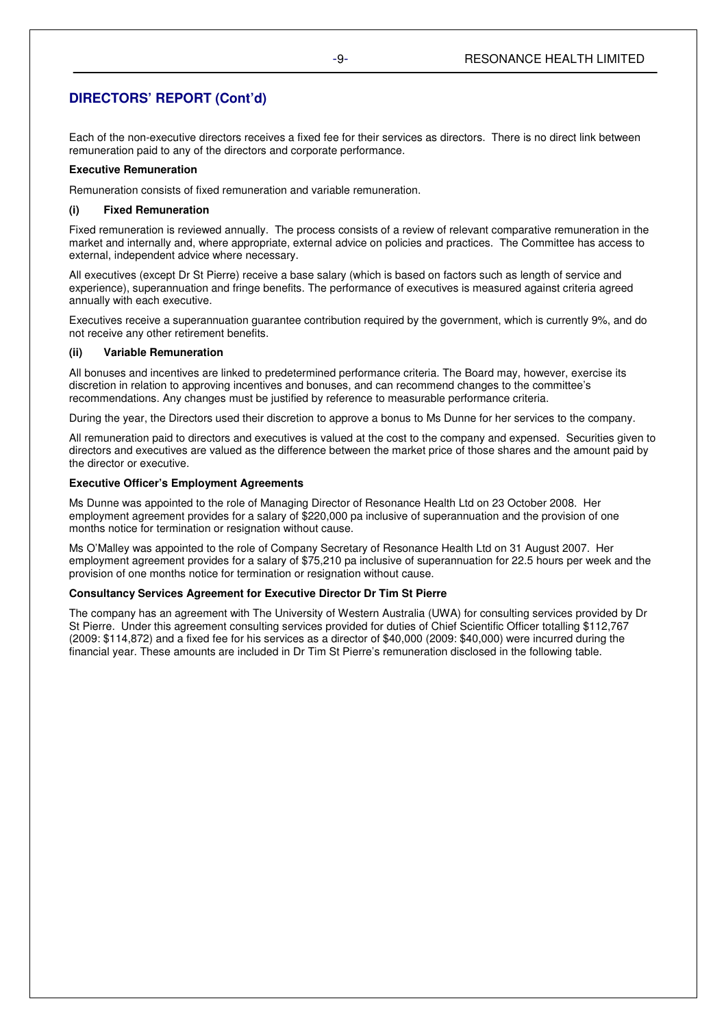## DIRECTORS' REPORT (Cont'd)

Each of the non-executive directors receives a fixed fee for their services as directors. There is no direct link between remuneration paid to any of the directors and corporate performance.

**Executive Remuneration**

Remuneration consists of fixed remuneration and variable remuneration.

**(i) Fixed Remuneration**

Fixed remuneration is reviewed annually. The process consists of a review of relevant comparative remuneration in the market and internally and, where appropriate, external advice on policies and practices. The Committee has access to external, independent advice where necessary.

All executives (except Dr St Pierre) receive a base salary (which is based on factors such as length of service and experience), superannuation and fringe benefits. The performance of executives is measured against criteria agreed annually with each executive.

Executives receive a superannuation guarantee contribution required by the government, which is currently 9%, and do not receive any other retirement benefits.

**(ii) Variable Remuneration**

All bonuses and incentives are linked to predetermined performance criteria. The Board may, however, exercise its discretion in relation to approving incentives and bonuses, and can recommend changes to the committee's recommendations. Any changes must be justified by reference to measurable performance criteria.

During the year, the Directors used their discretion to approve a bonus to Ms Dunne for her services to the company.

All remuneration paid to directors and executives is valued at the cost to the company and expensed. Securities given to directors and executives are valued as the difference between the market price of those shares and the amount paid by the director or executive.

**Executive Officer's Employment Agreements**

Ms Dunne was appointed to the role of Managing Director of Resonance Health Ltd on 23 October 2008. Her employment agreement provides for a salary of $220,000 pa inclusive of superannuation and the provision of one months notice for termination or resignation without cause.

Ms O'Malley was appointed to the role of Company Secretary of Resonance Health Ltd on 31 August 2007. Her employment agreement provides for a salary of $75,210 pa inclusive of superannuation for 22.5 hours per week and the provision of one months notice for termination or resignation without cause.

**Consultancy Services Agreement for Executive Director Dr Tim St Pierre**

The company has an agreement with The University of Western Australia (UWA) for consulting services provided by Dr St Pierre. Under this agreement consulting services provided for duties of Chief Scientific Officer totalling $112,767 (2009: $114,872) and a fixed fee for his services as a director of $40,000 (2009: $40,000) were incurred during the financial year. These amounts are included in Dr Tim St Pierre's remuneration disclosed in the following table.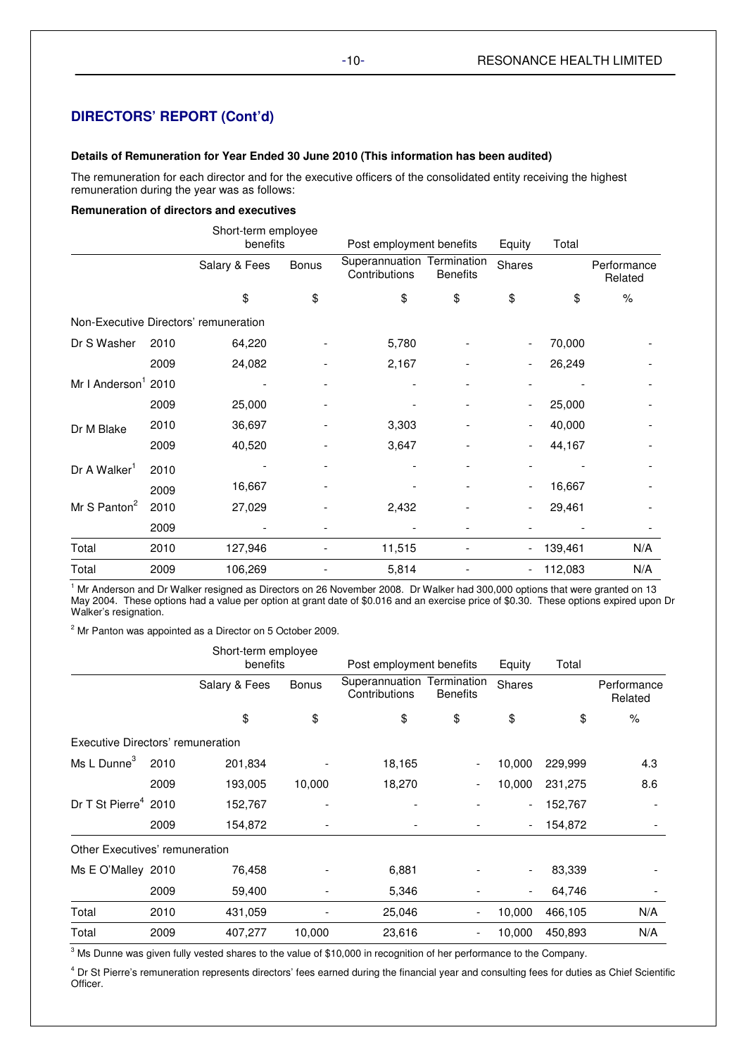## DIRECTORS' REPORT (Cont'd)

**Details of Remuneration for Year Ended 30 June 2010 (This information has been audited)**

The remuneration for each director and for the executive officers of the consolidated entity receiving the highest remuneration during the year was as follows:

**Remuneration of directors and executives**

| | | Short-term employee benefits | | Post employment benefits | | Equity | Total | |
|---|---|---|---|---|---|---|---|---|
| | | Salary & Fees | Bonus | Superannuation Contributions | Termination Benefits | Shares | | Performance Related |
| | | $ | $ | $ | $ | $ | $ | % |
| Non-Executive Directors' remuneration | | | | | | | | |
| Dr S Washer | 2010 | 64,220 | - | 5,780 | - | - | 70,000 | - |
| | 2009 | 24,082 | - | 2,167 | - | - | 26,249 | - |
| Mr I Anderson[1] | 2010 | - | - | - | - | - | - | - |
| | 2009 | 25,000 | - | - | - | - | 25,000 | - |
| Dr M Blake | 2010 | 36,697 | - | 3,303 | - | - | 40,000 | - |
| | 2009 | 40,520 | - | 3,647 | - | - | 44,167 | - |
| Dr A Walker[1] | 2010 | - | - | - | - | - | - | - |
| | 2009 | 16,667 | - | - | - | - | 16,667 | - |
| Mr S Panton[2] | 2010 | 27,029 | - | 2,432 | - | - | 29,461 | - |
| | 2009 | - | - | - | - | - | - | - |
| Total | 2010 | 127,946 | - | 11,515 | - | - | 139,461 | N/A |
| Total | 2009 | 106,269 | - | 5,814 | - | - | 112,083 | N/A |

[1] Mr Anderson and Dr Walker resigned as Directors on 26 November 2008. Dr Walker had 300,000 options that were granted on 13 May 2004. These options had a value per option at grant date of $0.016 and an exercise price of $0.30. These options expired upon Dr Walker's resignation.

[2] Mr Panton was appointed as a Director on 5 October 2009.

| | | Short-term employee benefits | | Post employment benefits | | Equity | Total | |
|---|---|---|---|---|---|---|---|---|
| | | Salary & Fees | Bonus | Superannuation Contributions | Termination Benefits | Shares | | Performance Related |
| | | $ | $ | $ | $ | $ | $ | % |
| Executive Directors' remuneration | | | | | | | | |
| Ms L Dunne[3] | 2010 | 201,834 | - | 18,165 | - | 10,000 | 229,999 | 4.3 |
| | 2009 | 193,005 | 10,000 | 18,270 | - | 10,000 | 231,275 | 8.6 |
| Dr T St Pierre[4] | 2010 | 152,767 | - | - | - | - | 152,767 | - |
| | 2009 | 154,872 | - | - | - | - | 154,872 | - |
| Other Executives' remuneration | | | | | | | | |
| Ms E O'Malley | 2010 | 76,458 | - | 6,881 | - | - | 83,339 | - |
| | 2009 | 59,400 | - | 5,346 | - | - | 64,746 | - |
| Total | 2010 | 431,059 | - | 25,046 | - | 10,000 | 466,105 | N/A |
| Total | 2009 | 407,277 | 10,000 | 23,616 | - | 10,000 | 450,893 | N/A |

[3] Ms Dunne was given fully vested shares to the value of $10,000 in recognition of her performance to the Company.

[4] Dr St Pierre's remuneration represents directors' fees earned during the financial year and consulting fees for duties as Chief Scientific Officer.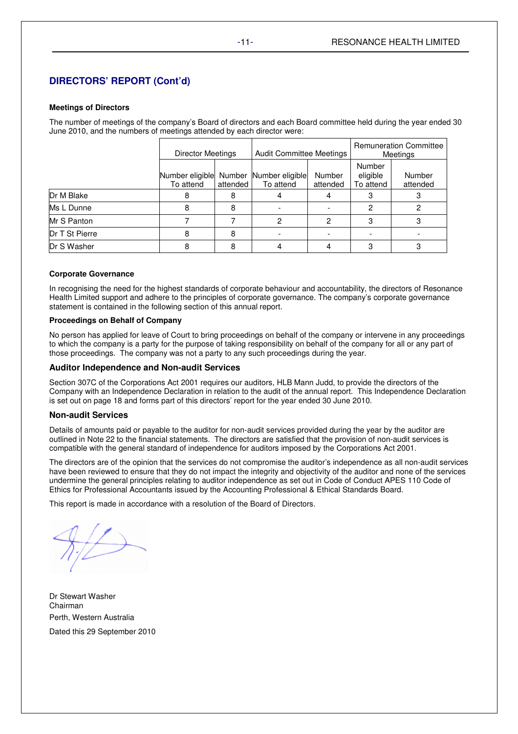## DIRECTORS' REPORT (Cont'd)

**Meetings of Directors**

The number of meetings of the company's Board of directors and each Board committee held during the year ended 30 June 2010, and the numbers of meetings attended by each director were:

| | Director Meetings | | Audit Committee Meetings | | Remuneration Committee Meetings | |
|---|---|---|---|---|---|---|
| | Number eligible To attend | Number attended | Number eligible To attend | Number attended | Number eligible To attend | Number attended |
| Dr M Blake | 8 | 8 | 4 | 4 | 3 | 3 |
| Ms L Dunne | 8 | 8 | - | - | 2 | 2 |
| Mr S Panton | 7 | 7 | 2 | 2 | 3 | 3 |
| Dr T St Pierre | 8 | 8 | - | - | - | - |
| Dr S Washer | 8 | 8 | 4 | 4 | 3 | 3 |

**Corporate Governance**

In recognising the need for the highest standards of corporate behaviour and accountability, the directors of Resonance Health Limited support and adhere to the principles of corporate governance. The company's corporate governance statement is contained in the following section of this annual report.

**Proceedings on Behalf of Company**

No person has applied for leave of Court to bring proceedings on behalf of the company or intervene in any proceedings to which the company is a party for the purpose of taking responsibility on behalf of the company for all or any part of those proceedings. The company was not a party to any such proceedings during the year.

### Auditor Independence and Non-audit Services

Section 307C of the Corporations Act 2001 requires our auditors, HLB Mann Judd, to provide the directors of the Company with an Independence Declaration in relation to the audit of the annual report. This Independence Declaration is set out on page 18 and forms part of this directors' report for the year ended 30 June 2010.

### Non-audit Services

Details of amounts paid or payable to the auditor for non-audit services provided during the year by the auditor are outlined in Note 22 to the financial statements. The directors are satisfied that the provision of non-audit services is compatible with the general standard of independence for auditors imposed by the Corporations Act 2001.

The directors are of the opinion that the services do not compromise the auditor's independence as all non-audit services have been reviewed to ensure that they do not impact the integrity and objectivity of the auditor and none of the services undermine the general principles relating to auditor independence as set out in Code of Conduct APES 110 Code of Ethics for Professional Accountants issued by the Accounting Professional & Ethical Standards Board.

This report is made in accordance with a resolution of the Board of Directors.

Dr Stewart Washer
Chairman
Perth, Western Australia

Dated this 29 September 2010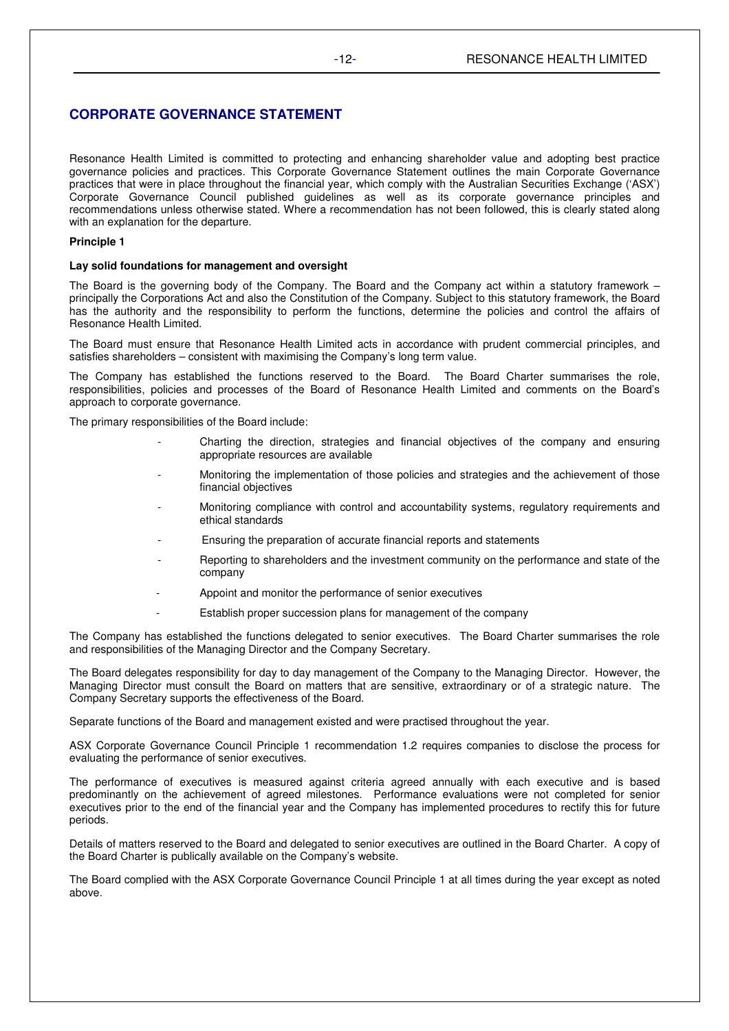# CORPORATE GOVERNANCE STATEMENT

Resonance Health Limited is committed to protecting and enhancing shareholder value and adopting best practice governance policies and practices. This Corporate Governance Statement outlines the main Corporate Governance practices that were in place throughout the financial year, which comply with the Australian Securities Exchange ('ASX') Corporate Governance Council published guidelines as well as its corporate governance principles and recommendations unless otherwise stated. Where a recommendation has not been followed, this is clearly stated along with an explanation for the departure.

**Principle 1**

**Lay solid foundations for management and oversight**

The Board is the governing body of the Company. The Board and the Company act within a statutory framework – principally the Corporations Act and also the Constitution of the Company. Subject to this statutory framework, the Board has the authority and the responsibility to perform the functions, determine the policies and control the affairs of Resonance Health Limited.

The Board must ensure that Resonance Health Limited acts in accordance with prudent commercial principles, and satisfies shareholders – consistent with maximising the Company's long term value.

The Company has established the functions reserved to the Board. The Board Charter summarises the role, responsibilities, policies and processes of the Board of Resonance Health Limited and comments on the Board's approach to corporate governance.

The primary responsibilities of the Board include:

- Charting the direction, strategies and financial objectives of the company and ensuring appropriate resources are available
- Monitoring the implementation of those policies and strategies and the achievement of those financial objectives
- Monitoring compliance with control and accountability systems, regulatory requirements and ethical standards
- Ensuring the preparation of accurate financial reports and statements
- Reporting to shareholders and the investment community on the performance and state of the company
- Appoint and monitor the performance of senior executives
- Establish proper succession plans for management of the company

The Company has established the functions delegated to senior executives. The Board Charter summarises the role and responsibilities of the Managing Director and the Company Secretary.

The Board delegates responsibility for day to day management of the Company to the Managing Director. However, the Managing Director must consult the Board on matters that are sensitive, extraordinary or of a strategic nature. The Company Secretary supports the effectiveness of the Board.

Separate functions of the Board and management existed and were practised throughout the year.

ASX Corporate Governance Council Principle 1 recommendation 1.2 requires companies to disclose the process for evaluating the performance of senior executives.

The performance of executives is measured against criteria agreed annually with each executive and is based predominantly on the achievement of agreed milestones. Performance evaluations were not completed for senior executives prior to the end of the financial year and the Company has implemented procedures to rectify this for future periods.

Details of matters reserved to the Board and delegated to senior executives are outlined in the Board Charter. A copy of the Board Charter is publically available on the Company's website.

The Board complied with the ASX Corporate Governance Council Principle 1 at all times during the year except as noted above.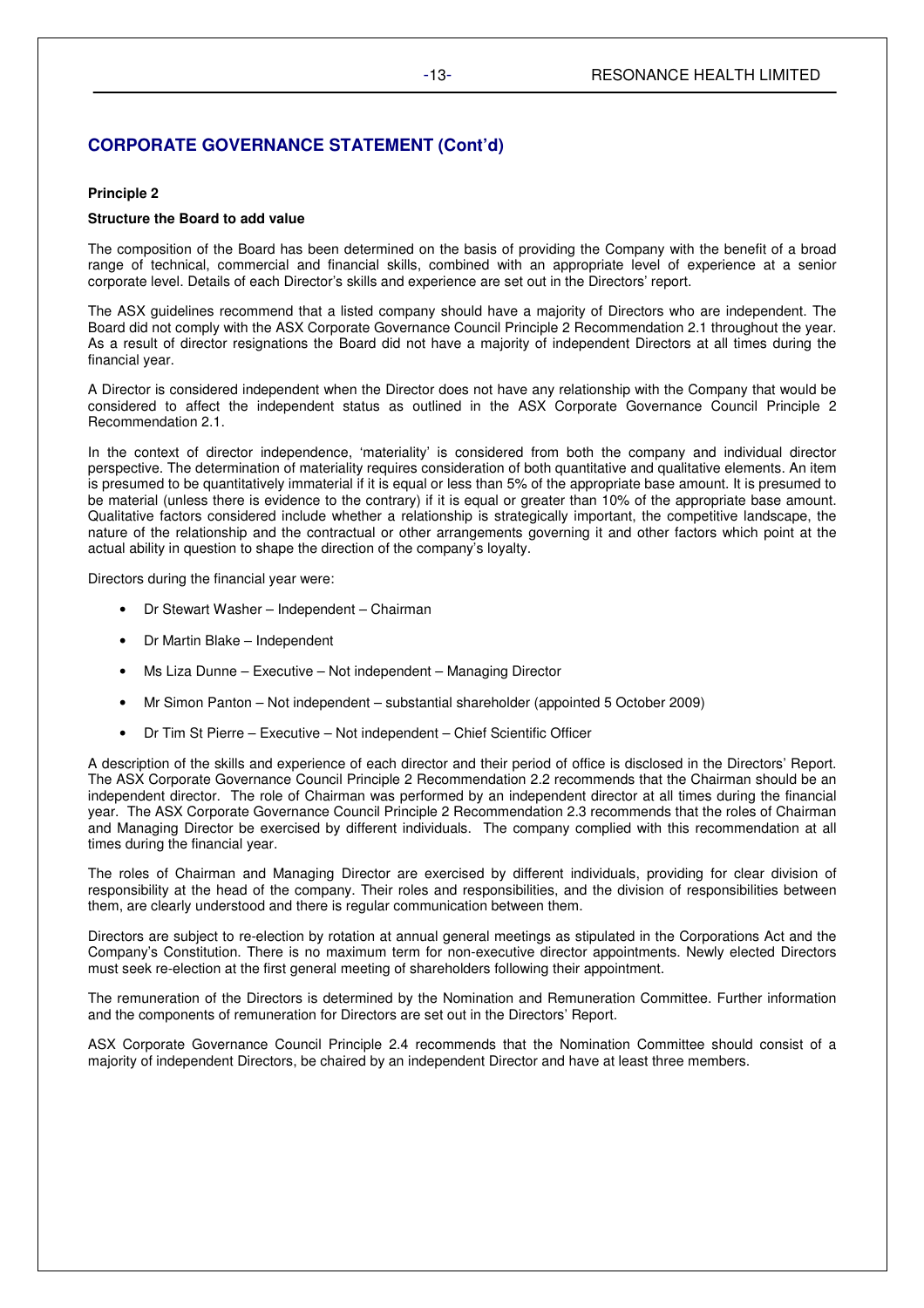## CORPORATE GOVERNANCE STATEMENT (Cont'd)

**Principle 2**

**Structure the Board to add value**

The composition of the Board has been determined on the basis of providing the Company with the benefit of a broad range of technical, commercial and financial skills, combined with an appropriate level of experience at a senior corporate level. Details of each Director's skills and experience are set out in the Directors' report.

The ASX guidelines recommend that a listed company should have a majority of Directors who are independent. The Board did not comply with the ASX Corporate Governance Council Principle 2 Recommendation 2.1 throughout the year. As a result of director resignations the Board did not have a majority of independent Directors at all times during the financial year.

A Director is considered independent when the Director does not have any relationship with the Company that would be considered to affect the independent status as outlined in the ASX Corporate Governance Council Principle 2 Recommendation 2.1.

In the context of director independence, 'materiality' is considered from both the company and individual director perspective. The determination of materiality requires consideration of both quantitative and qualitative elements. An item is presumed to be quantitatively immaterial if it is equal or less than 5% of the appropriate base amount. It is presumed to be material (unless there is evidence to the contrary) if it is equal or greater than 10% of the appropriate base amount. Qualitative factors considered include whether a relationship is strategically important, the competitive landscape, the nature of the relationship and the contractual or other arrangements governing it and other factors which point at the actual ability in question to shape the direction of the company's loyalty.

Directors during the financial year were:

- Dr Stewart Washer – Independent – Chairman
- Dr Martin Blake – Independent
- Ms Liza Dunne – Executive – Not independent – Managing Director
- Mr Simon Panton – Not independent – substantial shareholder (appointed 5 October 2009)
- Dr Tim St Pierre – Executive – Not independent – Chief Scientific Officer

A description of the skills and experience of each director and their period of office is disclosed in the Directors' Report. The ASX Corporate Governance Council Principle 2 Recommendation 2.2 recommends that the Chairman should be an independent director. The role of Chairman was performed by an independent director at all times during the financial year. The ASX Corporate Governance Council Principle 2 Recommendation 2.3 recommends that the roles of Chairman and Managing Director be exercised by different individuals. The company complied with this recommendation at all times during the financial year.

The roles of Chairman and Managing Director are exercised by different individuals, providing for clear division of responsibility at the head of the company. Their roles and responsibilities, and the division of responsibilities between them, are clearly understood and there is regular communication between them.

Directors are subject to re-election by rotation at annual general meetings as stipulated in the Corporations Act and the Company's Constitution. There is no maximum term for non-executive director appointments. Newly elected Directors must seek re-election at the first general meeting of shareholders following their appointment.

The remuneration of the Directors is determined by the Nomination and Remuneration Committee. Further information and the components of remuneration for Directors are set out in the Directors' Report.

ASX Corporate Governance Council Principle 2.4 recommends that the Nomination Committee should consist of a majority of independent Directors, be chaired by an independent Director and have at least three members.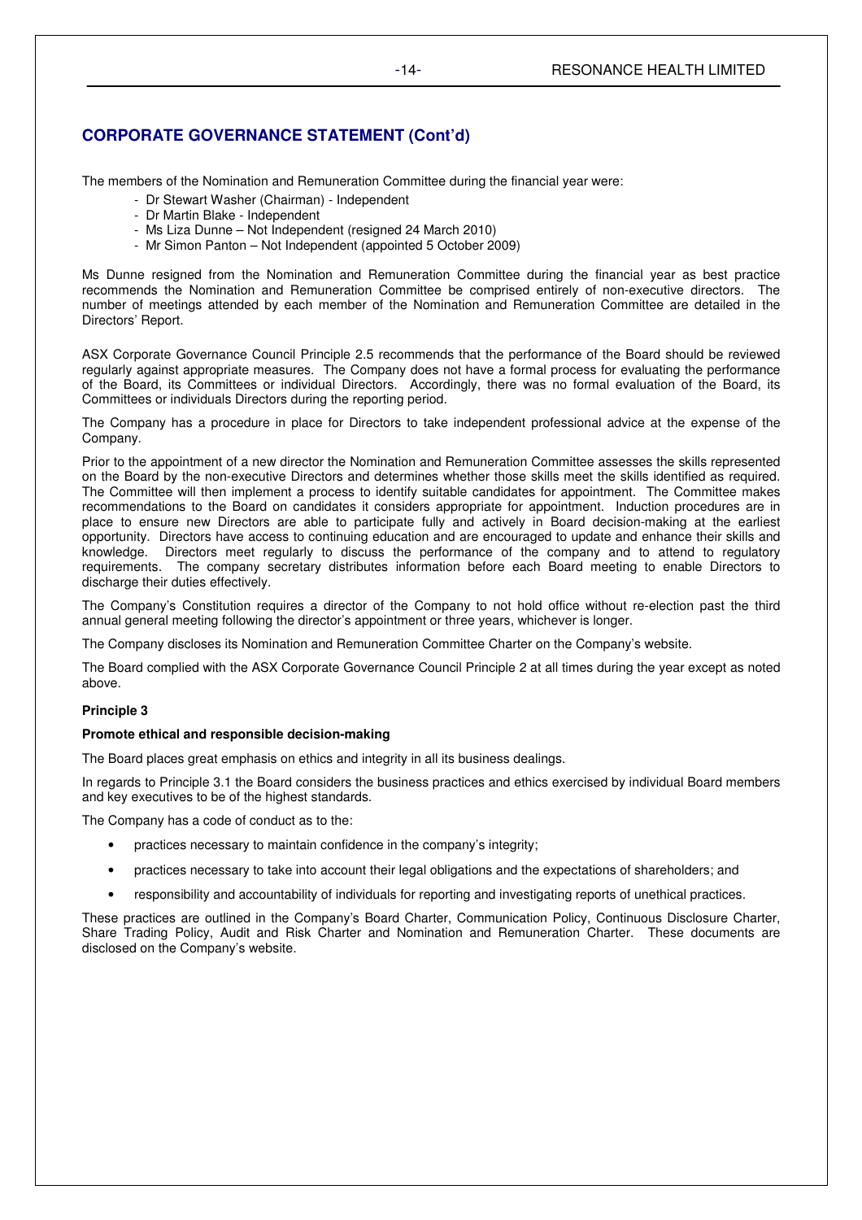## CORPORATE GOVERNANCE STATEMENT (Cont'd)

The members of the Nomination and Remuneration Committee during the financial year were:

- Dr Stewart Washer (Chairman) - Independent
- Dr Martin Blake - Independent
- Ms Liza Dunne – Not Independent (resigned 24 March 2010)
- Mr Simon Panton – Not Independent (appointed 5 October 2009)

Ms Dunne resigned from the Nomination and Remuneration Committee during the financial year as best practice recommends the Nomination and Remuneration Committee be comprised entirely of non-executive directors. The number of meetings attended by each member of the Nomination and Remuneration Committee are detailed in the Directors' Report.

ASX Corporate Governance Council Principle 2.5 recommends that the performance of the Board should be reviewed regularly against appropriate measures. The Company does not have a formal process for evaluating the performance of the Board, its Committees or individual Directors. Accordingly, there was no formal evaluation of the Board, its Committees or individuals Directors during the reporting period.

The Company has a procedure in place for Directors to take independent professional advice at the expense of the Company.

Prior to the appointment of a new director the Nomination and Remuneration Committee assesses the skills represented on the Board by the non-executive Directors and determines whether those skills meet the skills identified as required. The Committee will then implement a process to identify suitable candidates for appointment. The Committee makes recommendations to the Board on candidates it considers appropriate for appointment. Induction procedures are in place to ensure new Directors are able to participate fully and actively in Board decision-making at the earliest opportunity. Directors have access to continuing education and are encouraged to update and enhance their skills and knowledge. Directors meet regularly to discuss the performance of the company and to attend to regulatory requirements. The company secretary distributes information before each Board meeting to enable Directors to discharge their duties effectively.

The Company's Constitution requires a director of the Company to not hold office without re-election past the third annual general meeting following the director's appointment or three years, whichever is longer.

The Company discloses its Nomination and Remuneration Committee Charter on the Company's website.

The Board complied with the ASX Corporate Governance Council Principle 2 at all times during the year except as noted above.

**Principle 3**

**Promote ethical and responsible decision-making**

The Board places great emphasis on ethics and integrity in all its business dealings.

In regards to Principle 3.1 the Board considers the business practices and ethics exercised by individual Board members and key executives to be of the highest standards.

The Company has a code of conduct as to the:

- practices necessary to maintain confidence in the company's integrity;
- practices necessary to take into account their legal obligations and the expectations of shareholders; and
- responsibility and accountability of individuals for reporting and investigating reports of unethical practices.

These practices are outlined in the Company's Board Charter, Communication Policy, Continuous Disclosure Charter, Share Trading Policy, Audit and Risk Charter and Nomination and Remuneration Charter. These documents are disclosed on the Company's website.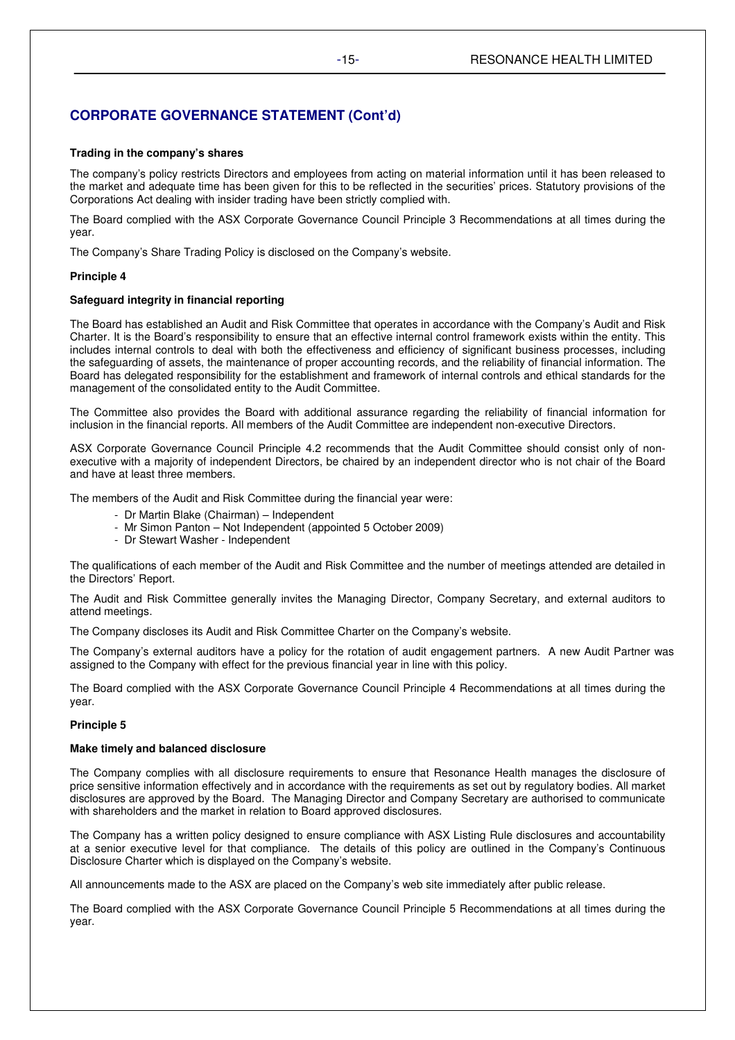## CORPORATE GOVERNANCE STATEMENT (Cont'd)

**Trading in the company's shares**

The company's policy restricts Directors and employees from acting on material information until it has been released to the market and adequate time has been given for this to be reflected in the securities' prices. Statutory provisions of the Corporations Act dealing with insider trading have been strictly complied with.

The Board complied with the ASX Corporate Governance Council Principle 3 Recommendations at all times during the year.

The Company's Share Trading Policy is disclosed on the Company's website.

**Principle 4**

**Safeguard integrity in financial reporting**

The Board has established an Audit and Risk Committee that operates in accordance with the Company's Audit and Risk Charter. It is the Board's responsibility to ensure that an effective internal control framework exists within the entity. This includes internal controls to deal with both the effectiveness and efficiency of significant business processes, including the safeguarding of assets, the maintenance of proper accounting records, and the reliability of financial information. The Board has delegated responsibility for the establishment and framework of internal controls and ethical standards for the management of the consolidated entity to the Audit Committee.

The Committee also provides the Board with additional assurance regarding the reliability of financial information for inclusion in the financial reports. All members of the Audit Committee are independent non-executive Directors.

ASX Corporate Governance Council Principle 4.2 recommends that the Audit Committee should consist only of non-executive with a majority of independent Directors, be chaired by an independent director who is not chair of the Board and have at least three members.

The members of the Audit and Risk Committee during the financial year were:

- Dr Martin Blake (Chairman) – Independent
- Mr Simon Panton – Not Independent (appointed 5 October 2009)
- Dr Stewart Washer - Independent

The qualifications of each member of the Audit and Risk Committee and the number of meetings attended are detailed in the Directors' Report.

The Audit and Risk Committee generally invites the Managing Director, Company Secretary, and external auditors to attend meetings.

The Company discloses its Audit and Risk Committee Charter on the Company's website.

The Company's external auditors have a policy for the rotation of audit engagement partners. A new Audit Partner was assigned to the Company with effect for the previous financial year in line with this policy.

The Board complied with the ASX Corporate Governance Council Principle 4 Recommendations at all times during the year.

**Principle 5**

**Make timely and balanced disclosure**

The Company complies with all disclosure requirements to ensure that Resonance Health manages the disclosure of price sensitive information effectively and in accordance with the requirements as set out by regulatory bodies. All market disclosures are approved by the Board. The Managing Director and Company Secretary are authorised to communicate with shareholders and the market in relation to Board approved disclosures.

The Company has a written policy designed to ensure compliance with ASX Listing Rule disclosures and accountability at a senior executive level for that compliance. The details of this policy are outlined in the Company's Continuous Disclosure Charter which is displayed on the Company's website.

All announcements made to the ASX are placed on the Company's web site immediately after public release.

The Board complied with the ASX Corporate Governance Council Principle 5 Recommendations at all times during the year.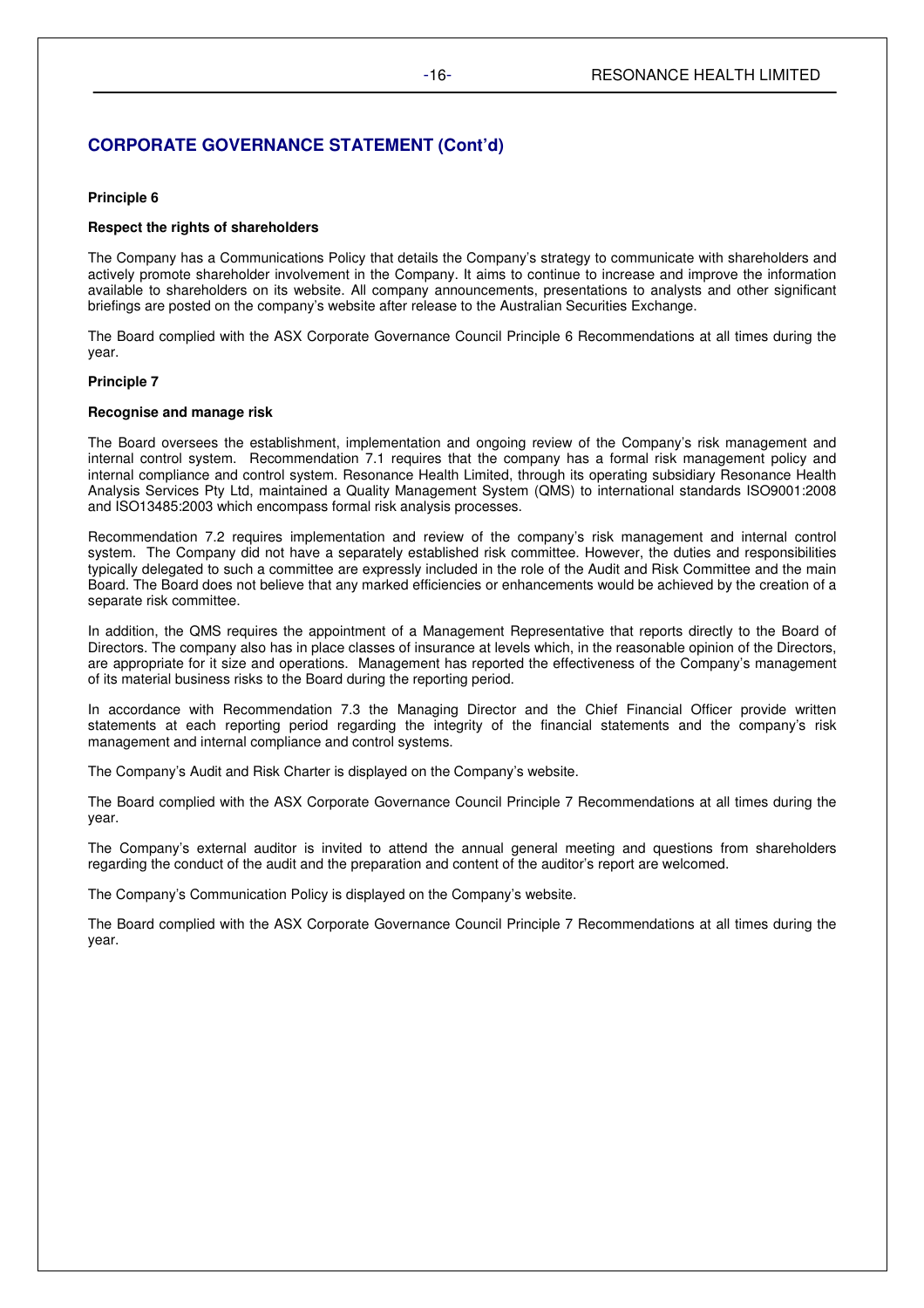## CORPORATE GOVERNANCE STATEMENT (Cont'd)

**Principle 6**

**Respect the rights of shareholders**

The Company has a Communications Policy that details the Company's strategy to communicate with shareholders and actively promote shareholder involvement in the Company. It aims to continue to increase and improve the information available to shareholders on its website. All company announcements, presentations to analysts and other significant briefings are posted on the company's website after release to the Australian Securities Exchange.

The Board complied with the ASX Corporate Governance Council Principle 6 Recommendations at all times during the year.

**Principle 7**

**Recognise and manage risk**

The Board oversees the establishment, implementation and ongoing review of the Company's risk management and internal control system. Recommendation 7.1 requires that the company has a formal risk management policy and internal compliance and control system. Resonance Health Limited, through its operating subsidiary Resonance Health Analysis Services Pty Ltd, maintained a Quality Management System (QMS) to international standards ISO9001:2008 and ISO13485:2003 which encompass formal risk analysis processes.

Recommendation 7.2 requires implementation and review of the company's risk management and internal control system. The Company did not have a separately established risk committee. However, the duties and responsibilities typically delegated to such a committee are expressly included in the role of the Audit and Risk Committee and the main Board. The Board does not believe that any marked efficiencies or enhancements would be achieved by the creation of a separate risk committee.

In addition, the QMS requires the appointment of a Management Representative that reports directly to the Board of Directors. The company also has in place classes of insurance at levels which, in the reasonable opinion of the Directors, are appropriate for it size and operations. Management has reported the effectiveness of the Company's management of its material business risks to the Board during the reporting period.

In accordance with Recommendation 7.3 the Managing Director and the Chief Financial Officer provide written statements at each reporting period regarding the integrity of the financial statements and the company's risk management and internal compliance and control systems.

The Company's Audit and Risk Charter is displayed on the Company's website.

The Board complied with the ASX Corporate Governance Council Principle 7 Recommendations at all times during the year.

The Company's external auditor is invited to attend the annual general meeting and questions from shareholders regarding the conduct of the audit and the preparation and content of the auditor's report are welcomed.

The Company's Communication Policy is displayed on the Company's website.

The Board complied with the ASX Corporate Governance Council Principle 7 Recommendations at all times during the year.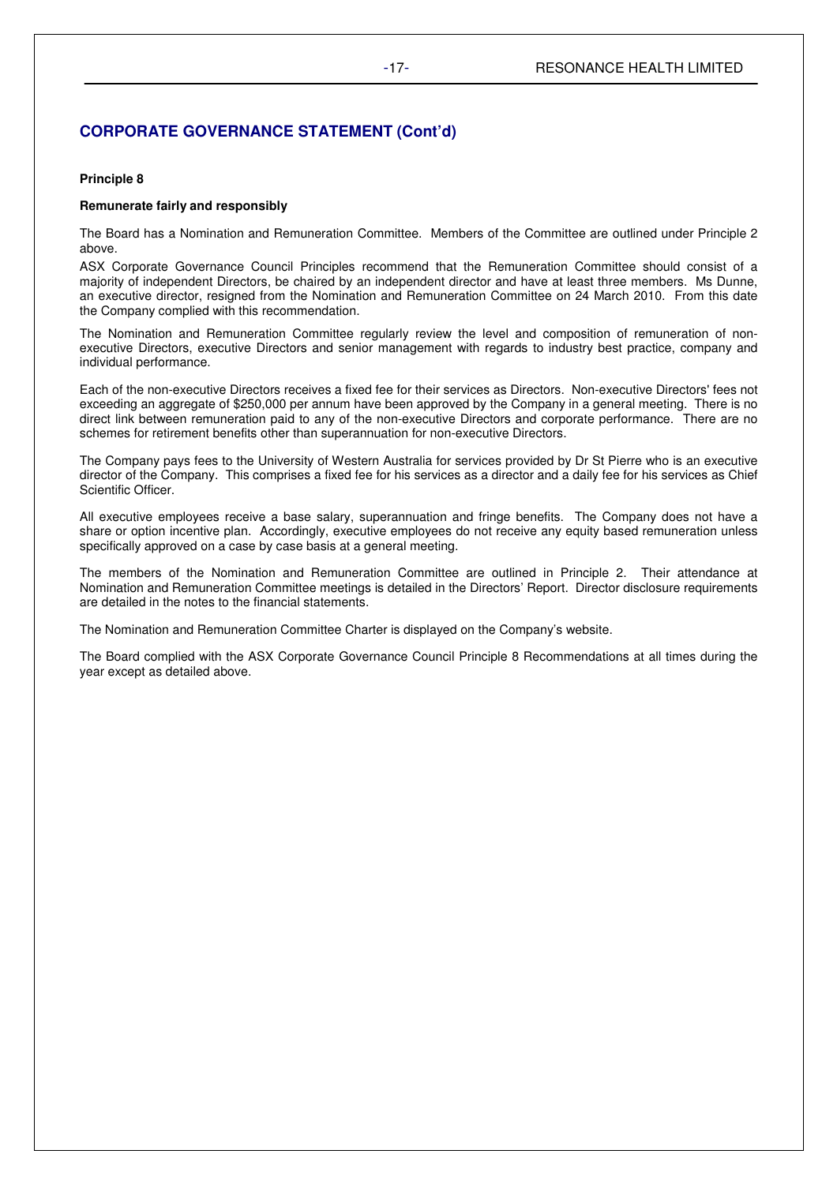## CORPORATE GOVERNANCE STATEMENT (Cont'd)

**Principle 8**

**Remunerate fairly and responsibly**

The Board has a Nomination and Remuneration Committee. Members of the Committee are outlined under Principle 2 above.

ASX Corporate Governance Council Principles recommend that the Remuneration Committee should consist of a majority of independent Directors, be chaired by an independent director and have at least three members. Ms Dunne, an executive director, resigned from the Nomination and Remuneration Committee on 24 March 2010. From this date the Company complied with this recommendation.

The Nomination and Remuneration Committee regularly review the level and composition of remuneration of non-executive Directors, executive Directors and senior management with regards to industry best practice, company and individual performance.

Each of the non-executive Directors receives a fixed fee for their services as Directors. Non-executive Directors' fees not exceeding an aggregate of $250,000 per annum have been approved by the Company in a general meeting. There is no direct link between remuneration paid to any of the non-executive Directors and corporate performance. There are no schemes for retirement benefits other than superannuation for non-executive Directors.

The Company pays fees to the University of Western Australia for services provided by Dr St Pierre who is an executive director of the Company. This comprises a fixed fee for his services as a director and a daily fee for his services as Chief Scientific Officer.

All executive employees receive a base salary, superannuation and fringe benefits. The Company does not have a share or option incentive plan. Accordingly, executive employees do not receive any equity based remuneration unless specifically approved on a case by case basis at a general meeting.

The members of the Nomination and Remuneration Committee are outlined in Principle 2. Their attendance at Nomination and Remuneration Committee meetings is detailed in the Directors' Report. Director disclosure requirements are detailed in the notes to the financial statements.

The Nomination and Remuneration Committee Charter is displayed on the Company's website.

The Board complied with the ASX Corporate Governance Council Principle 8 Recommendations at all times during the year except as detailed above.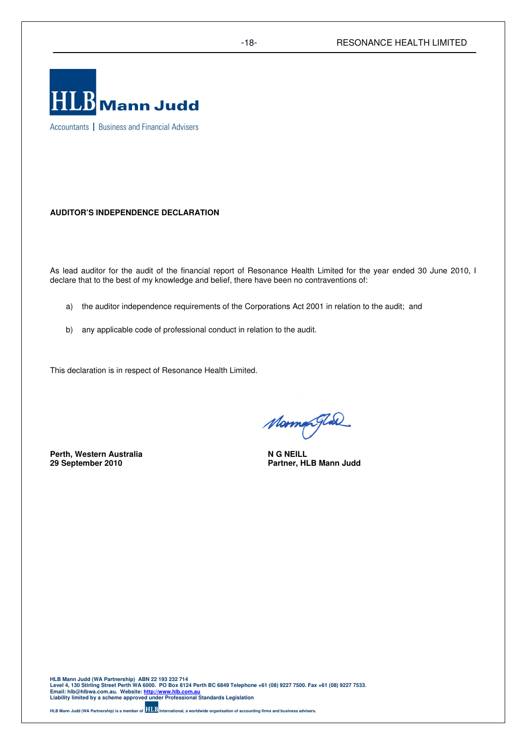**HLB Mann Judd**

Accountants | Business and Financial Advisers

**AUDITOR'S INDEPENDENCE DECLARATION**

As lead auditor for the audit of the financial report of Resonance Health Limited for the year ended 30 June 2010, I declare that to the best of my knowledge and belief, there have been no contraventions of:

a) the auditor independence requirements of the Corporations Act 2001 in relation to the audit; and

b) any applicable code of professional conduct in relation to the audit.

This declaration is in respect of Resonance Health Limited.

**Perth, Western Australia**
**29 September 2010**

**N G NEILL**
**Partner, HLB Mann Judd**

**HLB Mann Judd (WA Partnership) ABN 22 193 232 714**
**Level 4, 130 Stirling Street Perth WA 6000. PO Box 8124 Perth BC 6849 Telephone +61 (08) 9227 7500. Fax +61 (08) 9227 7533.**
**Email: hlb@hlbwa.com.au. Website: http://www.hlb.com.au**
**Liability limited by a scheme approved under Professional Standards Legislation**

HLB Mann Judd (WA Partnership) is a member of HLB International, a worldwide organisation of accounting firms and business advisers.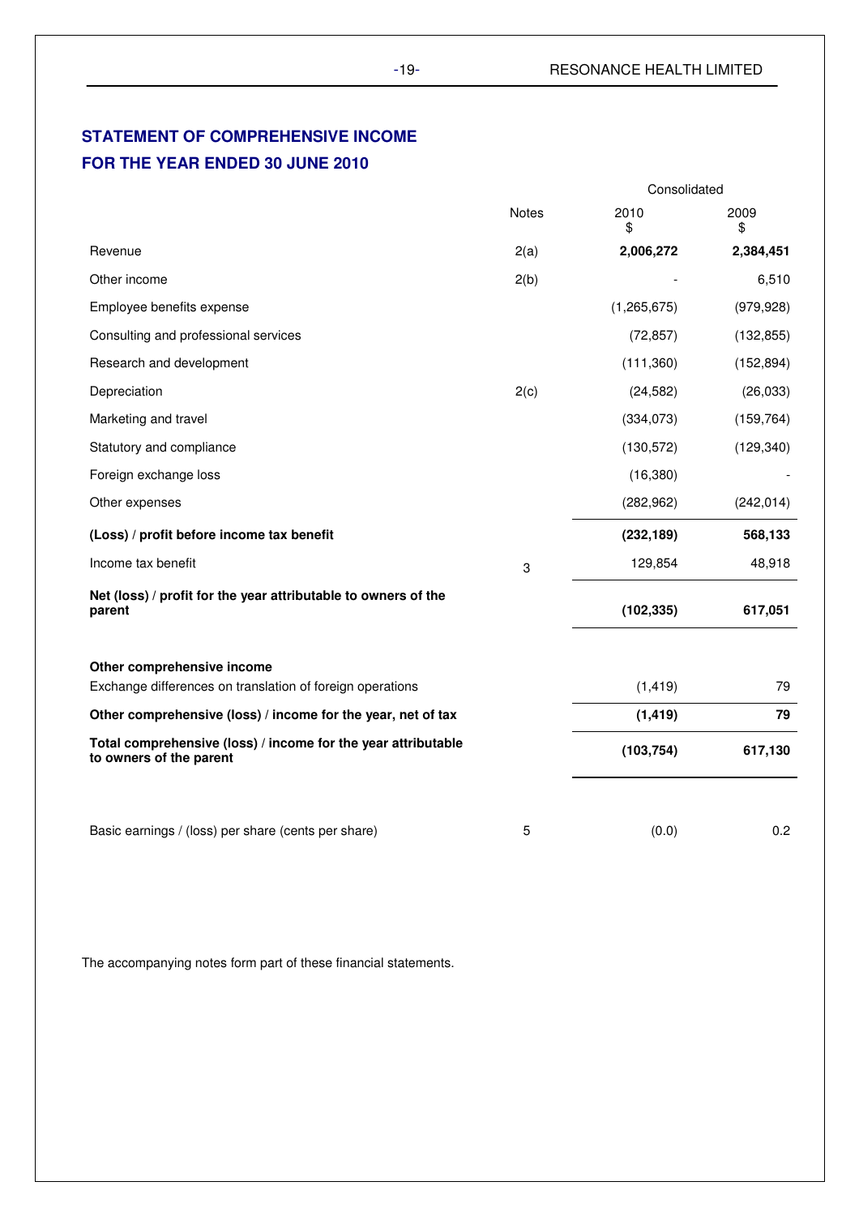## STATEMENT OF COMPREHENSIVE INCOME
## FOR THE YEAR ENDED 30 JUNE 2010

| | Notes | Consolidated 2010 $ | Consolidated 2009 $ |
|---|---|---|---|
| Revenue | 2(a) | **2,006,272** | **2,384,451** |
| Other income | 2(b) | - | 6,510 |
| Employee benefits expense | | (1,265,675) | (979,928) |
| Consulting and professional services | | (72,857) | (132,855) |
| Research and development | | (111,360) | (152,894) |
| Depreciation | 2(c) | (24,582) | (26,033) |
| Marketing and travel | | (334,073) | (159,764) |
| Statutory and compliance | | (130,572) | (129,340) |
| Foreign exchange loss | | (16,380) | - |
| Other expenses | | (282,962) | (242,014) |
| **(Loss) / profit before income tax benefit** | | **(232,189)** | **568,133** |
| Income tax benefit | 3 | 129,854 | 48,918 |
| **Net (loss) / profit for the year attributable to owners of the parent** | | **(102,335)** | **617,051** |
| **Other comprehensive income** | | | |
| Exchange differences on translation of foreign operations | | (1,419) | 79 |
| **Other comprehensive (loss) / income for the year, net of tax** | | **(1,419)** | **79** |
| **Total comprehensive (loss) / income for the year attributable to owners of the parent** | | **(103,754)** | **617,130** |
| Basic earnings / (loss) per share (cents per share) | 5 | (0.0) | 0.2 |

The accompanying notes form part of these financial statements.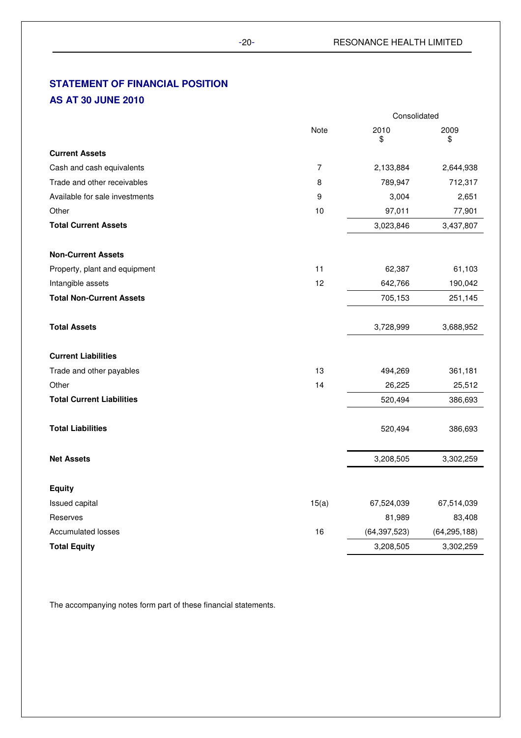## STATEMENT OF FINANCIAL POSITION
## AS AT 30 JUNE 2010

| | Note | Consolidated 2010 $ | Consolidated 2009 $ |
|---|---|---|---|
| **Current Assets** | | | |
| Cash and cash equivalents | 7 | 2,133,884 | 2,644,938 |
| Trade and other receivables | 8 | 789,947 | 712,317 |
| Available for sale investments | 9 | 3,004 | 2,651 |
| Other | 10 | 97,011 | 77,901 |
| **Total Current Assets** | | 3,023,846 | 3,437,807 |
| | | | |
| **Non-Current Assets** | | | |
| Property, plant and equipment | 11 | 62,387 | 61,103 |
| Intangible assets | 12 | 642,766 | 190,042 |
| **Total Non-Current Assets** | | 705,153 | 251,145 |
| | | | |
| **Total Assets** | | 3,728,999 | 3,688,952 |
| | | | |
| **Current Liabilities** | | | |
| Trade and other payables | 13 | 494,269 | 361,181 |
| Other | 14 | 26,225 | 25,512 |
| **Total Current Liabilities** | | 520,494 | 386,693 |
| | | | |
| **Total Liabilities** | | 520,494 | 386,693 |
| | | | |
| **Net Assets** | | 3,208,505 | 3,302,259 |
| | | | |
| **Equity** | | | |
| Issued capital | 15(a) | 67,524,039 | 67,514,039 |
| Reserves | | 81,989 | 83,408 |
| Accumulated losses | 16 | (64,397,523) | (64,295,188) |
| **Total Equity** | | 3,208,505 | 3,302,259 |

The accompanying notes form part of these financial statements.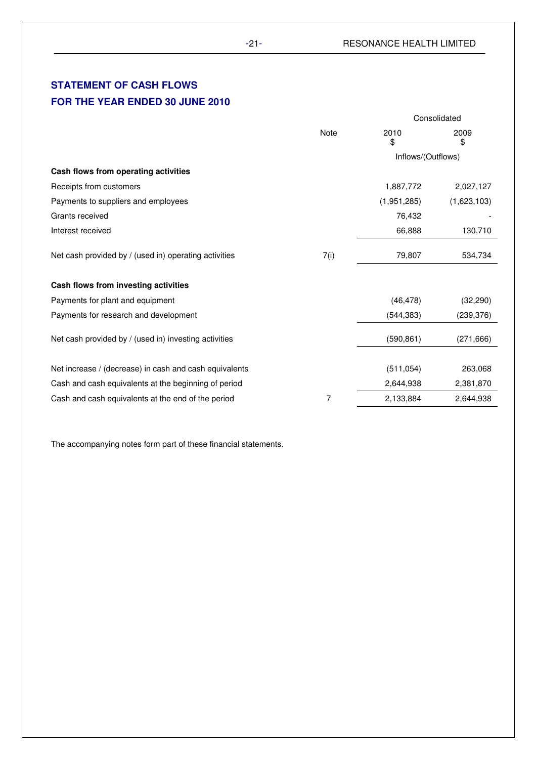## STATEMENT OF CASH FLOWS
## FOR THE YEAR ENDED 30 JUNE 2010

| | Note | Consolidated | |
|---|---|---|---|
| | | 2010<br>$ | 2009<br>$ |
| | | Inflows/(Outflows) | |
| **Cash flows from operating activities** | | | |
| Receipts from customers | | 1,887,772 | 2,027,127 |
| Payments to suppliers and employees | | (1,951,285) | (1,623,103) |
| Grants received | | 76,432 | - |
| Interest received | | 66,888 | 130,710 |
| Net cash provided by / (used in) operating activities | 7(i) | 79,807 | 534,734 |
| **Cash flows from investing activities** | | | |
| Payments for plant and equipment | | (46,478) | (32,290) |
| Payments for research and development | | (544,383) | (239,376) |
| Net cash provided by / (used in) investing activities | | (590,861) | (271,666) |
| Net increase / (decrease) in cash and cash equivalents | | (511,054) | 263,068 |
| Cash and cash equivalents at the beginning of period | | 2,644,938 | 2,381,870 |
| Cash and cash equivalents at the end of the period | 7 | 2,133,884 | 2,644,938 |

The accompanying notes form part of these financial statements.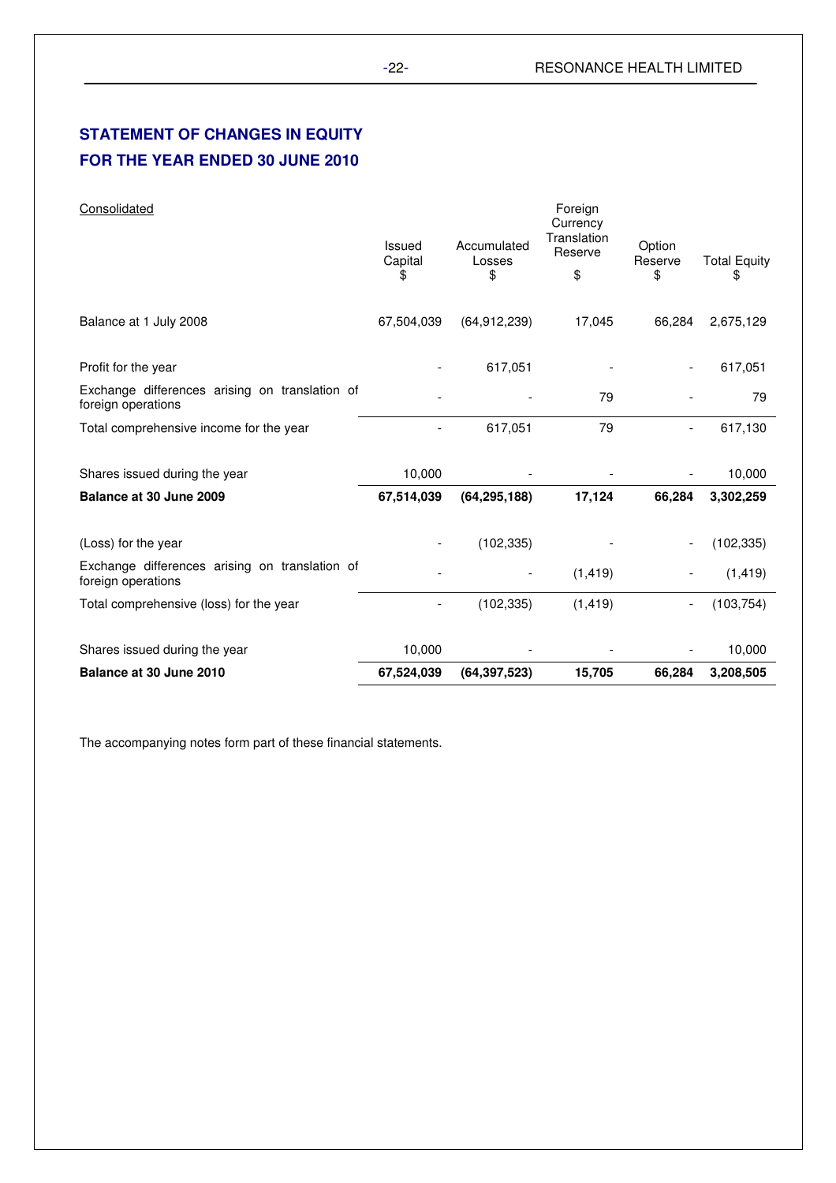## STATEMENT OF CHANGES IN EQUITY
## FOR THE YEAR ENDED 30 JUNE 2010

Consolidated

| | Issued Capital $ | Accumulated Losses $ | Foreign Currency Translation Reserve $ | Option Reserve $ | Total Equity $ |
|---|---|---|---|---|---|
| Balance at 1 July 2008 | 67,504,039 | (64,912,239) | 17,045 | 66,284 | 2,675,129 |
| Profit for the year | - | 617,051 | - | - | 617,051 |
| Exchange differences arising on translation of foreign operations | - | - | 79 | - | 79 |
| Total comprehensive income for the year | - | 617,051 | 79 | - | 617,130 |
| Shares issued during the year | 10,000 | - | - | - | 10,000 |
| **Balance at 30 June 2009** | **67,514,039** | **(64,295,188)** | **17,124** | **66,284** | **3,302,259** |
| (Loss) for the year | - | (102,335) | - | - | (102,335) |
| Exchange differences arising on translation of foreign operations | - | - | (1,419) | - | (1,419) |
| Total comprehensive (loss) for the year | - | (102,335) | (1,419) | - | (103,754) |
| Shares issued during the year | 10,000 | - | - | - | 10,000 |
| **Balance at 30 June 2010** | **67,524,039** | **(64,397,523)** | **15,705** | **66,284** | **3,208,505** |

The accompanying notes form part of these financial statements.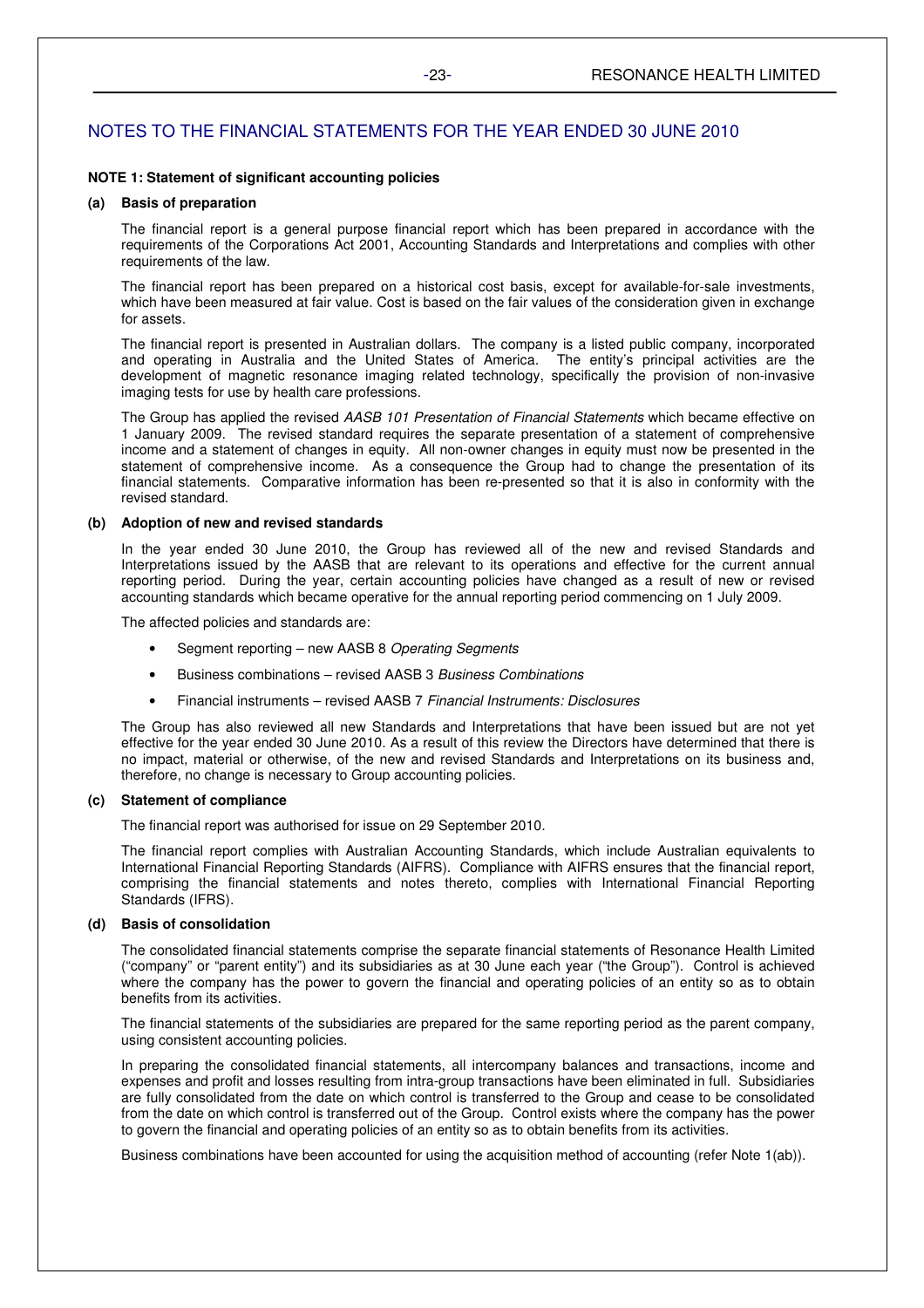## NOTES TO THE FINANCIAL STATEMENTS FOR THE YEAR ENDED 30 JUNE 2010

### NOTE 1: Statement of significant accounting policies

#### (a) Basis of preparation

The financial report is a general purpose financial report which has been prepared in accordance with the requirements of the Corporations Act 2001, Accounting Standards and Interpretations and complies with other requirements of the law.

The financial report has been prepared on a historical cost basis, except for available-for-sale investments, which have been measured at fair value. Cost is based on the fair values of the consideration given in exchange for assets.

The financial report is presented in Australian dollars. The company is a listed public company, incorporated and operating in Australia and the United States of America. The entity's principal activities are the development of magnetic resonance imaging related technology, specifically the provision of non-invasive imaging tests for use by health care professions.

The Group has applied the revised *AASB 101 Presentation of Financial Statements* which became effective on 1 January 2009. The revised standard requires the separate presentation of a statement of comprehensive income and a statement of changes in equity. All non-owner changes in equity must now be presented in the statement of comprehensive income. As a consequence the Group had to change the presentation of its financial statements. Comparative information has been re-presented so that it is also in conformity with the revised standard.

#### (b) Adoption of new and revised standards

In the year ended 30 June 2010, the Group has reviewed all of the new and revised Standards and Interpretations issued by the AASB that are relevant to its operations and effective for the current annual reporting period. During the year, certain accounting policies have changed as a result of new or revised accounting standards which became operative for the annual reporting period commencing on 1 July 2009.

The affected policies and standards are:

- Segment reporting – new AASB 8 *Operating Segments*
- Business combinations – revised AASB 3 *Business Combinations*
- Financial instruments – revised AASB 7 *Financial Instruments: Disclosures*

The Group has also reviewed all new Standards and Interpretations that have been issued but are not yet effective for the year ended 30 June 2010. As a result of this review the Directors have determined that there is no impact, material or otherwise, of the new and revised Standards and Interpretations on its business and, therefore, no change is necessary to Group accounting policies.

#### (c) Statement of compliance

The financial report was authorised for issue on 29 September 2010.

The financial report complies with Australian Accounting Standards, which include Australian equivalents to International Financial Reporting Standards (AIFRS). Compliance with AIFRS ensures that the financial report, comprising the financial statements and notes thereto, complies with International Financial Reporting Standards (IFRS).

#### (d) Basis of consolidation

The consolidated financial statements comprise the separate financial statements of Resonance Health Limited ("company" or "parent entity") and its subsidiaries as at 30 June each year ("the Group"). Control is achieved where the company has the power to govern the financial and operating policies of an entity so as to obtain benefits from its activities.

The financial statements of the subsidiaries are prepared for the same reporting period as the parent company, using consistent accounting policies.

In preparing the consolidated financial statements, all intercompany balances and transactions, income and expenses and profit and losses resulting from intra-group transactions have been eliminated in full. Subsidiaries are fully consolidated from the date on which control is transferred to the Group and cease to be consolidated from the date on which control is transferred out of the Group. Control exists where the company has the power to govern the financial and operating policies of an entity so as to obtain benefits from its activities.

Business combinations have been accounted for using the acquisition method of accounting (refer Note 1(ab)).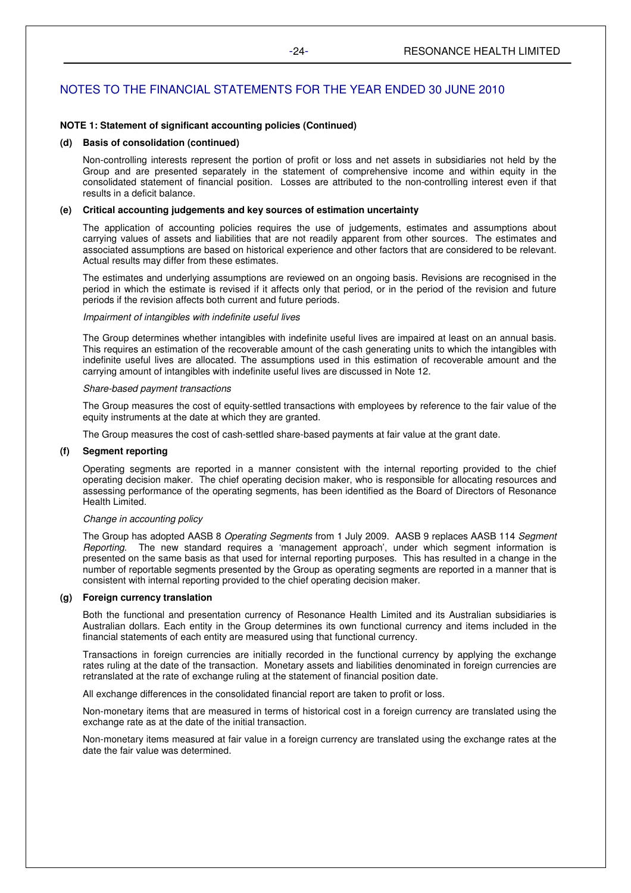## NOTES TO THE FINANCIAL STATEMENTS FOR THE YEAR ENDED 30 JUNE 2010

**NOTE 1: Statement of significant accounting policies (Continued)**

**(d) Basis of consolidation (continued)**

Non-controlling interests represent the portion of profit or loss and net assets in subsidiaries not held by the Group and are presented separately in the statement of comprehensive income and within equity in the consolidated statement of financial position. Losses are attributed to the non-controlling interest even if that results in a deficit balance.

**(e) Critical accounting judgements and key sources of estimation uncertainty**

The application of accounting policies requires the use of judgements, estimates and assumptions about carrying values of assets and liabilities that are not readily apparent from other sources. The estimates and associated assumptions are based on historical experience and other factors that are considered to be relevant. Actual results may differ from these estimates.

The estimates and underlying assumptions are reviewed on an ongoing basis. Revisions are recognised in the period in which the estimate is revised if it affects only that period, or in the period of the revision and future periods if the revision affects both current and future periods.

*Impairment of intangibles with indefinite useful lives*

The Group determines whether intangibles with indefinite useful lives are impaired at least on an annual basis. This requires an estimation of the recoverable amount of the cash generating units to which the intangibles with indefinite useful lives are allocated. The assumptions used in this estimation of recoverable amount and the carrying amount of intangibles with indefinite useful lives are discussed in Note 12.

*Share-based payment transactions*

The Group measures the cost of equity-settled transactions with employees by reference to the fair value of the equity instruments at the date at which they are granted.

The Group measures the cost of cash-settled share-based payments at fair value at the grant date.

**(f) Segment reporting**

Operating segments are reported in a manner consistent with the internal reporting provided to the chief operating decision maker. The chief operating decision maker, who is responsible for allocating resources and assessing performance of the operating segments, has been identified as the Board of Directors of Resonance Health Limited.

*Change in accounting policy*

The Group has adopted AASB 8 *Operating Segments* from 1 July 2009. AASB 9 replaces AASB 114 *Segment Reporting*. The new standard requires a 'management approach', under which segment information is presented on the same basis as that used for internal reporting purposes. This has resulted in a change in the number of reportable segments presented by the Group as operating segments are reported in a manner that is consistent with internal reporting provided to the chief operating decision maker.

**(g) Foreign currency translation**

Both the functional and presentation currency of Resonance Health Limited and its Australian subsidiaries is Australian dollars. Each entity in the Group determines its own functional currency and items included in the financial statements of each entity are measured using that functional currency.

Transactions in foreign currencies are initially recorded in the functional currency by applying the exchange rates ruling at the date of the transaction. Monetary assets and liabilities denominated in foreign currencies are retranslated at the rate of exchange ruling at the statement of financial position date.

All exchange differences in the consolidated financial report are taken to profit or loss.

Non-monetary items that are measured in terms of historical cost in a foreign currency are translated using the exchange rate as at the date of the initial transaction.

Non-monetary items measured at fair value in a foreign currency are translated using the exchange rates at the date the fair value was determined.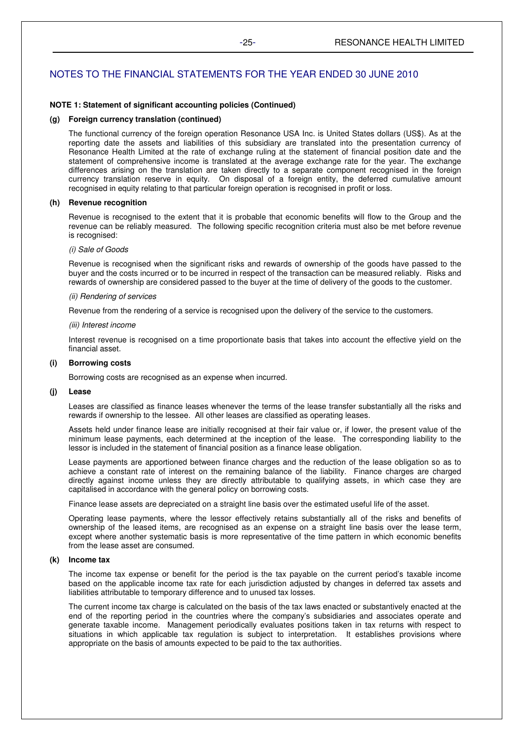## NOTES TO THE FINANCIAL STATEMENTS FOR THE YEAR ENDED 30 JUNE 2010

**NOTE 1: Statement of significant accounting policies (Continued)**

**(g) Foreign currency translation (continued)**

The functional currency of the foreign operation Resonance USA Inc. is United States dollars (US$). As at the reporting date the assets and liabilities of this subsidiary are translated into the presentation currency of Resonance Health Limited at the rate of exchange ruling at the statement of financial position date and the statement of comprehensive income is translated at the average exchange rate for the year. The exchange differences arising on the translation are taken directly to a separate component recognised in the foreign currency translation reserve in equity. On disposal of a foreign entity, the deferred cumulative amount recognised in equity relating to that particular foreign operation is recognised in profit or loss.

**(h) Revenue recognition**

Revenue is recognised to the extent that it is probable that economic benefits will flow to the Group and the revenue can be reliably measured. The following specific recognition criteria must also be met before revenue is recognised:

*(i) Sale of Goods*

Revenue is recognised when the significant risks and rewards of ownership of the goods have passed to the buyer and the costs incurred or to be incurred in respect of the transaction can be measured reliably. Risks and rewards of ownership are considered passed to the buyer at the time of delivery of the goods to the customer.

*(ii) Rendering of services*

Revenue from the rendering of a service is recognised upon the delivery of the service to the customers.

*(iii) Interest income*

Interest revenue is recognised on a time proportionate basis that takes into account the effective yield on the financial asset.

**(i) Borrowing costs**

Borrowing costs are recognised as an expense when incurred.

**(j) Lease**

Leases are classified as finance leases whenever the terms of the lease transfer substantially all the risks and rewards if ownership to the lessee. All other leases are classified as operating leases.

Assets held under finance lease are initially recognised at their fair value or, if lower, the present value of the minimum lease payments, each determined at the inception of the lease. The corresponding liability to the lessor is included in the statement of financial position as a finance lease obligation.

Lease payments are apportioned between finance charges and the reduction of the lease obligation so as to achieve a constant rate of interest on the remaining balance of the liability. Finance charges are charged directly against income unless they are directly attributable to qualifying assets, in which case they are capitalised in accordance with the general policy on borrowing costs.

Finance lease assets are depreciated on a straight line basis over the estimated useful life of the asset.

Operating lease payments, where the lessor effectively retains substantially all of the risks and benefits of ownership of the leased items, are recognised as an expense on a straight line basis over the lease term, except where another systematic basis is more representative of the time pattern in which economic benefits from the lease asset are consumed.

**(k) Income tax**

The income tax expense or benefit for the period is the tax payable on the current period's taxable income based on the applicable income tax rate for each jurisdiction adjusted by changes in deferred tax assets and liabilities attributable to temporary difference and to unused tax losses.

The current income tax charge is calculated on the basis of the tax laws enacted or substantively enacted at the end of the reporting period in the countries where the company's subsidiaries and associates operate and generate taxable income. Management periodically evaluates positions taken in tax returns with respect to situations in which applicable tax regulation is subject to interpretation. It establishes provisions where appropriate on the basis of amounts expected to be paid to the tax authorities.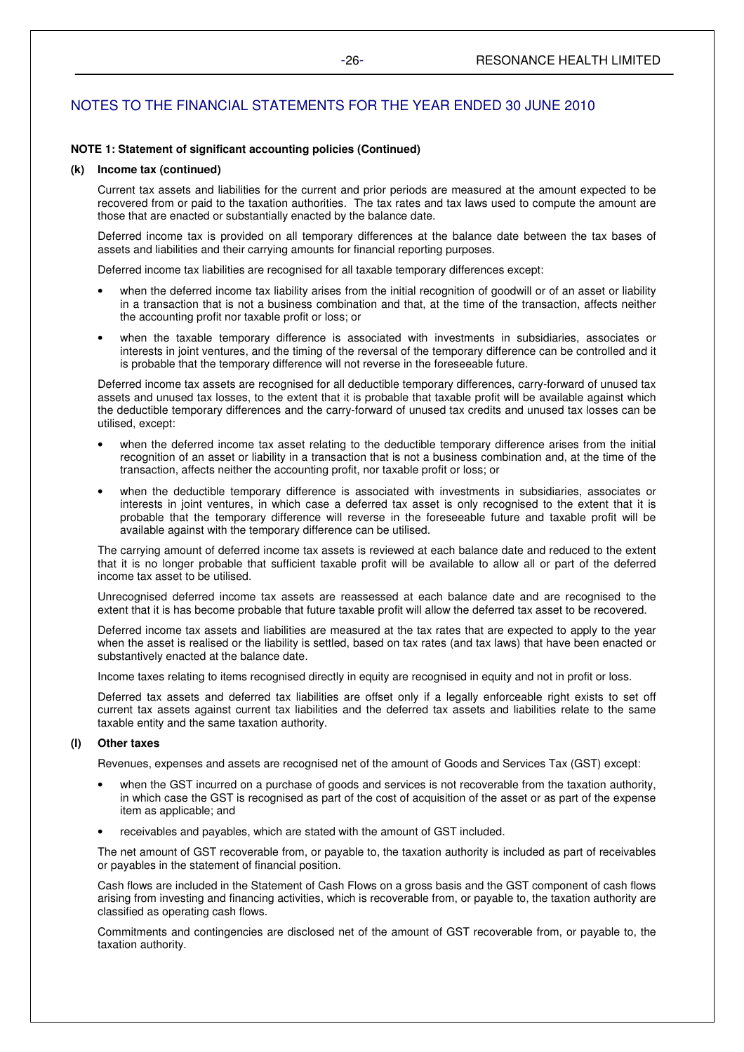## NOTES TO THE FINANCIAL STATEMENTS FOR THE YEAR ENDED 30 JUNE 2010

**NOTE 1: Statement of significant accounting policies (Continued)**

**(k) Income tax (continued)**

Current tax assets and liabilities for the current and prior periods are measured at the amount expected to be recovered from or paid to the taxation authorities. The tax rates and tax laws used to compute the amount are those that are enacted or substantially enacted by the balance date.

Deferred income tax is provided on all temporary differences at the balance date between the tax bases of assets and liabilities and their carrying amounts for financial reporting purposes.

Deferred income tax liabilities are recognised for all taxable temporary differences except:

- when the deferred income tax liability arises from the initial recognition of goodwill or of an asset or liability in a transaction that is not a business combination and that, at the time of the transaction, affects neither the accounting profit nor taxable profit or loss; or
- when the taxable temporary difference is associated with investments in subsidiaries, associates or interests in joint ventures, and the timing of the reversal of the temporary difference can be controlled and it is probable that the temporary difference will not reverse in the foreseeable future.

Deferred income tax assets are recognised for all deductible temporary differences, carry-forward of unused tax assets and unused tax losses, to the extent that it is probable that taxable profit will be available against which the deductible temporary differences and the carry-forward of unused tax credits and unused tax losses can be utilised, except:

- when the deferred income tax asset relating to the deductible temporary difference arises from the initial recognition of an asset or liability in a transaction that is not a business combination and, at the time of the transaction, affects neither the accounting profit, nor taxable profit or loss; or
- when the deductible temporary difference is associated with investments in subsidiaries, associates or interests in joint ventures, in which case a deferred tax asset is only recognised to the extent that it is probable that the temporary difference will reverse in the foreseeable future and taxable profit will be available against with the temporary difference can be utilised.

The carrying amount of deferred income tax assets is reviewed at each balance date and reduced to the extent that it is no longer probable that sufficient taxable profit will be available to allow all or part of the deferred income tax asset to be utilised.

Unrecognised deferred income tax assets are reassessed at each balance date and are recognised to the extent that it is has become probable that future taxable profit will allow the deferred tax asset to be recovered.

Deferred income tax assets and liabilities are measured at the tax rates that are expected to apply to the year when the asset is realised or the liability is settled, based on tax rates (and tax laws) that have been enacted or substantively enacted at the balance date.

Income taxes relating to items recognised directly in equity are recognised in equity and not in profit or loss.

Deferred tax assets and deferred tax liabilities are offset only if a legally enforceable right exists to set off current tax assets against current tax liabilities and the deferred tax assets and liabilities relate to the same taxable entity and the same taxation authority.

**(l) Other taxes**

Revenues, expenses and assets are recognised net of the amount of Goods and Services Tax (GST) except:

- when the GST incurred on a purchase of goods and services is not recoverable from the taxation authority, in which case the GST is recognised as part of the cost of acquisition of the asset or as part of the expense item as applicable; and
- receivables and payables, which are stated with the amount of GST included.

The net amount of GST recoverable from, or payable to, the taxation authority is included as part of receivables or payables in the statement of financial position.

Cash flows are included in the Statement of Cash Flows on a gross basis and the GST component of cash flows arising from investing and financing activities, which is recoverable from, or payable to, the taxation authority are classified as operating cash flows.

Commitments and contingencies are disclosed net of the amount of GST recoverable from, or payable to, the taxation authority.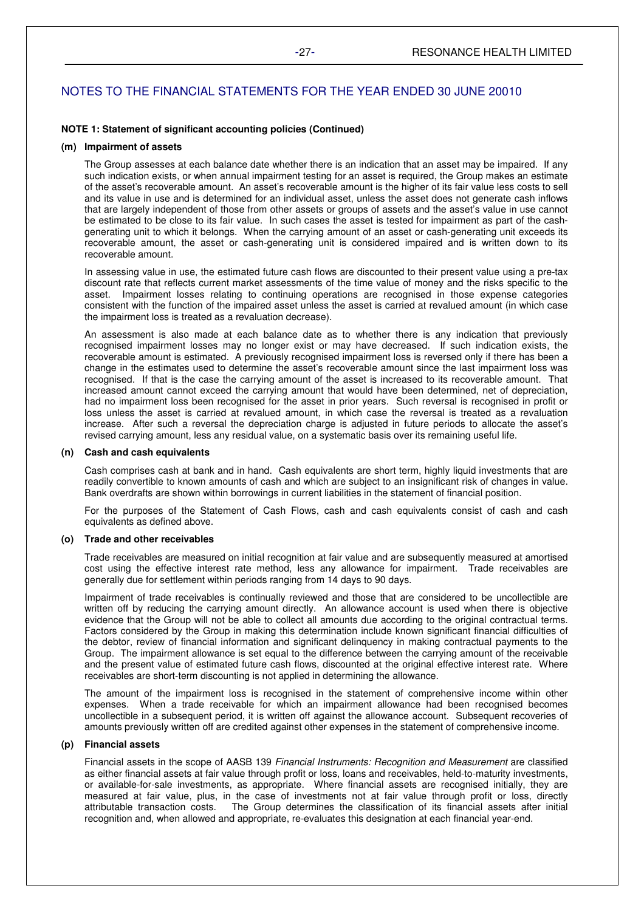## NOTES TO THE FINANCIAL STATEMENTS FOR THE YEAR ENDED 30 JUNE 20010

**NOTE 1: Statement of significant accounting policies (Continued)**

**(m) Impairment of assets**

The Group assesses at each balance date whether there is an indication that an asset may be impaired. If any such indication exists, or when annual impairment testing for an asset is required, the Group makes an estimate of the asset's recoverable amount. An asset's recoverable amount is the higher of its fair value less costs to sell and its value in use and is determined for an individual asset, unless the asset does not generate cash inflows that are largely independent of those from other assets or groups of assets and the asset's value in use cannot be estimated to be close to its fair value. In such cases the asset is tested for impairment as part of the cash-generating unit to which it belongs. When the carrying amount of an asset or cash-generating unit exceeds its recoverable amount, the asset or cash-generating unit is considered impaired and is written down to its recoverable amount.

In assessing value in use, the estimated future cash flows are discounted to their present value using a pre-tax discount rate that reflects current market assessments of the time value of money and the risks specific to the asset. Impairment losses relating to continuing operations are recognised in those expense categories consistent with the function of the impaired asset unless the asset is carried at revalued amount (in which case the impairment loss is treated as a revaluation decrease).

An assessment is also made at each balance date as to whether there is any indication that previously recognised impairment losses may no longer exist or may have decreased. If such indication exists, the recoverable amount is estimated. A previously recognised impairment loss is reversed only if there has been a change in the estimates used to determine the asset's recoverable amount since the last impairment loss was recognised. If that is the case the carrying amount of the asset is increased to its recoverable amount. That increased amount cannot exceed the carrying amount that would have been determined, net of depreciation, had no impairment loss been recognised for the asset in prior years. Such reversal is recognised in profit or loss unless the asset is carried at revalued amount, in which case the reversal is treated as a revaluation increase. After such a reversal the depreciation charge is adjusted in future periods to allocate the asset's revised carrying amount, less any residual value, on a systematic basis over its remaining useful life.

**(n) Cash and cash equivalents**

Cash comprises cash at bank and in hand. Cash equivalents are short term, highly liquid investments that are readily convertible to known amounts of cash and which are subject to an insignificant risk of changes in value. Bank overdrafts are shown within borrowings in current liabilities in the statement of financial position.

For the purposes of the Statement of Cash Flows, cash and cash equivalents consist of cash and cash equivalents as defined above.

**(o) Trade and other receivables**

Trade receivables are measured on initial recognition at fair value and are subsequently measured at amortised cost using the effective interest rate method, less any allowance for impairment. Trade receivables are generally due for settlement within periods ranging from 14 days to 90 days.

Impairment of trade receivables is continually reviewed and those that are considered to be uncollectible are written off by reducing the carrying amount directly. An allowance account is used when there is objective evidence that the Group will not be able to collect all amounts due according to the original contractual terms. Factors considered by the Group in making this determination include known significant financial difficulties of the debtor, review of financial information and significant delinquency in making contractual payments to the Group. The impairment allowance is set equal to the difference between the carrying amount of the receivable and the present value of estimated future cash flows, discounted at the original effective interest rate. Where receivables are short-term discounting is not applied in determining the allowance.

The amount of the impairment loss is recognised in the statement of comprehensive income within other expenses. When a trade receivable for which an impairment allowance had been recognised becomes uncollectible in a subsequent period, it is written off against the allowance account. Subsequent recoveries of amounts previously written off are credited against other expenses in the statement of comprehensive income.

**(p) Financial assets**

Financial assets in the scope of AASB 139 *Financial Instruments: Recognition and Measurement* are classified as either financial assets at fair value through profit or loss, loans and receivables, held-to-maturity investments, or available-for-sale investments, as appropriate. Where financial assets are recognised initially, they are measured at fair value, plus, in the case of investments not at fair value through profit or loss, directly attributable transaction costs. The Group determines the classification of its financial assets after initial recognition and, when allowed and appropriate, re-evaluates this designation at each financial year-end.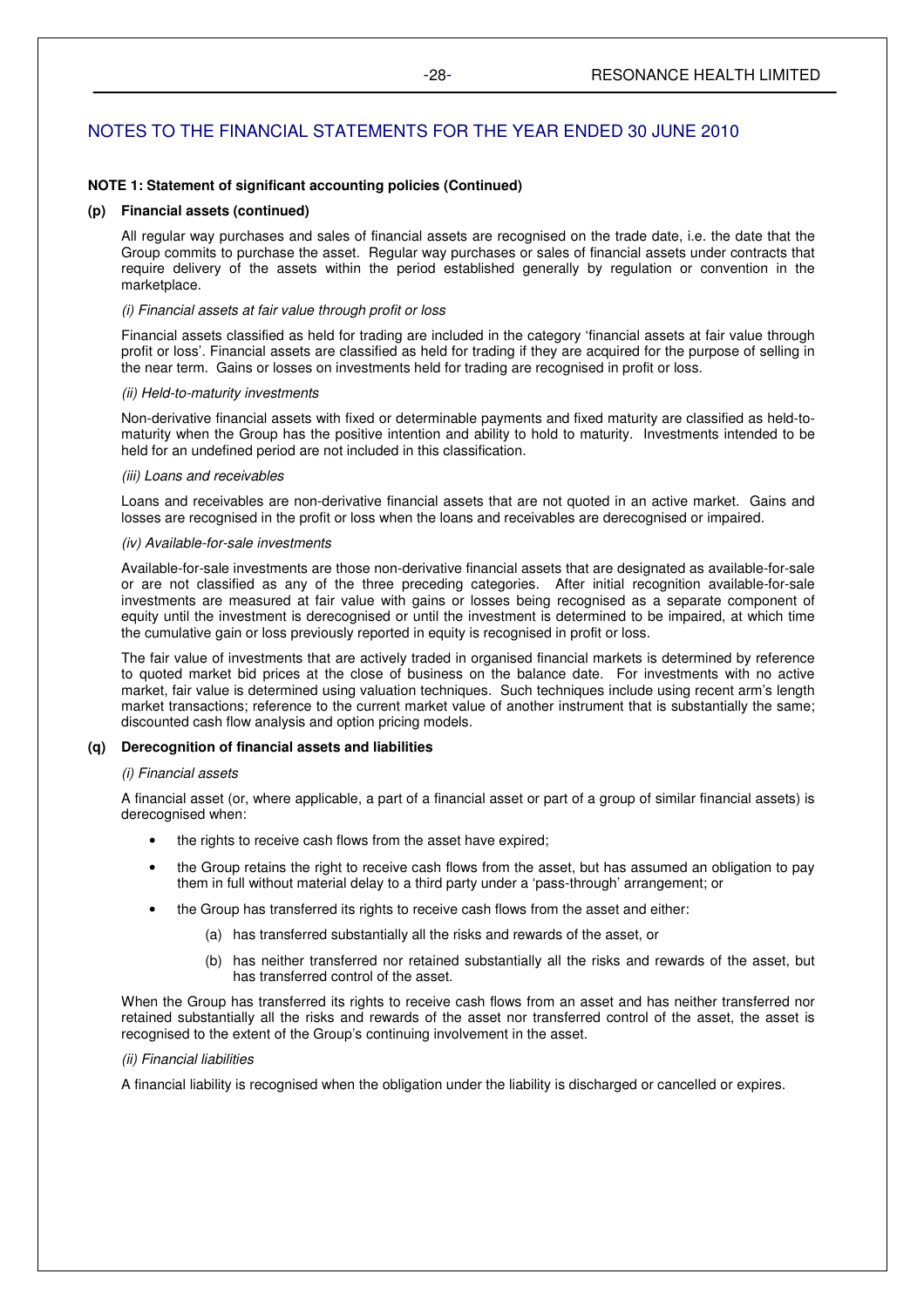## NOTES TO THE FINANCIAL STATEMENTS FOR THE YEAR ENDED 30 JUNE 2010

**NOTE 1: Statement of significant accounting policies (Continued)**

**(p) Financial assets (continued)**

All regular way purchases and sales of financial assets are recognised on the trade date, i.e. the date that the Group commits to purchase the asset. Regular way purchases or sales of financial assets under contracts that require delivery of the assets within the period established generally by regulation or convention in the marketplace.

*(i) Financial assets at fair value through profit or loss*

Financial assets classified as held for trading are included in the category 'financial assets at fair value through profit or loss'. Financial assets are classified as held for trading if they are acquired for the purpose of selling in the near term. Gains or losses on investments held for trading are recognised in profit or loss.

*(ii) Held-to-maturity investments*

Non-derivative financial assets with fixed or determinable payments and fixed maturity are classified as held-to-maturity when the Group has the positive intention and ability to hold to maturity. Investments intended to be held for an undefined period are not included in this classification.

*(iii) Loans and receivables*

Loans and receivables are non-derivative financial assets that are not quoted in an active market. Gains and losses are recognised in the profit or loss when the loans and receivables are derecognised or impaired.

*(iv) Available-for-sale investments*

Available-for-sale investments are those non-derivative financial assets that are designated as available-for-sale or are not classified as any of the three preceding categories. After initial recognition available-for-sale investments are measured at fair value with gains or losses being recognised as a separate component of equity until the investment is derecognised or until the investment is determined to be impaired, at which time the cumulative gain or loss previously reported in equity is recognised in profit or loss.

The fair value of investments that are actively traded in organised financial markets is determined by reference to quoted market bid prices at the close of business on the balance date. For investments with no active market, fair value is determined using valuation techniques. Such techniques include using recent arm's length market transactions; reference to the current market value of another instrument that is substantially the same; discounted cash flow analysis and option pricing models.

**(q) Derecognition of financial assets and liabilities**

*(i) Financial assets*

A financial asset (or, where applicable, a part of a financial asset or part of a group of similar financial assets) is derecognised when:

- the rights to receive cash flows from the asset have expired;
- the Group retains the right to receive cash flows from the asset, but has assumed an obligation to pay them in full without material delay to a third party under a 'pass-through' arrangement; or
- the Group has transferred its rights to receive cash flows from the asset and either:
  - (a) has transferred substantially all the risks and rewards of the asset, or
  - (b) has neither transferred nor retained substantially all the risks and rewards of the asset, but has transferred control of the asset.

When the Group has transferred its rights to receive cash flows from an asset and has neither transferred nor retained substantially all the risks and rewards of the asset nor transferred control of the asset, the asset is recognised to the extent of the Group's continuing involvement in the asset.

*(ii) Financial liabilities*

A financial liability is recognised when the obligation under the liability is discharged or cancelled or expires.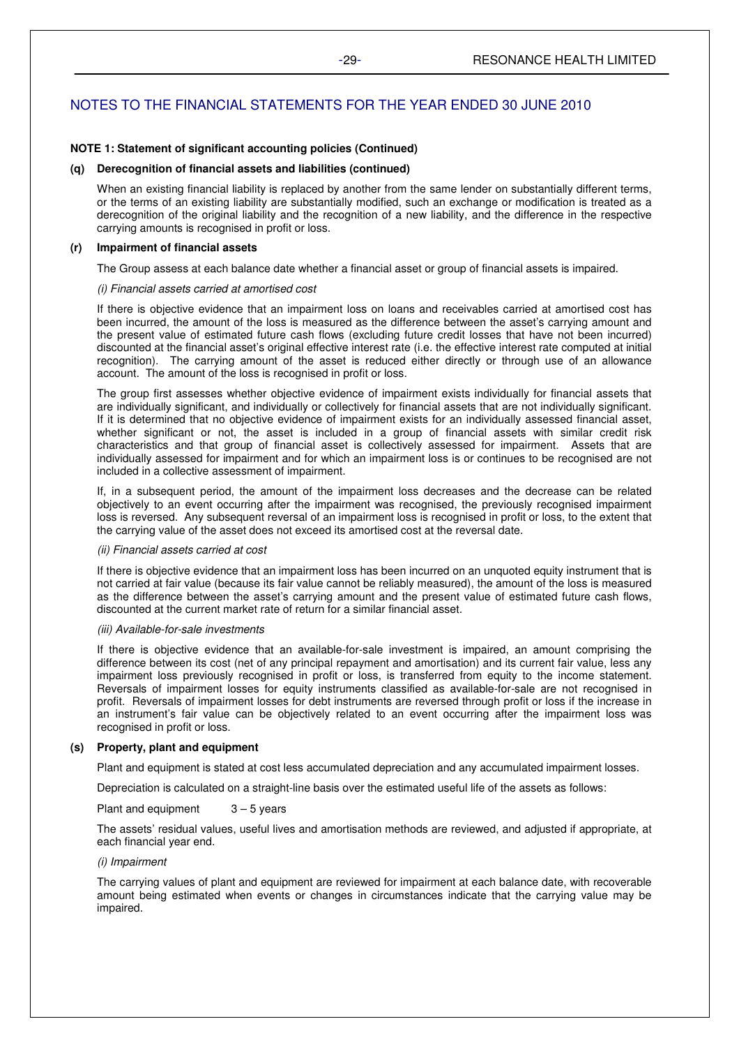# NOTES TO THE FINANCIAL STATEMENTS FOR THE YEAR ENDED 30 JUNE 2010

**NOTE 1: Statement of significant accounting policies (Continued)**

**(q) Derecognition of financial assets and liabilities (continued)**

When an existing financial liability is replaced by another from the same lender on substantially different terms, or the terms of an existing liability are substantially modified, such an exchange or modification is treated as a derecognition of the original liability and the recognition of a new liability, and the difference in the respective carrying amounts is recognised in profit or loss.

**(r) Impairment of financial assets**

The Group assess at each balance date whether a financial asset or group of financial assets is impaired.

*(i) Financial assets carried at amortised cost*

If there is objective evidence that an impairment loss on loans and receivables carried at amortised cost has been incurred, the amount of the loss is measured as the difference between the asset's carrying amount and the present value of estimated future cash flows (excluding future credit losses that have not been incurred) discounted at the financial asset's original effective interest rate (i.e. the effective interest rate computed at initial recognition). The carrying amount of the asset is reduced either directly or through use of an allowance account. The amount of the loss is recognised in profit or loss.

The group first assesses whether objective evidence of impairment exists individually for financial assets that are individually significant, and individually or collectively for financial assets that are not individually significant. If it is determined that no objective evidence of impairment exists for an individually assessed financial asset, whether significant or not, the asset is included in a group of financial assets with similar credit risk characteristics and that group of financial asset is collectively assessed for impairment. Assets that are individually assessed for impairment and for which an impairment loss is or continues to be recognised are not included in a collective assessment of impairment.

If, in a subsequent period, the amount of the impairment loss decreases and the decrease can be related objectively to an event occurring after the impairment was recognised, the previously recognised impairment loss is reversed. Any subsequent reversal of an impairment loss is recognised in profit or loss, to the extent that the carrying value of the asset does not exceed its amortised cost at the reversal date.

*(ii) Financial assets carried at cost*

If there is objective evidence that an impairment loss has been incurred on an unquoted equity instrument that is not carried at fair value (because its fair value cannot be reliably measured), the amount of the loss is measured as the difference between the asset's carrying amount and the present value of estimated future cash flows, discounted at the current market rate of return for a similar financial asset.

*(iii) Available-for-sale investments*

If there is objective evidence that an available-for-sale investment is impaired, an amount comprising the difference between its cost (net of any principal repayment and amortisation) and its current fair value, less any impairment loss previously recognised in profit or loss, is transferred from equity to the income statement. Reversals of impairment losses for equity instruments classified as available-for-sale are not recognised in profit. Reversals of impairment losses for debt instruments are reversed through profit or loss if the increase in an instrument's fair value can be objectively related to an event occurring after the impairment loss was recognised in profit or loss.

**(s) Property, plant and equipment**

Plant and equipment is stated at cost less accumulated depreciation and any accumulated impairment losses.

Depreciation is calculated on a straight-line basis over the estimated useful life of the assets as follows:

Plant and equipment 3 – 5 years

The assets' residual values, useful lives and amortisation methods are reviewed, and adjusted if appropriate, at each financial year end.

*(i) Impairment*

The carrying values of plant and equipment are reviewed for impairment at each balance date, with recoverable amount being estimated when events or changes in circumstances indicate that the carrying value may be impaired.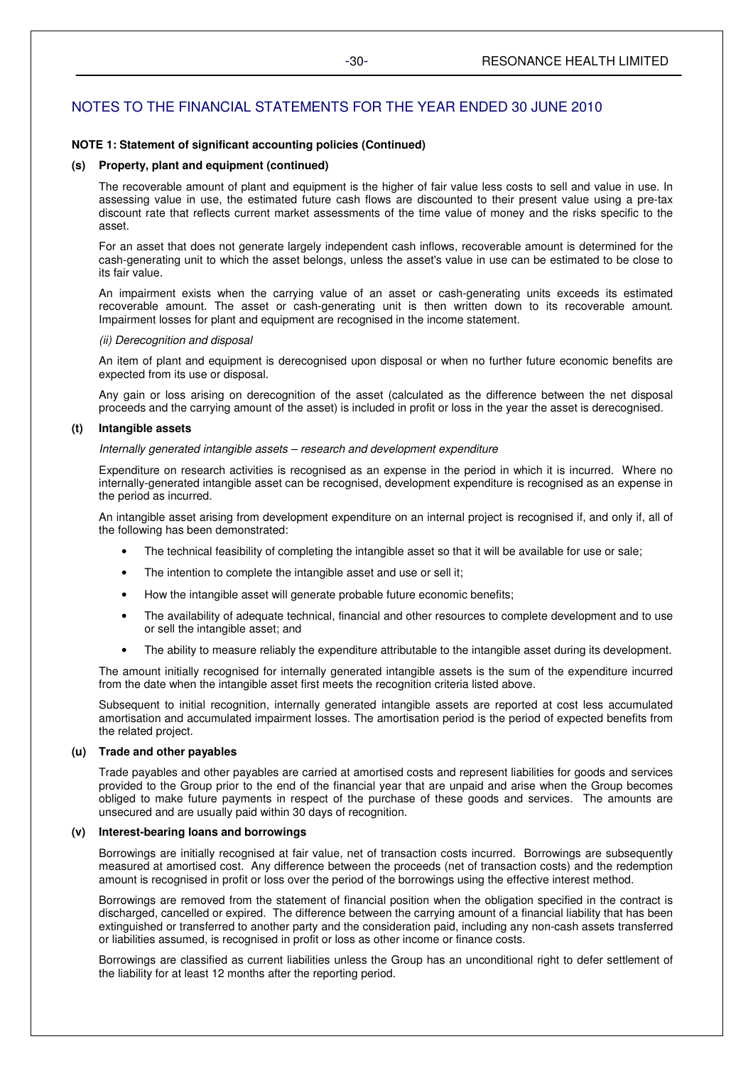## NOTES TO THE FINANCIAL STATEMENTS FOR THE YEAR ENDED 30 JUNE 2010

**NOTE 1: Statement of significant accounting policies (Continued)**

**(s) Property, plant and equipment (continued)**

The recoverable amount of plant and equipment is the higher of fair value less costs to sell and value in use. In assessing value in use, the estimated future cash flows are discounted to their present value using a pre-tax discount rate that reflects current market assessments of the time value of money and the risks specific to the asset.

For an asset that does not generate largely independent cash inflows, recoverable amount is determined for the cash-generating unit to which the asset belongs, unless the asset's value in use can be estimated to be close to its fair value.

An impairment exists when the carrying value of an asset or cash-generating units exceeds its estimated recoverable amount. The asset or cash-generating unit is then written down to its recoverable amount. Impairment losses for plant and equipment are recognised in the income statement.

*(ii) Derecognition and disposal*

An item of plant and equipment is derecognised upon disposal or when no further future economic benefits are expected from its use or disposal.

Any gain or loss arising on derecognition of the asset (calculated as the difference between the net disposal proceeds and the carrying amount of the asset) is included in profit or loss in the year the asset is derecognised.

**(t) Intangible assets**

*Internally generated intangible assets – research and development expenditure*

Expenditure on research activities is recognised as an expense in the period in which it is incurred. Where no internally-generated intangible asset can be recognised, development expenditure is recognised as an expense in the period as incurred.

An intangible asset arising from development expenditure on an internal project is recognised if, and only if, all of the following has been demonstrated:

- The technical feasibility of completing the intangible asset so that it will be available for use or sale;
- The intention to complete the intangible asset and use or sell it;
- How the intangible asset will generate probable future economic benefits;
- The availability of adequate technical, financial and other resources to complete development and to use or sell the intangible asset; and
- The ability to measure reliably the expenditure attributable to the intangible asset during its development.

The amount initially recognised for internally generated intangible assets is the sum of the expenditure incurred from the date when the intangible asset first meets the recognition criteria listed above.

Subsequent to initial recognition, internally generated intangible assets are reported at cost less accumulated amortisation and accumulated impairment losses. The amortisation period is the period of expected benefits from the related project.

**(u) Trade and other payables**

Trade payables and other payables are carried at amortised costs and represent liabilities for goods and services provided to the Group prior to the end of the financial year that are unpaid and arise when the Group becomes obliged to make future payments in respect of the purchase of these goods and services. The amounts are unsecured and are usually paid within 30 days of recognition.

**(v) Interest-bearing loans and borrowings**

Borrowings are initially recognised at fair value, net of transaction costs incurred. Borrowings are subsequently measured at amortised cost. Any difference between the proceeds (net of transaction costs) and the redemption amount is recognised in profit or loss over the period of the borrowings using the effective interest method.

Borrowings are removed from the statement of financial position when the obligation specified in the contract is discharged, cancelled or expired. The difference between the carrying amount of a financial liability that has been extinguished or transferred to another party and the consideration paid, including any non-cash assets transferred or liabilities assumed, is recognised in profit or loss as other income or finance costs.

Borrowings are classified as current liabilities unless the Group has an unconditional right to defer settlement of the liability for at least 12 months after the reporting period.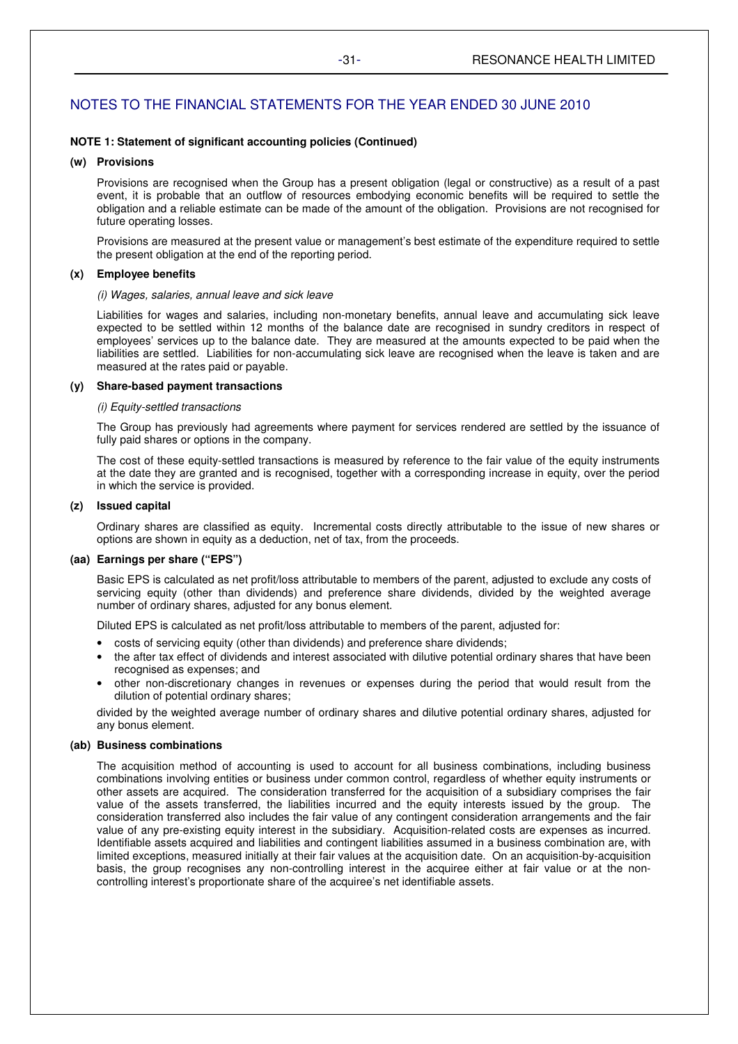# NOTES TO THE FINANCIAL STATEMENTS FOR THE YEAR ENDED 30 JUNE 2010

**NOTE 1: Statement of significant accounting policies (Continued)**

**(w) Provisions**

Provisions are recognised when the Group has a present obligation (legal or constructive) as a result of a past event, it is probable that an outflow of resources embodying economic benefits will be required to settle the obligation and a reliable estimate can be made of the amount of the obligation. Provisions are not recognised for future operating losses.

Provisions are measured at the present value or management's best estimate of the expenditure required to settle the present obligation at the end of the reporting period.

**(x) Employee benefits**

*(i) Wages, salaries, annual leave and sick leave*

Liabilities for wages and salaries, including non-monetary benefits, annual leave and accumulating sick leave expected to be settled within 12 months of the balance date are recognised in sundry creditors in respect of employees' services up to the balance date. They are measured at the amounts expected to be paid when the liabilities are settled. Liabilities for non-accumulating sick leave are recognised when the leave is taken and are measured at the rates paid or payable.

**(y) Share-based payment transactions**

*(i) Equity-settled transactions*

The Group has previously had agreements where payment for services rendered are settled by the issuance of fully paid shares or options in the company.

The cost of these equity-settled transactions is measured by reference to the fair value of the equity instruments at the date they are granted and is recognised, together with a corresponding increase in equity, over the period in which the service is provided.

**(z) Issued capital**

Ordinary shares are classified as equity. Incremental costs directly attributable to the issue of new shares or options are shown in equity as a deduction, net of tax, from the proceeds.

**(aa) Earnings per share ("EPS")**

Basic EPS is calculated as net profit/loss attributable to members of the parent, adjusted to exclude any costs of servicing equity (other than dividends) and preference share dividends, divided by the weighted average number of ordinary shares, adjusted for any bonus element.

Diluted EPS is calculated as net profit/loss attributable to members of the parent, adjusted for:

- costs of servicing equity (other than dividends) and preference share dividends;
- the after tax effect of dividends and interest associated with dilutive potential ordinary shares that have been recognised as expenses; and
- other non-discretionary changes in revenues or expenses during the period that would result from the dilution of potential ordinary shares;

divided by the weighted average number of ordinary shares and dilutive potential ordinary shares, adjusted for any bonus element.

**(ab) Business combinations**

The acquisition method of accounting is used to account for all business combinations, including business combinations involving entities or business under common control, regardless of whether equity instruments or other assets are acquired. The consideration transferred for the acquisition of a subsidiary comprises the fair value of the assets transferred, the liabilities incurred and the equity interests issued by the group. The consideration transferred also includes the fair value of any contingent consideration arrangements and the fair value of any pre-existing equity interest in the subsidiary. Acquisition-related costs are expenses as incurred. Identifiable assets acquired and liabilities and contingent liabilities assumed in a business combination are, with limited exceptions, measured initially at their fair values at the acquisition date. On an acquisition-by-acquisition basis, the group recognises any non-controlling interest in the acquiree either at fair value or at the non-controlling interest's proportionate share of the acquiree's net identifiable assets.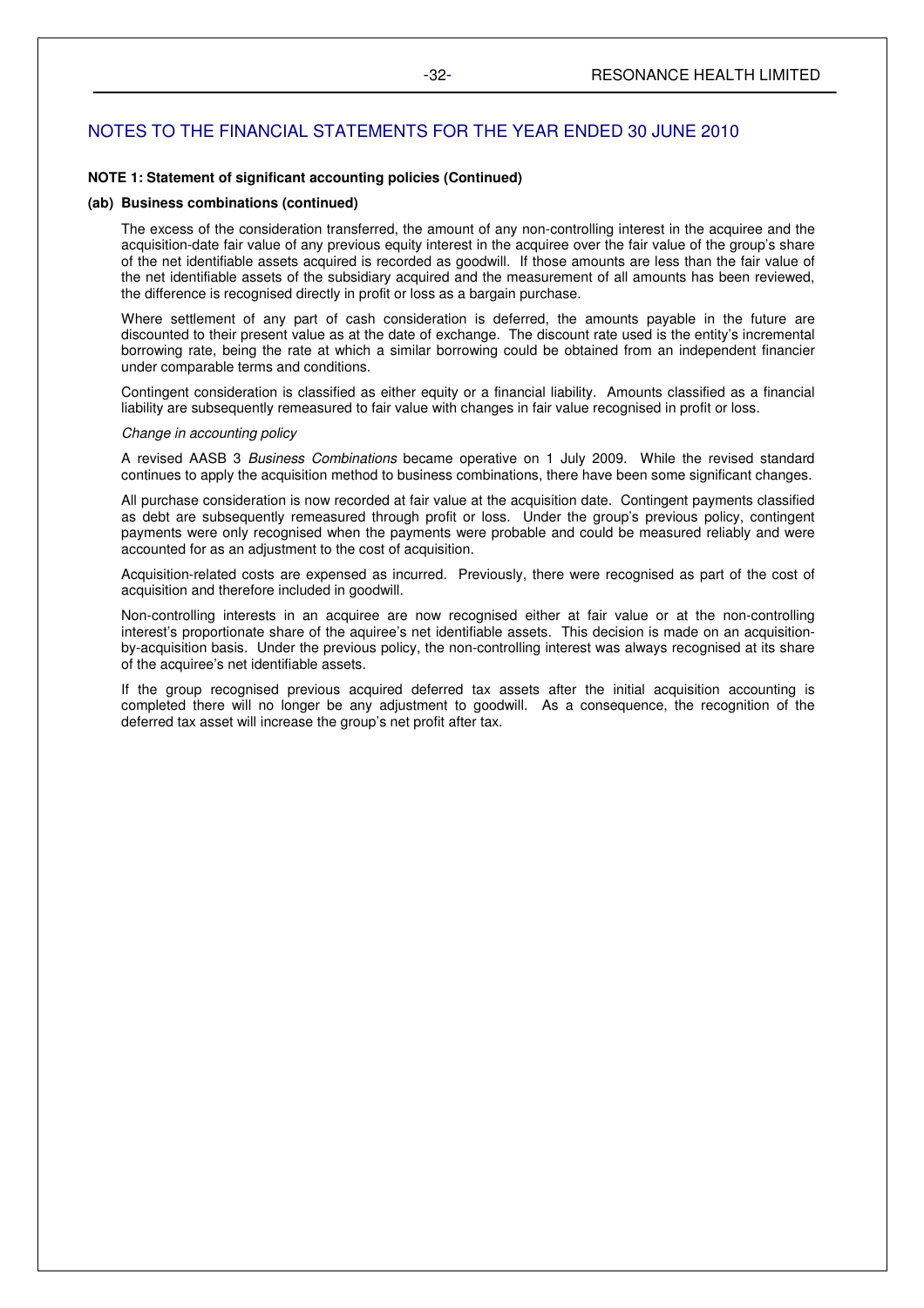## NOTES TO THE FINANCIAL STATEMENTS FOR THE YEAR ENDED 30 JUNE 2010

**NOTE 1: Statement of significant accounting policies (Continued)**

**(ab) Business combinations (continued)**

The excess of the consideration transferred, the amount of any non-controlling interest in the acquiree and the acquisition-date fair value of any previous equity interest in the acquiree over the fair value of the group's share of the net identifiable assets acquired is recorded as goodwill. If those amounts are less than the fair value of the net identifiable assets of the subsidiary acquired and the measurement of all amounts has been reviewed, the difference is recognised directly in profit or loss as a bargain purchase.

Where settlement of any part of cash consideration is deferred, the amounts payable in the future are discounted to their present value as at the date of exchange. The discount rate used is the entity's incremental borrowing rate, being the rate at which a similar borrowing could be obtained from an independent financier under comparable terms and conditions.

Contingent consideration is classified as either equity or a financial liability. Amounts classified as a financial liability are subsequently remeasured to fair value with changes in fair value recognised in profit or loss.

*Change in accounting policy*

A revised AASB 3 *Business Combinations* became operative on 1 July 2009. While the revised standard continues to apply the acquisition method to business combinations, there have been some significant changes.

All purchase consideration is now recorded at fair value at the acquisition date. Contingent payments classified as debt are subsequently remeasured through profit or loss. Under the group's previous policy, contingent payments were only recognised when the payments were probable and could be measured reliably and were accounted for as an adjustment to the cost of acquisition.

Acquisition-related costs are expensed as incurred. Previously, there were recognised as part of the cost of acquisition and therefore included in goodwill.

Non-controlling interests in an acquiree are now recognised either at fair value or at the non-controlling interest's proportionate share of the aquiree's net identifiable assets. This decision is made on an acquisition-by-acquisition basis. Under the previous policy, the non-controlling interest was always recognised at its share of the acquiree's net identifiable assets.

If the group recognised previous acquired deferred tax assets after the initial acquisition accounting is completed there will no longer be any adjustment to goodwill. As a consequence, the recognition of the deferred tax asset will increase the group's net profit after tax.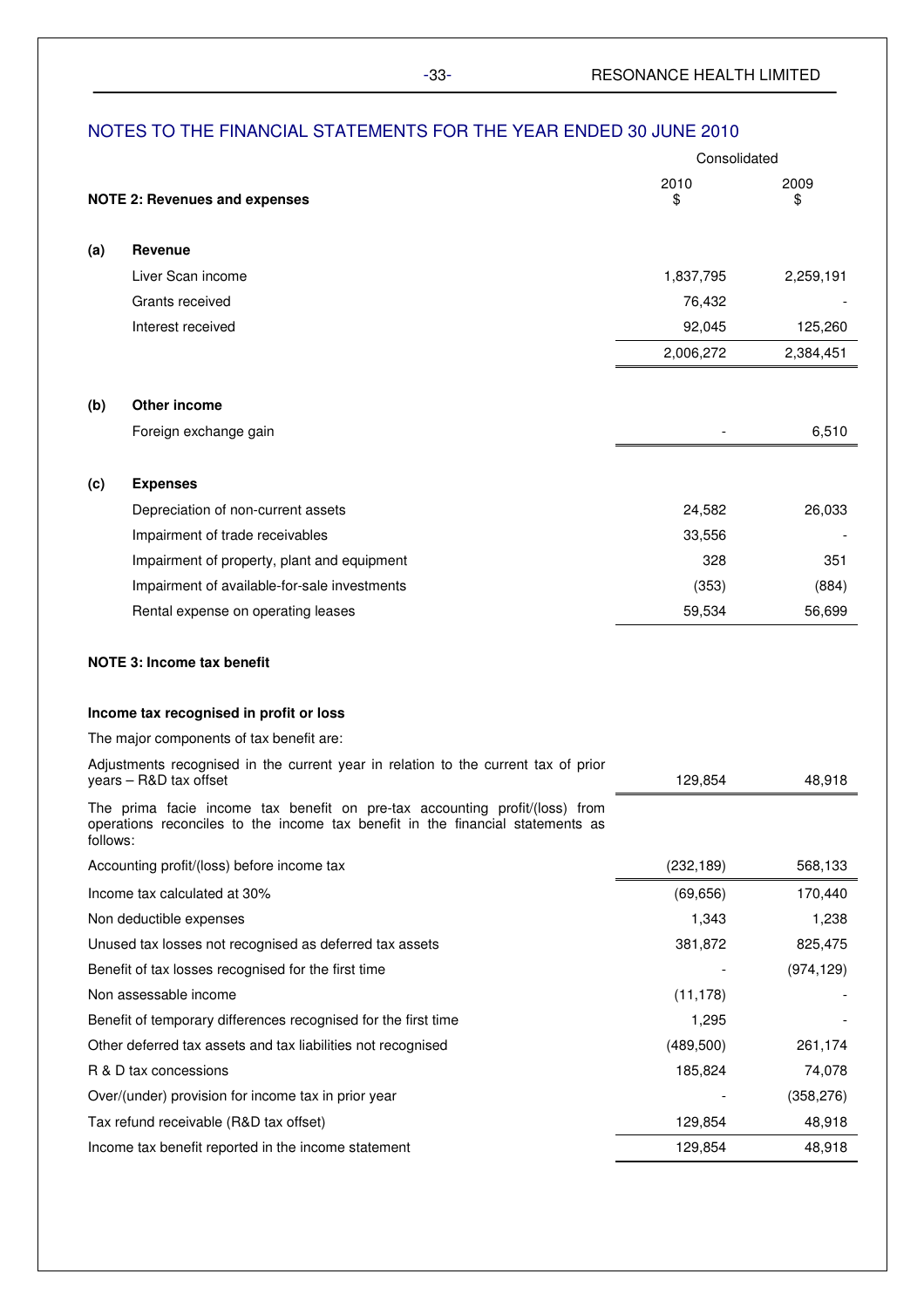## NOTES TO THE FINANCIAL STATEMENTS FOR THE YEAR ENDED 30 JUNE 2010

### NOTE 2: Revenues and expenses

| | | Consolidated | |
|---|---|---|---|
| | | 2010 $ | 2009 $ |
| **(a)** | **Revenue** | | |
| | Liver Scan income | 1,837,795 | 2,259,191 |
| | Grants received | 76,432 | - |
| | Interest received | 92,045 | 125,260 |
| | | 2,006,272 | 2,384,451 |
| **(b)** | **Other income** | | |
| | Foreign exchange gain | - | 6,510 |
| **(c)** | **Expenses** | | |
| | Depreciation of non-current assets | 24,582 | 26,033 |
| | Impairment of trade receivables | 33,556 | - |
| | Impairment of property, plant and equipment | 328 | 351 |
| | Impairment of available-for-sale investments | (353) | (884) |
| | Rental expense on operating leases | 59,534 | 56,699 |

### NOTE 3: Income tax benefit

**Income tax recognised in profit or loss**

| | Consolidated 2010 $ | Consolidated 2009 $ |
|---|---|---|
| The major components of tax benefit are: | | |
| Adjustments recognised in the current year in relation to the current tax of prior years – R&D tax offset | 129,854 | 48,918 |
| The prima facie income tax benefit on pre-tax accounting profit/(loss) from operations reconciles to the income tax benefit in the financial statements as follows: | | |
| Accounting profit/(loss) before income tax | (232,189) | 568,133 |
| Income tax calculated at 30% | (69,656) | 170,440 |
| Non deductible expenses | 1,343 | 1,238 |
| Unused tax losses not recognised as deferred tax assets | 381,872 | 825,475 |
| Benefit of tax losses recognised for the first time | - | (974,129) |
| Non assessable income | (11,178) | - |
| Benefit of temporary differences recognised for the first time | 1,295 | - |
| Other deferred tax assets and tax liabilities not recognised | (489,500) | 261,174 |
| R & D tax concessions | 185,824 | 74,078 |
| Over/(under) provision for income tax in prior year | - | (358,276) |
| Tax refund receivable (R&D tax offset) | 129,854 | 48,918 |
| Income tax benefit reported in the income statement | 129,854 | 48,918 |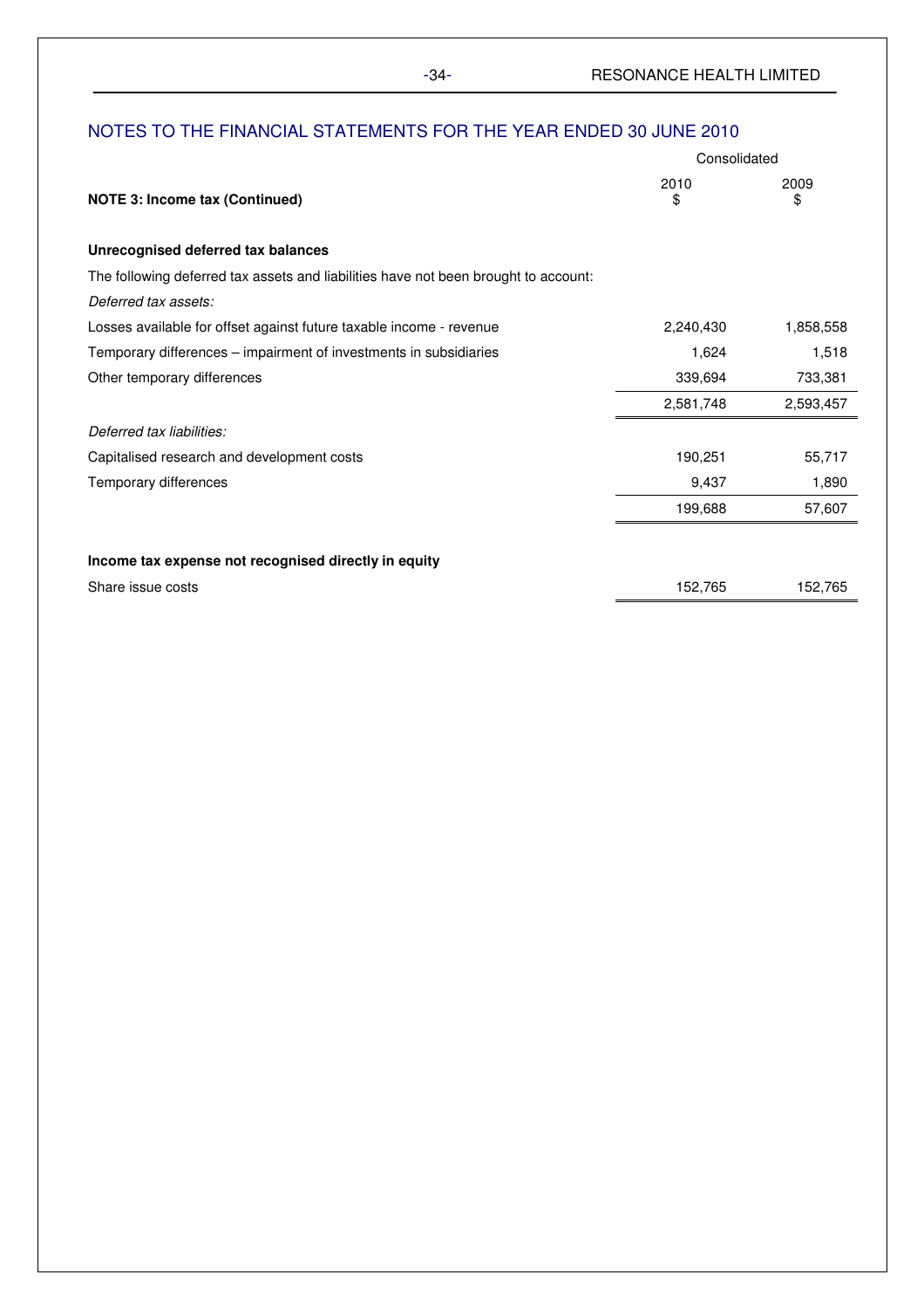## NOTES TO THE FINANCIAL STATEMENTS FOR THE YEAR ENDED 30 JUNE 2010

| | Consolidated | |
|---|---|---|
| **NOTE 3: Income tax (Continued)** | 2010<br>$ | 2009<br>$ |
| **Unrecognised deferred tax balances** | | |
| The following deferred tax assets and liabilities have not been brought to account: | | |
| *Deferred tax assets:* | | |
| Losses available for offset against future taxable income - revenue | 2,240,430 | 1,858,558 |
| Temporary differences – impairment of investments in subsidiaries | 1,624 | 1,518 |
| Other temporary differences | 339,694 | 733,381 |
| | 2,581,748 | 2,593,457 |
| *Deferred tax liabilities:* | | |
| Capitalised research and development costs | 190,251 | 55,717 |
| Temporary differences | 9,437 | 1,890 |
| | 199,688 | 57,607 |
| **Income tax expense not recognised directly in equity** | | |
| Share issue costs | 152,765 | 152,765 |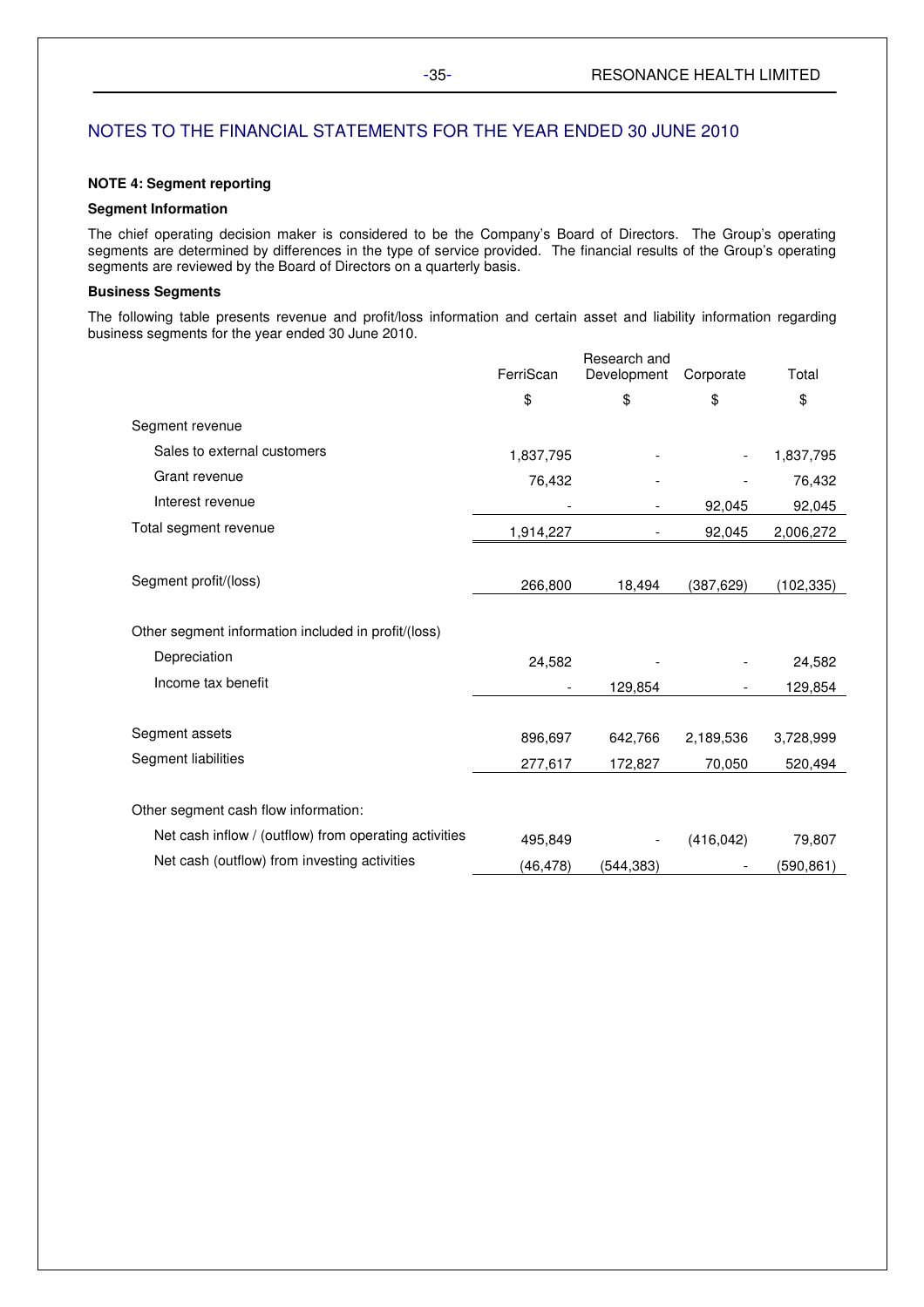## NOTES TO THE FINANCIAL STATEMENTS FOR THE YEAR ENDED 30 JUNE 2010

**NOTE 4: Segment reporting**

**Segment Information**

The chief operating decision maker is considered to be the Company's Board of Directors. The Group's operating segments are determined by differences in the type of service provided. The financial results of the Group's operating segments are reviewed by the Board of Directors on a quarterly basis.

**Business Segments**

The following table presents revenue and profit/loss information and certain asset and liability information regarding business segments for the year ended 30 June 2010.

| | FerriScan | Research and Development | Corporate | Total |
|---|---|---|---|---|
| | $ | $ | $ | $ |
| Segment revenue | | | | |
| Sales to external customers | 1,837,795 | - | - | 1,837,795 |
| Grant revenue | 76,432 | - | - | 76,432 |
| Interest revenue | - | - | 92,045 | 92,045 |
| Total segment revenue | 1,914,227 | - | 92,045 | 2,006,272 |
| | | | | |
| Segment profit/(loss) | 266,800 | 18,494 | (387,629) | (102,335) |
| | | | | |
| Other segment information included in profit/(loss) | | | | |
| Depreciation | 24,582 | - | - | 24,582 |
| Income tax benefit | - | 129,854 | - | 129,854 |
| | | | | |
| Segment assets | 896,697 | 642,766 | 2,189,536 | 3,728,999 |
| Segment liabilities | 277,617 | 172,827 | 70,050 | 520,494 |
| | | | | |
| Other segment cash flow information: | | | | |
| Net cash inflow / (outflow) from operating activities | 495,849 | - | (416,042) | 79,807 |
| Net cash (outflow) from investing activities | (46,478) | (544,383) | - | (590,861) |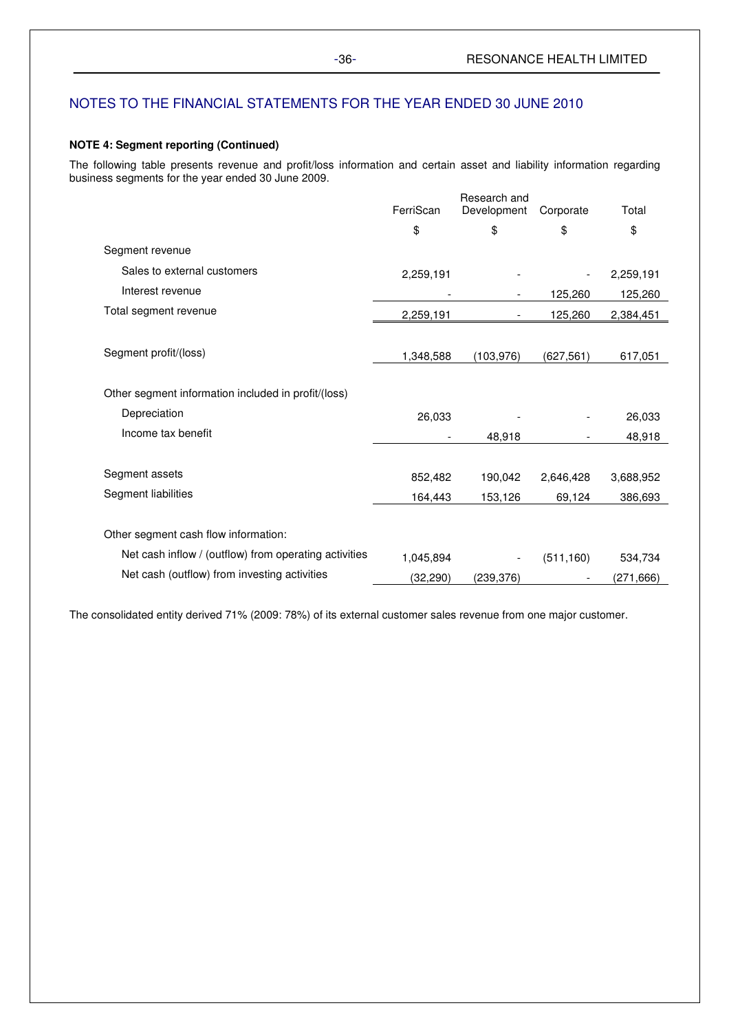## NOTES TO THE FINANCIAL STATEMENTS FOR THE YEAR ENDED 30 JUNE 2010

**NOTE 4: Segment reporting (Continued)**

The following table presents revenue and profit/loss information and certain asset and liability information regarding business segments for the year ended 30 June 2009.

| | FerriScan | Research and Development | Corporate | Total |
|---|---|---|---|---|
| | $ | $ | $ | $ |
| Segment revenue | | | | |
| Sales to external customers | 2,259,191 | - | - | 2,259,191 |
| Interest revenue | - | - | 125,260 | 125,260 |
| Total segment revenue | 2,259,191 | - | 125,260 | 2,384,451 |
| | | | | |
| Segment profit/(loss) | 1,348,588 | (103,976) | (627,561) | 617,051 |
| | | | | |
| Other segment information included in profit/(loss) | | | | |
| Depreciation | 26,033 | - | - | 26,033 |
| Income tax benefit | - | 48,918 | - | 48,918 |
| | | | | |
| Segment assets | 852,482 | 190,042 | 2,646,428 | 3,688,952 |
| Segment liabilities | 164,443 | 153,126 | 69,124 | 386,693 |
| | | | | |
| Other segment cash flow information: | | | | |
| Net cash inflow / (outflow) from operating activities | 1,045,894 | - | (511,160) | 534,734 |
| Net cash (outflow) from investing activities | (32,290) | (239,376) | - | (271,666) |

The consolidated entity derived 71% (2009: 78%) of its external customer sales revenue from one major customer.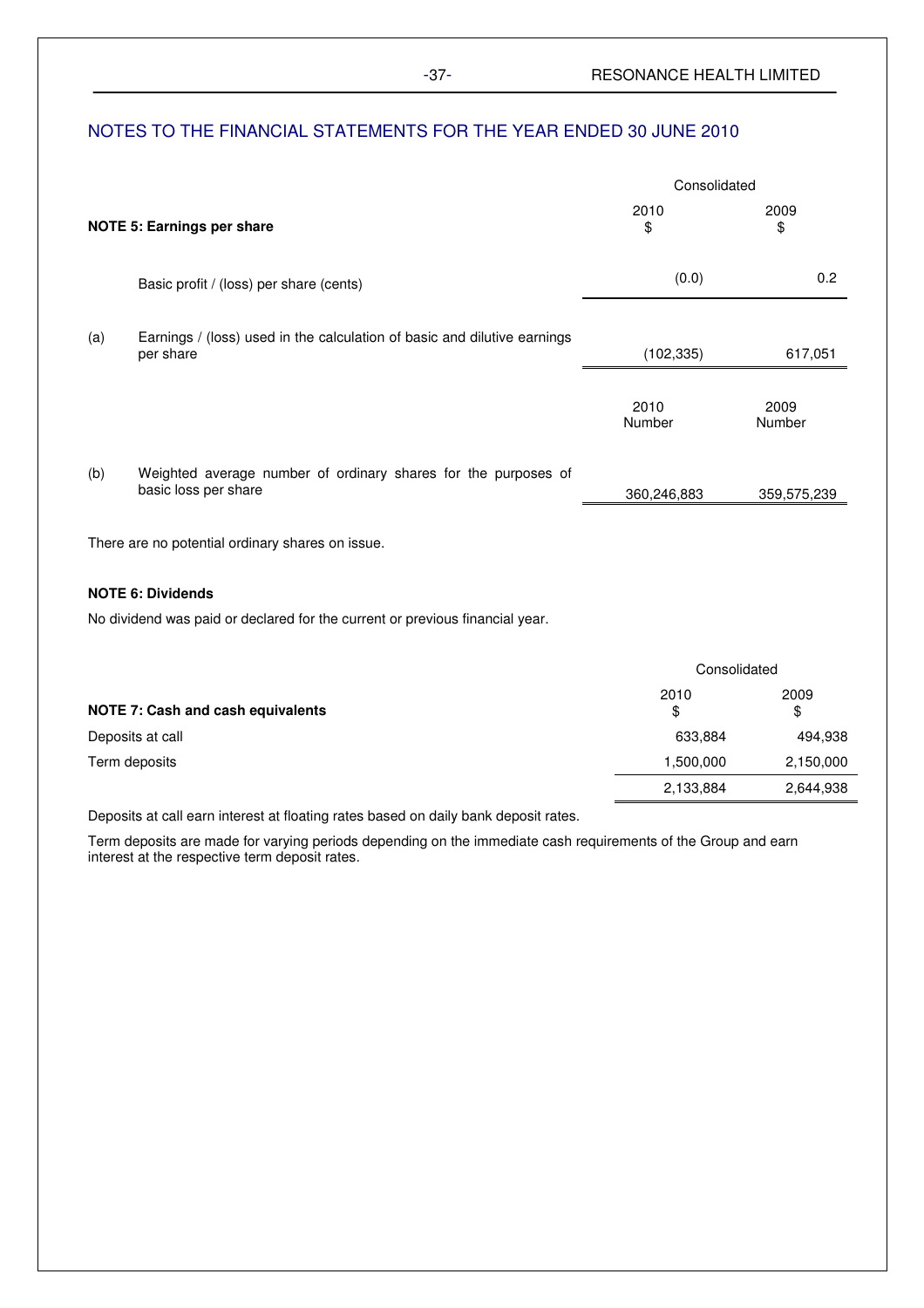## NOTES TO THE FINANCIAL STATEMENTS FOR THE YEAR ENDED 30 JUNE 2010

| | | Consolidated | |
|---|---|---|---|
| **NOTE 5: Earnings per share** | | 2010<br>$ | 2009<br>$ |
| | Basic profit / (loss) per share (cents) | (0.0) | 0.2 |
| (a) | Earnings / (loss) used in the calculation of basic and dilutive earnings per share | (102,335) | 617,051 |
| | | 2010<br>Number | 2009<br>Number |
| (b) | Weighted average number of ordinary shares for the purposes of basic loss per share | 360,246,883 | 359,575,239 |

There are no potential ordinary shares on issue.

**NOTE 6: Dividends**

No dividend was paid or declared for the current or previous financial year.

| | Consolidated | |
|---|---|---|
| **NOTE 7: Cash and cash equivalents** | 2010<br>$ | 2009<br>$ |
| Deposits at call | 633,884 | 494,938 |
| Term deposits | 1,500,000 | 2,150,000 |
| | 2,133,884 | 2,644,938 |

Deposits at call earn interest at floating rates based on daily bank deposit rates.

Term deposits are made for varying periods depending on the immediate cash requirements of the Group and earn interest at the respective term deposit rates.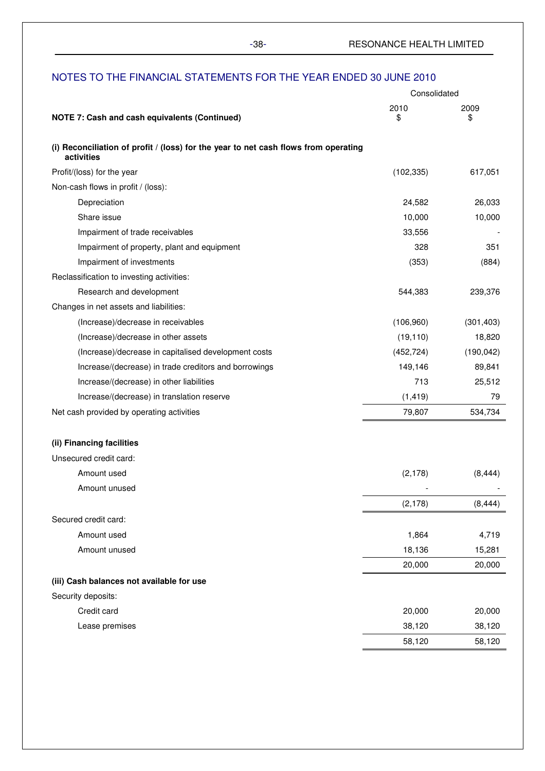## NOTES TO THE FINANCIAL STATEMENTS FOR THE YEAR ENDED 30 JUNE 2010

| NOTE 7: Cash and cash equivalents (Continued) | Consolidated 2010 $ | Consolidated 2009 $ |
|---|---|---|
| **(i) Reconciliation of profit / (loss) for the year to net cash flows from operating activities** | | |
| Profit/(loss) for the year | (102,335) | 617,051 |
| Non-cash flows in profit / (loss): | | |
| Depreciation | 24,582 | 26,033 |
| Share issue | 10,000 | 10,000 |
| Impairment of trade receivables | 33,556 | - |
| Impairment of property, plant and equipment | 328 | 351 |
| Impairment of investments | (353) | (884) |
| Reclassification to investing activities: | | |
| Research and development | 544,383 | 239,376 |
| Changes in net assets and liabilities: | | |
| (Increase)/decrease in receivables | (106,960) | (301,403) |
| (Increase)/decrease in other assets | (19,110) | 18,820 |
| (Increase)/decrease in capitalised development costs | (452,724) | (190,042) |
| Increase/(decrease) in trade creditors and borrowings | 149,146 | 89,841 |
| Increase/(decrease) in other liabilities | 713 | 25,512 |
| Increase/(decrease) in translation reserve | (1,419) | 79 |
| Net cash provided by operating activities | 79,807 | 534,734 |
| **(ii) Financing facilities** | | |
| Unsecured credit card: | | |
| Amount used | (2,178) | (8,444) |
| Amount unused | - | - |
| | (2,178) | (8,444) |
| Secured credit card: | | |
| Amount used | 1,864 | 4,719 |
| Amount unused | 18,136 | 15,281 |
| | 20,000 | 20,000 |
| **(iii) Cash balances not available for use** | | |
| Security deposits: | | |
| Credit card | 20,000 | 20,000 |
| Lease premises | 38,120 | 38,120 |
| | 58,120 | 58,120 |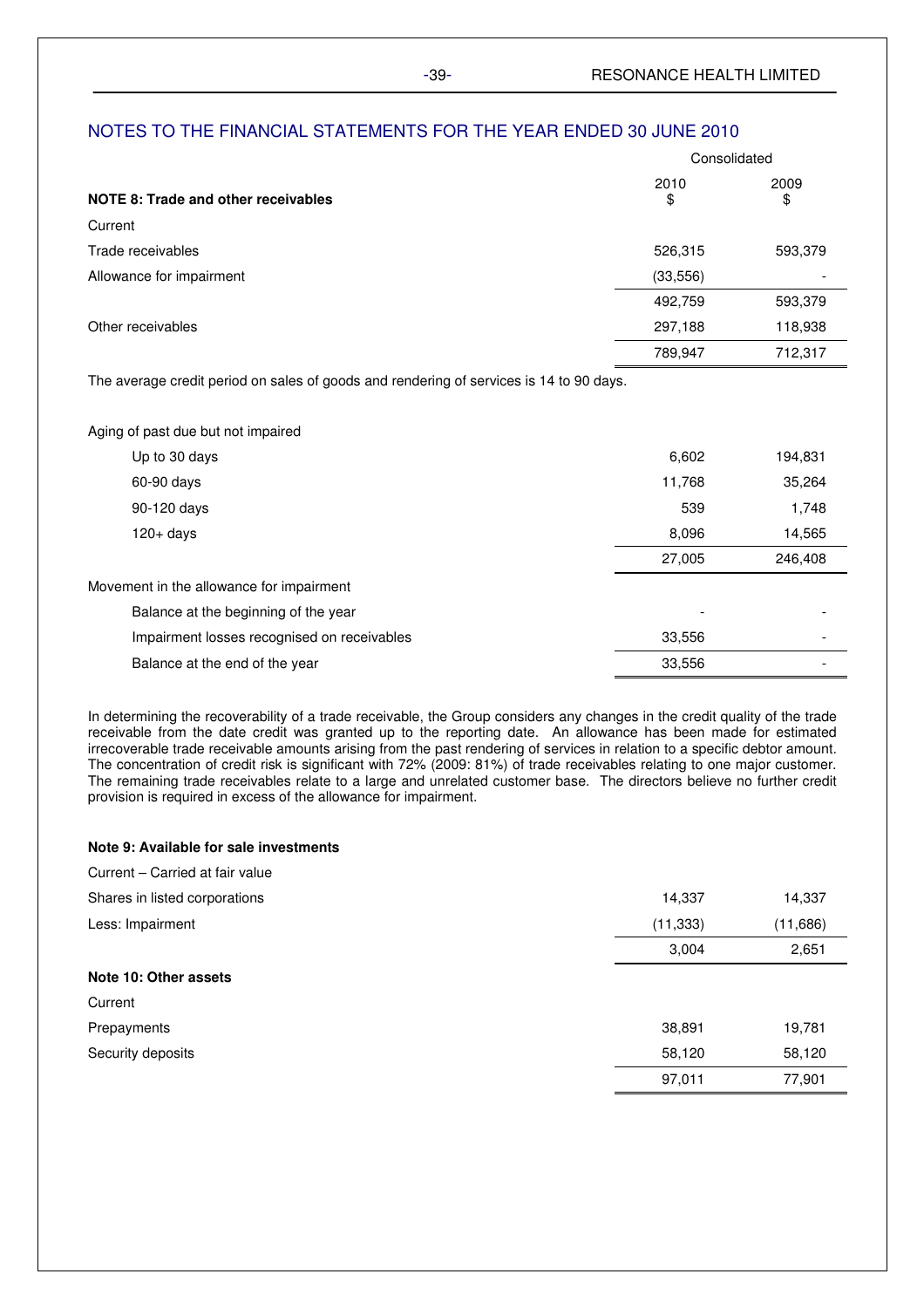## NOTES TO THE FINANCIAL STATEMENTS FOR THE YEAR ENDED 30 JUNE 2010

| | Consolidated | |
|---|---|---|
| **NOTE 8: Trade and other receivables** | 2010 $ | 2009 $ |
| Current | | |
| Trade receivables | 526,315 | 593,379 |
| Allowance for impairment | (33,556) | - |
| | 492,759 | 593,379 |
| Other receivables | 297,188 | 118,938 |
| | 789,947 | 712,317 |

The average credit period on sales of goods and rendering of services is 14 to 90 days.

| | 2010 $ | 2009 $ |
|---|---|---|
| Aging of past due but not impaired | | |
| Up to 30 days | 6,602 | 194,831 |
| 60-90 days | 11,768 | 35,264 |
| 90-120 days | 539 | 1,748 |
| 120+ days | 8,096 | 14,565 |
| | 27,005 | 246,408 |
| Movement in the allowance for impairment | | |
| Balance at the beginning of the year | - | - |
| Impairment losses recognised on receivables | 33,556 | - |
| Balance at the end of the year | 33,556 | - |

In determining the recoverability of a trade receivable, the Group considers any changes in the credit quality of the trade receivable from the date credit was granted up to the reporting date. An allowance has been made for estimated irrecoverable trade receivable amounts arising from the past rendering of services in relation to a specific debtor amount. The concentration of credit risk is significant with 72% (2009: 81%) of trade receivables relating to one major customer. The remaining trade receivables relate to a large and unrelated customer base. The directors believe no further credit provision is required in excess of the allowance for impairment.

| **Note 9: Available for sale investments** | 2010 $ | 2009 $ |
|---|---|---|
| Current – Carried at fair value | | |
| Shares in listed corporations | 14,337 | 14,337 |
| Less: Impairment | (11,333) | (11,686) |
| | 3,004 | 2,651 |

| **Note 10: Other assets** | 2010 $ | 2009 $ |
|---|---|---|
| Current | | |
| Prepayments | 38,891 | 19,781 |
| Security deposits | 58,120 | 58,120 |
| | 97,011 | 77,901 |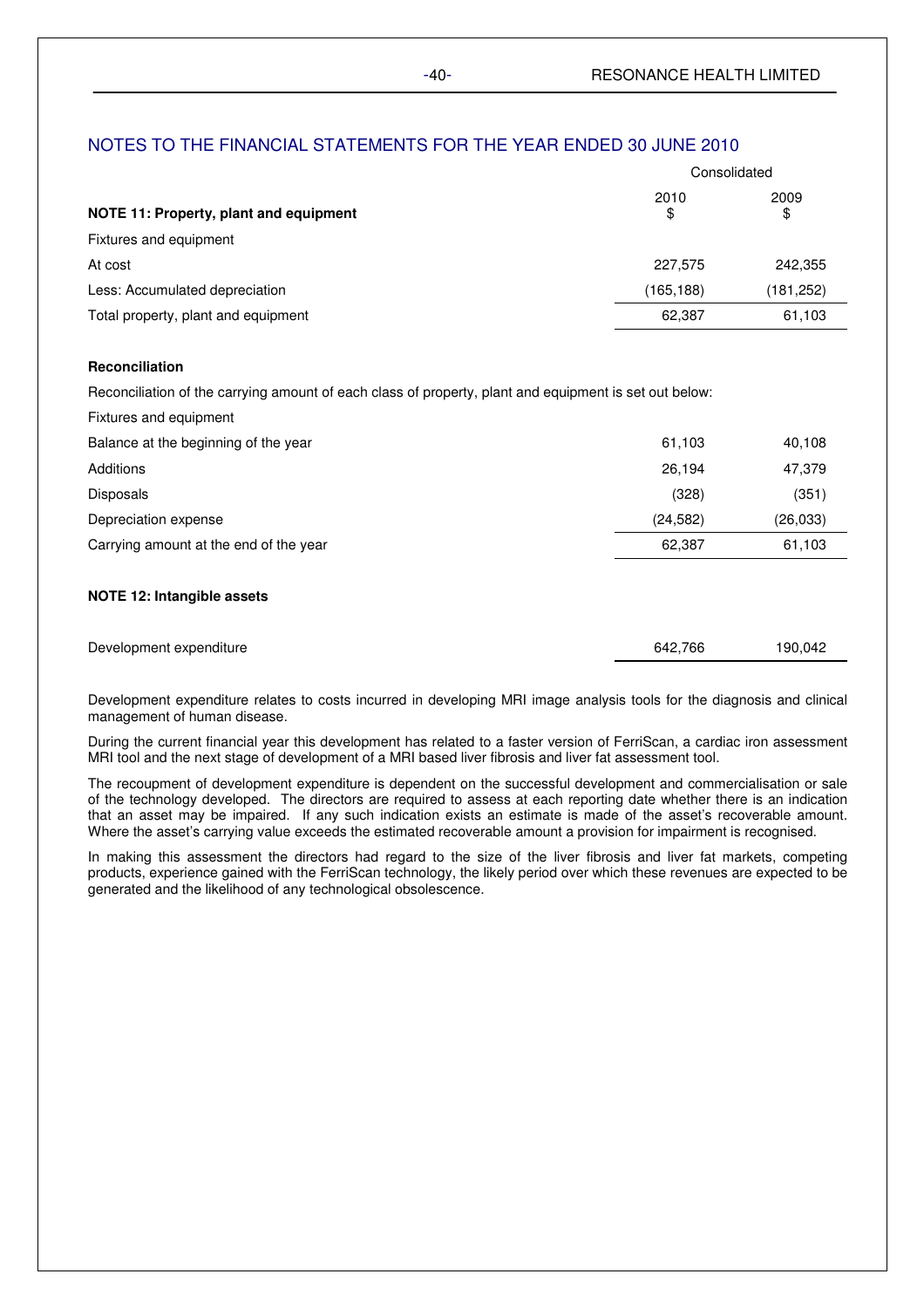## NOTES TO THE FINANCIAL STATEMENTS FOR THE YEAR ENDED 30 JUNE 2010

| | Consolidated | |
|---|---|---|
| **NOTE 11: Property, plant and equipment** | 2010 $ | 2009 $ |
| Fixtures and equipment | | |
| At cost | 227,575 | 242,355 |
| Less: Accumulated depreciation | (165,188) | (181,252) |
| Total property, plant and equipment | 62,387 | 61,103 |

**Reconciliation**

Reconciliation of the carrying amount of each class of property, plant and equipment is set out below:

| | 2010 $ | 2009 $ |
|---|---|---|
| Fixtures and equipment | | |
| Balance at the beginning of the year | 61,103 | 40,108 |
| Additions | 26,194 | 47,379 |
| Disposals | (328) | (351) |
| Depreciation expense | (24,582) | (26,033) |
| Carrying amount at the end of the year | 62,387 | 61,103 |

**NOTE 12: Intangible assets**

| | 2010 $ | 2009 $ |
|---|---|---|
| Development expenditure | 642,766 | 190,042 |

Development expenditure relates to costs incurred in developing MRI image analysis tools for the diagnosis and clinical management of human disease.

During the current financial year this development has related to a faster version of FerriScan, a cardiac iron assessment MRI tool and the next stage of development of a MRI based liver fibrosis and liver fat assessment tool.

The recoupment of development expenditure is dependent on the successful development and commercialisation or sale of the technology developed. The directors are required to assess at each reporting date whether there is an indication that an asset may be impaired. If any such indication exists an estimate is made of the asset's recoverable amount. Where the asset's carrying value exceeds the estimated recoverable amount a provision for impairment is recognised.

In making this assessment the directors had regard to the size of the liver fibrosis and liver fat markets, competing products, experience gained with the FerriScan technology, the likely period over which these revenues are expected to be generated and the likelihood of any technological obsolescence.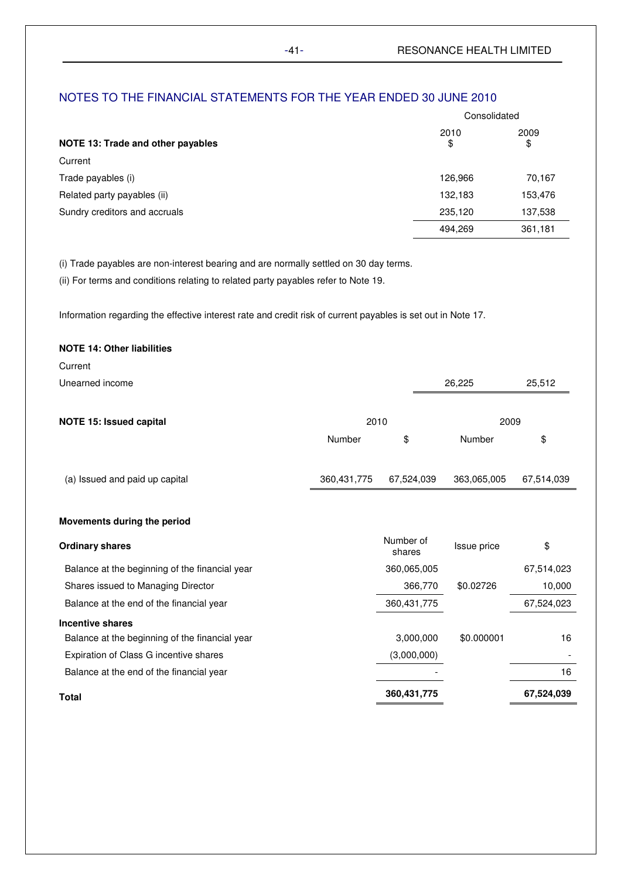## NOTES TO THE FINANCIAL STATEMENTS FOR THE YEAR ENDED 30 JUNE 2010

| | Consolidated | |
|---|---|---|
| **NOTE 13: Trade and other payables** | 2010 $ | 2009 $ |
| Current | | |
| Trade payables (i) | 126,966 | 70,167 |
| Related party payables (ii) | 132,183 | 153,476 |
| Sundry creditors and accruals | 235,120 | 137,538 |
| | 494,269 | 361,181 |

(i) Trade payables are non-interest bearing and are normally settled on 30 day terms.

(ii) For terms and conditions relating to related party payables refer to Note 19.

Information regarding the effective interest rate and credit risk of current payables is set out in Note 17.

| **NOTE 14: Other liabilities** | | |
|---|---|---|
| Current | | |
| Unearned income | 26,225 | 25,512 |

| **NOTE 15: Issued capital** | 2010 | | 2009 | |
|---|---|---|---|---|
| | Number | $ | Number | $ |
| (a) Issued and paid up capital | 360,431,775 | 67,524,039 | 363,065,005 | 67,514,039 |

**Movements during the period**

| **Ordinary shares** | Number of shares | Issue price | $ |
|---|---|---|---|
| Balance at the beginning of the financial year | 360,065,005 | | 67,514,023 |
| Shares issued to Managing Director | 366,770 | $0.02726 | 10,000 |
| Balance at the end of the financial year | 360,431,775 | | 67,524,023 |
| **Incentive shares** | | | |
| Balance at the beginning of the financial year | 3,000,000 | $0.000001 | 16 |
| Expiration of Class G incentive shares | (3,000,000) | | - |
| Balance at the end of the financial year | - | | 16 |
| **Total** | **360,431,775** | | **67,524,039** |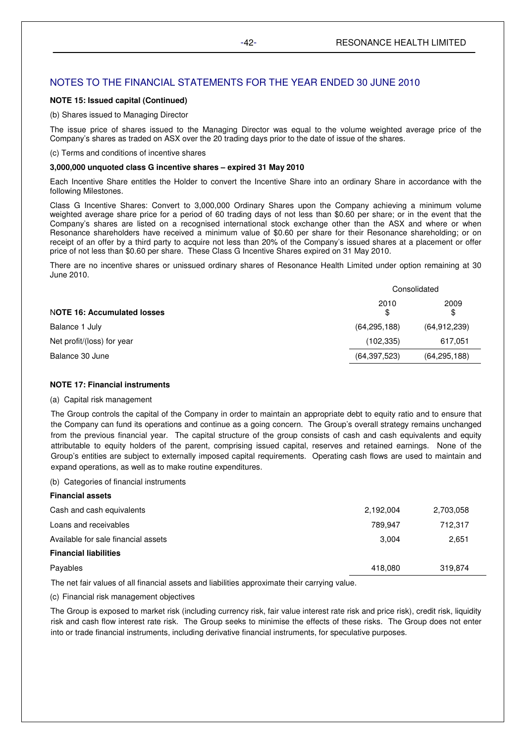## NOTES TO THE FINANCIAL STATEMENTS FOR THE YEAR ENDED 30 JUNE 2010

**NOTE 15: Issued capital (Continued)**

(b) Shares issued to Managing Director

The issue price of shares issued to the Managing Director was equal to the volume weighted average price of the Company's shares as traded on ASX over the 20 trading days prior to the date of issue of the shares.

(c) Terms and conditions of incentive shares

**3,000,000 unquoted class G incentive shares – expired 31 May 2010**

Each Incentive Share entitles the Holder to convert the Incentive Share into an ordinary Share in accordance with the following Milestones.

Class G Incentive Shares: Convert to 3,000,000 Ordinary Shares upon the Company achieving a minimum volume weighted average share price for a period of 60 trading days of not less than $0.60 per share; or in the event that the Company's shares are listed on a recognised international stock exchange other than the ASX and where or when Resonance shareholders have received a minimum value of $0.60 per share for their Resonance shareholding; or on receipt of an offer by a third party to acquire not less than 20% of the Company's issued shares at a placement or offer price of not less than $0.60 per share. These Class G Incentive Shares expired on 31 May 2010.

There are no incentive shares or unissued ordinary shares of Resonance Health Limited under option remaining at 30 June 2010.

| | Consolidated | |
|---|---|---|
| **NOTE 16: Accumulated losses** | 2010 $ | 2009 $ |
| Balance 1 July | (64,295,188) | (64,912,239) |
| Net profit/(loss) for year | (102,335) | 617,051 |
| Balance 30 June | (64,397,523) | (64,295,188) |

**NOTE 17: Financial instruments**

(a) Capital risk management

The Group controls the capital of the Company in order to maintain an appropriate debt to equity ratio and to ensure that the Company can fund its operations and continue as a going concern. The Group's overall strategy remains unchanged from the previous financial year. The capital structure of the group consists of cash and cash equivalents and equity attributable to equity holders of the parent, comprising issued capital, reserves and retained earnings. None of the Group's entities are subject to externally imposed capital requirements. Operating cash flows are used to maintain and expand operations, as well as to make routine expenditures.

(b) Categories of financial instruments

| | 2010 | 2009 |
|---|---|---|
| **Financial assets** | | |
| Cash and cash equivalents | 2,192,004 | 2,703,058 |
| Loans and receivables | 789,947 | 712,317 |
| Available for sale financial assets | 3,004 | 2,651 |
| **Financial liabilities** | | |
| Payables | 418,080 | 319,874 |

The net fair values of all financial assets and liabilities approximate their carrying value.

(c) Financial risk management objectives

The Group is exposed to market risk (including currency risk, fair value interest rate risk and price risk), credit risk, liquidity risk and cash flow interest rate risk. The Group seeks to minimise the effects of these risks. The Group does not enter into or trade financial instruments, including derivative financial instruments, for speculative purposes.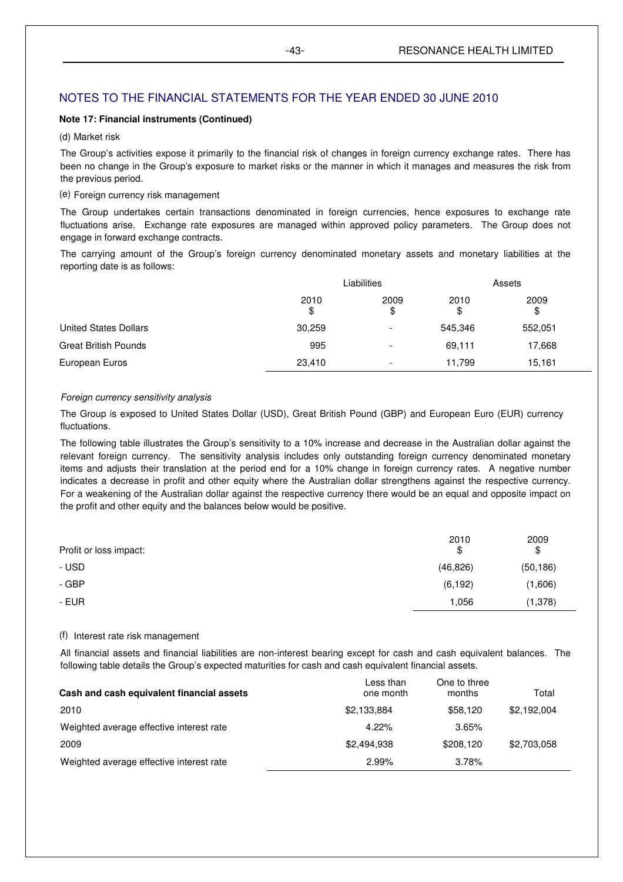## NOTES TO THE FINANCIAL STATEMENTS FOR THE YEAR ENDED 30 JUNE 2010

**Note 17: Financial instruments (Continued)**

(d) Market risk

The Group's activities expose it primarily to the financial risk of changes in foreign currency exchange rates. There has been no change in the Group's exposure to market risks or the manner in which it manages and measures the risk from the previous period.

(e) Foreign currency risk management

The Group undertakes certain transactions denominated in foreign currencies, hence exposures to exchange rate fluctuations arise. Exchange rate exposures are managed within approved policy parameters. The Group does not engage in forward exchange contracts.

The carrying amount of the Group's foreign currency denominated monetary assets and monetary liabilities at the reporting date is as follows:

| | Liabilities | | Assets | |
|---|---|---|---|---|
| | 2010 $ | 2009 $ | 2010 $ | 2009 $ |
| United States Dollars | 30,259 | - | 545,346 | 552,051 |
| Great British Pounds | 995 | - | 69,111 | 17,668 |
| European Euros | 23,410 | - | 11,799 | 15,161 |

*Foreign currency sensitivity analysis*

The Group is exposed to United States Dollar (USD), Great British Pound (GBP) and European Euro (EUR) currency fluctuations.

The following table illustrates the Group's sensitivity to a 10% increase and decrease in the Australian dollar against the relevant foreign currency. The sensitivity analysis includes only outstanding foreign currency denominated monetary items and adjusts their translation at the period end for a 10% change in foreign currency rates. A negative number indicates a decrease in profit and other equity where the Australian dollar strengthens against the respective currency. For a weakening of the Australian dollar against the respective currency there would be an equal and opposite impact on the profit and other equity and the balances below would be positive.

| Profit or loss impact: | 2010 $ | 2009 $ |
|---|---|---|
| - USD | (46,826) | (50,186) |
| - GBP | (6,192) | (1,606) |
| - EUR | 1,056 | (1,378) |

(f) Interest rate risk management

All financial assets and financial liabilities are non-interest bearing except for cash and cash equivalent balances. The following table details the Group's expected maturities for cash and cash equivalent financial assets.

| **Cash and cash equivalent financial assets** | Less than one month | One to three months | Total |
|---|---|---|---|
| 2010 | $2,133,884 | $58,120 | $2,192,004 |
| Weighted average effective interest rate | 4.22% | 3.65% | |
| 2009 | $2,494,938 | $208,120 | $2,703,058 |
| Weighted average effective interest rate | 2.99% | 3.78% | |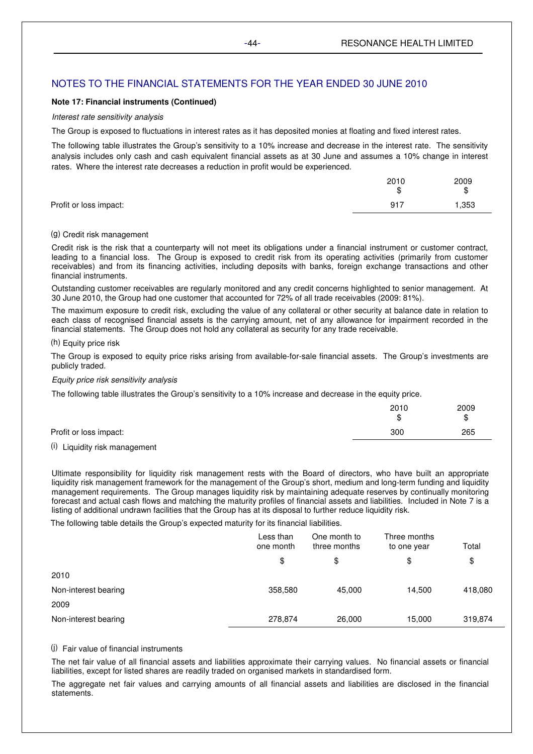## NOTES TO THE FINANCIAL STATEMENTS FOR THE YEAR ENDED 30 JUNE 2010

**Note 17: Financial instruments (Continued)**

*Interest rate sensitivity analysis*

The Group is exposed to fluctuations in interest rates as it has deposited monies at floating and fixed interest rates.

The following table illustrates the Group's sensitivity to a 10% increase and decrease in the interest rate. The sensitivity analysis includes only cash and cash equivalent financial assets as at 30 June and assumes a 10% change in interest rates. Where the interest rate decreases a reduction in profit would be experienced.

| | 2010 $ | 2009 $ |
|---|---|---|
| Profit or loss impact: | 917 | 1,353 |

(g) Credit risk management

Credit risk is the risk that a counterparty will not meet its obligations under a financial instrument or customer contract, leading to a financial loss. The Group is exposed to credit risk from its operating activities (primarily from customer receivables) and from its financing activities, including deposits with banks, foreign exchange transactions and other financial instruments.

Outstanding customer receivables are regularly monitored and any credit concerns highlighted to senior management. At 30 June 2010, the Group had one customer that accounted for 72% of all trade receivables (2009: 81%).

The maximum exposure to credit risk, excluding the value of any collateral or other security at balance date in relation to each class of recognised financial assets is the carrying amount, net of any allowance for impairment recorded in the financial statements. The Group does not hold any collateral as security for any trade receivable.

(h) Equity price risk

The Group is exposed to equity price risks arising from available-for-sale financial assets. The Group's investments are publicly traded.

*Equity price risk sensitivity analysis*

The following table illustrates the Group's sensitivity to a 10% increase and decrease in the equity price.

| | 2010 $ | 2009 $ |
|---|---|---|
| Profit or loss impact: | 300 | 265 |

(i) Liquidity risk management

Ultimate responsibility for liquidity risk management rests with the Board of directors, who have built an appropriate liquidity risk management framework for the management of the Group's short, medium and long-term funding and liquidity management requirements. The Group manages liquidity risk by maintaining adequate reserves by continually monitoring forecast and actual cash flows and matching the maturity profiles of financial assets and liabilities. Included in Note 7 is a listing of additional undrawn facilities that the Group has at its disposal to further reduce liquidity risk.

The following table details the Group's expected maturity for its financial liabilities.

| | Less than one month $ | One month to three months $ | Three months to one year $ | Total $ |
|---|---|---|---|---|
| **2010** | | | | |
| Non-interest bearing | 358,580 | 45,000 | 14,500 | 418,080 |
| **2009** | | | | |
| Non-interest bearing | 278,874 | 26,000 | 15,000 | 319,874 |

(j) Fair value of financial instruments

The net fair value of all financial assets and liabilities approximate their carrying values. No financial assets or financial liabilities, except for listed shares are readily traded on organised markets in standardised form.

The aggregate net fair values and carrying amounts of all financial assets and liabilities are disclosed in the financial statements.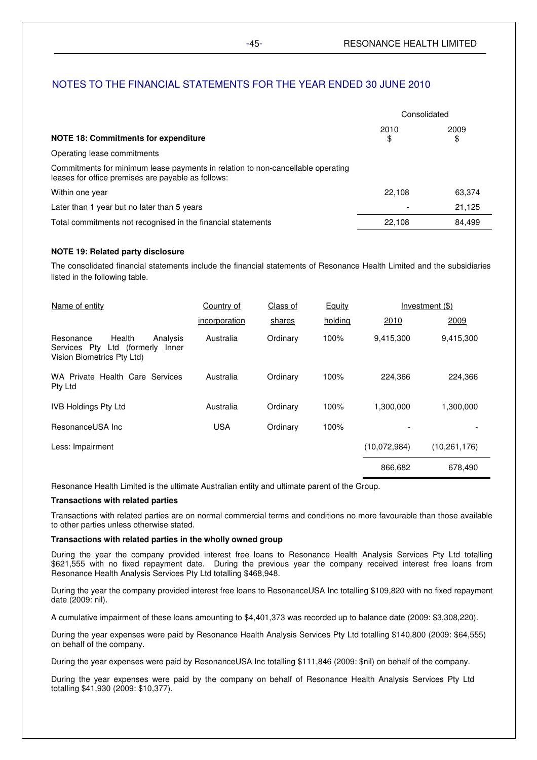## NOTES TO THE FINANCIAL STATEMENTS FOR THE YEAR ENDED 30 JUNE 2010

| | Consolidated | |
|---|---|---|
| **NOTE 18: Commitments for expenditure** | 2010 $ | 2009 $ |
| Operating lease commitments | | |
| Commitments for minimum lease payments in relation to non-cancellable operating leases for office premises are payable as follows: | | |
| Within one year | 22,108 | 63,374 |
| Later than 1 year but no later than 5 years | - | 21,125 |
| Total commitments not recognised in the financial statements | 22,108 | 84,499 |

**NOTE 19: Related party disclosure**

The consolidated financial statements include the financial statements of Resonance Health Limited and the subsidiaries listed in the following table.

| Name of entity | Country of incorporation | Class of shares | Equity holding | Investment ($) 2010 | Investment ($) 2009 |
|---|---|---|---|---|---|
| Resonance Health Analysis Services Pty Ltd (formerly Inner Vision Biometrics Pty Ltd) | Australia | Ordinary | 100% | 9,415,300 | 9,415,300 |
| WA Private Health Care Services Pty Ltd | Australia | Ordinary | 100% | 224,366 | 224,366 |
| IVB Holdings Pty Ltd | Australia | Ordinary | 100% | 1,300,000 | 1,300,000 |
| ResonanceUSA Inc | USA | Ordinary | 100% | - | - |
| Less: Impairment | | | | (10,072,984) | (10,261,176) |
| | | | | 866,682 | 678,490 |

Resonance Health Limited is the ultimate Australian entity and ultimate parent of the Group.

**Transactions with related parties**

Transactions with related parties are on normal commercial terms and conditions no more favourable than those available to other parties unless otherwise stated.

**Transactions with related parties in the wholly owned group**

During the year the company provided interest free loans to Resonance Health Analysis Services Pty Ltd totalling $621,555 with no fixed repayment date. During the previous year the company received interest free loans from Resonance Health Analysis Services Pty Ltd totalling $468,948.

During the year the company provided interest free loans to ResonanceUSA Inc totalling $109,820 with no fixed repayment date (2009: nil).

A cumulative impairment of these loans amounting to $4,401,373 was recorded up to balance date (2009: $3,308,220).

During the year expenses were paid by Resonance Health Analysis Services Pty Ltd totalling $140,800 (2009: $64,555) on behalf of the company.

During the year expenses were paid by ResonanceUSA Inc totalling $111,846 (2009: $nil) on behalf of the company.

During the year expenses were paid by the company on behalf of Resonance Health Analysis Services Pty Ltd totalling $41,930 (2009: $10,377).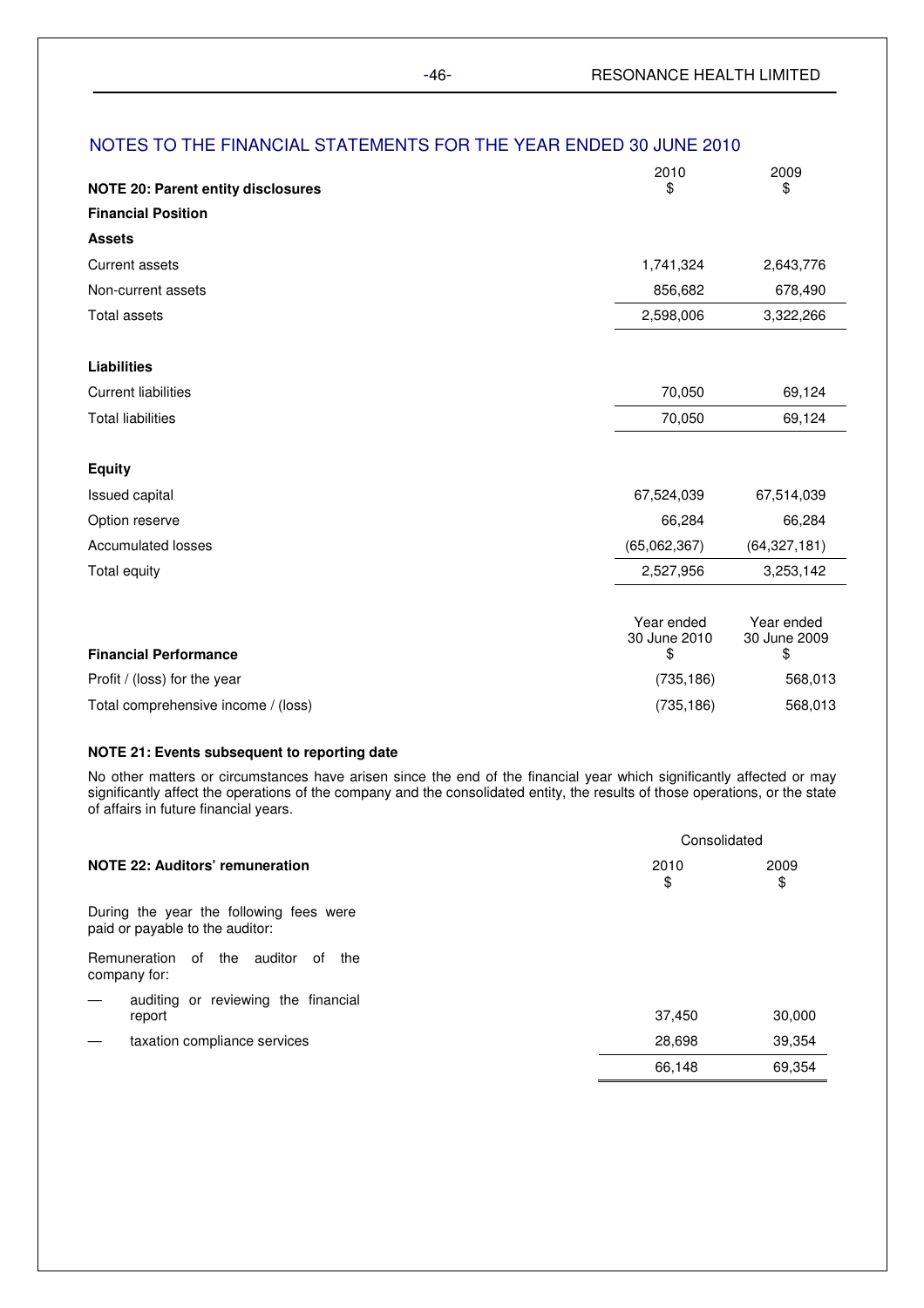## NOTES TO THE FINANCIAL STATEMENTS FOR THE YEAR ENDED 30 JUNE 2010

| NOTE 20: Parent entity disclosures | 2010 $ | 2009 $ |
|---|---|---|
| **Financial Position** | | |
| **Assets** | | |
| Current assets | 1,741,324 | 2,643,776 |
| Non-current assets | 856,682 | 678,490 |
| Total assets | 2,598,006 | 3,322,266 |
| | | |
| **Liabilities** | | |
| Current liabilities | 70,050 | 69,124 |
| Total liabilities | 70,050 | 69,124 |
| | | |
| **Equity** | | |
| Issued capital | 67,524,039 | 67,514,039 |
| Option reserve | 66,284 | 66,284 |
| Accumulated losses | (65,062,367) | (64,327,181) |
| Total equity | 2,527,956 | 3,253,142 |

| **Financial Performance** | Year ended 30 June 2010 $ | Year ended 30 June 2009 $ |
|---|---|---|
| Profit / (loss) for the year | (735,186) | 568,013 |
| Total comprehensive income / (loss) | (735,186) | 568,013 |

### NOTE 21: Events subsequent to reporting date

No other matters or circumstances have arisen since the end of the financial year which significantly affected or may significantly affect the operations of the company and the consolidated entity, the results of those operations, or the state of affairs in future financial years.

| NOTE 22: Auditors' remuneration | Consolidated 2010 $ | Consolidated 2009 $ |
|---|---|---|
| During the year the following fees were paid or payable to the auditor: | | |
| Remuneration of the auditor of the company for: | | |
| — auditing or reviewing the financial report | 37,450 | 30,000 |
| — taxation compliance services | 28,698 | 39,354 |
| | 66,148 | 69,354 |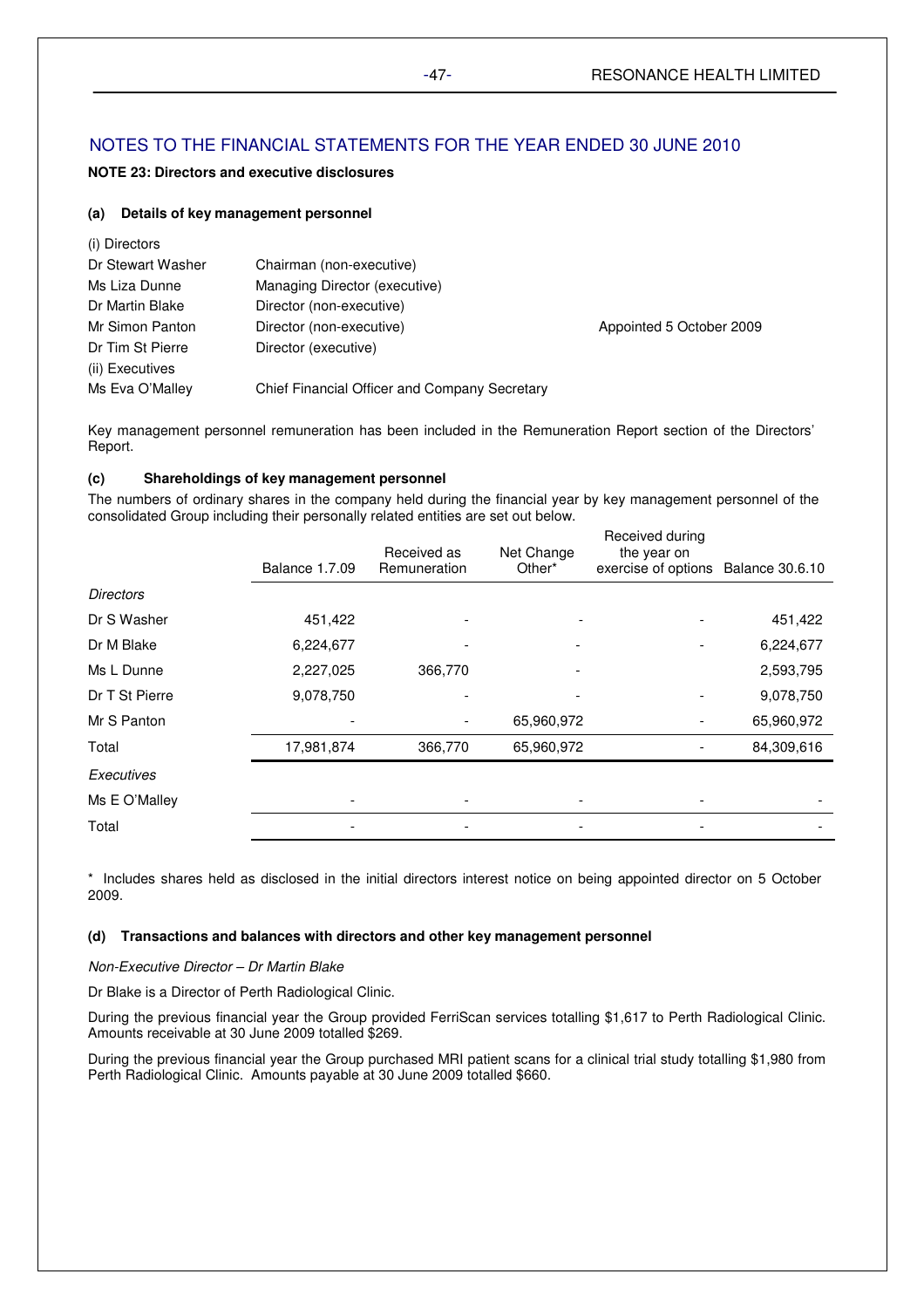## NOTES TO THE FINANCIAL STATEMENTS FOR THE YEAR ENDED 30 JUNE 2010

**NOTE 23: Directors and executive disclosures**

**(a) Details of key management personnel**

| | | |
|---|---|---|
| (i) Directors | | |
| Dr Stewart Washer | Chairman (non-executive) | |
| Ms Liza Dunne | Managing Director (executive) | |
| Dr Martin Blake | Director (non-executive) | |
| Mr Simon Panton | Director (non-executive) | Appointed 5 October 2009 |
| Dr Tim St Pierre | Director (executive) | |
| (ii) Executives | | |
| Ms Eva O'Malley | Chief Financial Officer and Company Secretary | |

Key management personnel remuneration has been included in the Remuneration Report section of the Directors' Report.

**(c) Shareholdings of key management personnel**

The numbers of ordinary shares in the company held during the financial year by key management personnel of the consolidated Group including their personally related entities are set out below.

| | Balance 1.7.09 | Received as Remuneration | Net Change Other* | Received during the year on exercise of options | Balance 30.6.10 |
|---|---|---|---|---|---|
| *Directors* | | | | | |
| Dr S Washer | 451,422 | - | - | - | 451,422 |
| Dr M Blake | 6,224,677 | - | - | - | 6,224,677 |
| Ms L Dunne | 2,227,025 | 366,770 | - | - | 2,593,795 |
| Dr T St Pierre | 9,078,750 | - | - | - | 9,078,750 |
| Mr S Panton | - | - | 65,960,972 | - | 65,960,972 |
| Total | 17,981,874 | 366,770 | 65,960,972 | - | 84,309,616 |
| *Executives* | | | | | |
| Ms E O'Malley | - | - | - | - | - |
| Total | - | - | - | - | - |

* Includes shares held as disclosed in the initial directors interest notice on being appointed director on 5 October 2009.

**(d) Transactions and balances with directors and other key management personnel**

*Non-Executive Director – Dr Martin Blake*

Dr Blake is a Director of Perth Radiological Clinic.

During the previous financial year the Group provided FerriScan services totalling $1,617 to Perth Radiological Clinic. Amounts receivable at 30 June 2009 totalled $269.

During the previous financial year the Group purchased MRI patient scans for a clinical trial study totalling $1,980 from Perth Radiological Clinic. Amounts payable at 30 June 2009 totalled $660.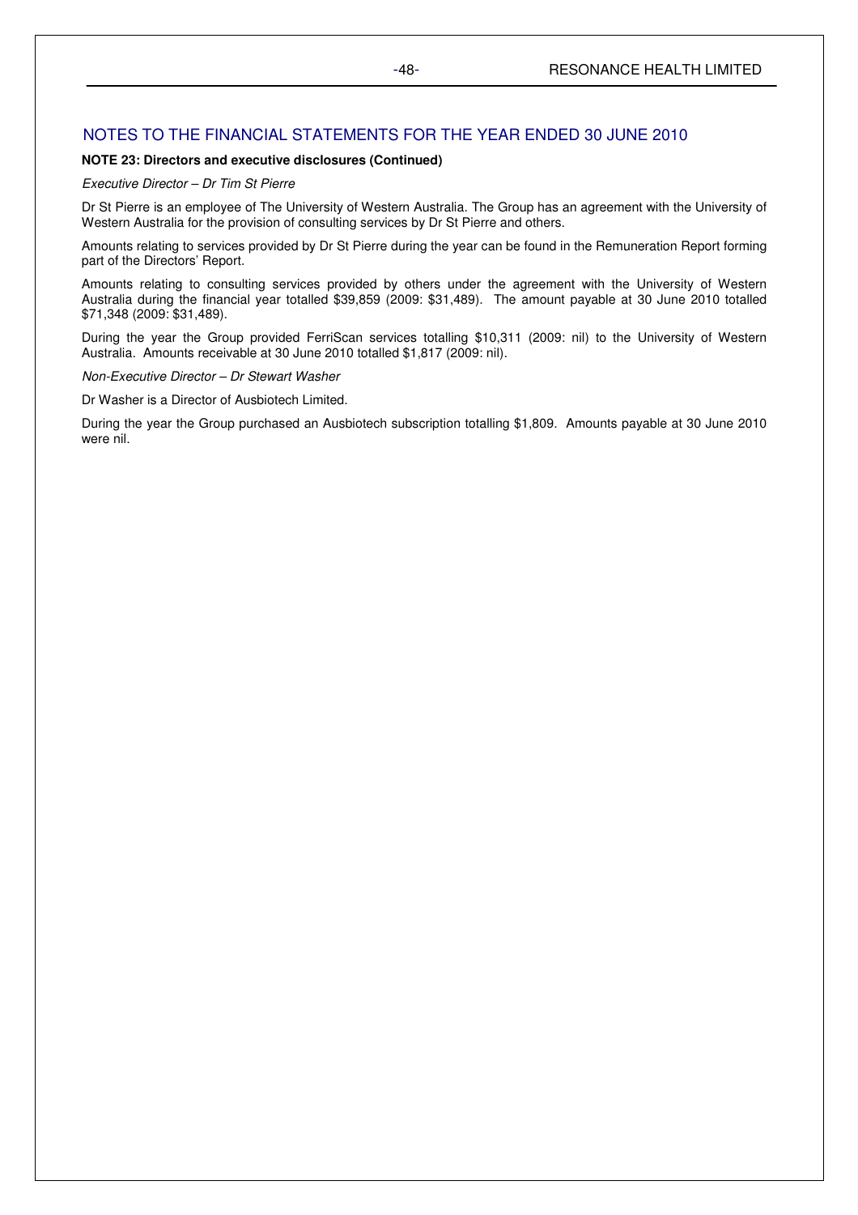## NOTES TO THE FINANCIAL STATEMENTS FOR THE YEAR ENDED 30 JUNE 2010

**NOTE 23: Directors and executive disclosures (Continued)**

*Executive Director – Dr Tim St Pierre*

Dr St Pierre is an employee of The University of Western Australia. The Group has an agreement with the University of Western Australia for the provision of consulting services by Dr St Pierre and others.

Amounts relating to services provided by Dr St Pierre during the year can be found in the Remuneration Report forming part of the Directors' Report.

Amounts relating to consulting services provided by others under the agreement with the University of Western Australia during the financial year totalled $39,859 (2009: $31,489). The amount payable at 30 June 2010 totalled $71,348 (2009: $31,489).

During the year the Group provided FerriScan services totalling $10,311 (2009: nil) to the University of Western Australia. Amounts receivable at 30 June 2010 totalled $1,817 (2009: nil).

*Non-Executive Director – Dr Stewart Washer*

Dr Washer is a Director of Ausbiotech Limited.

During the year the Group purchased an Ausbiotech subscription totalling $1,809. Amounts payable at 30 June 2010 were nil.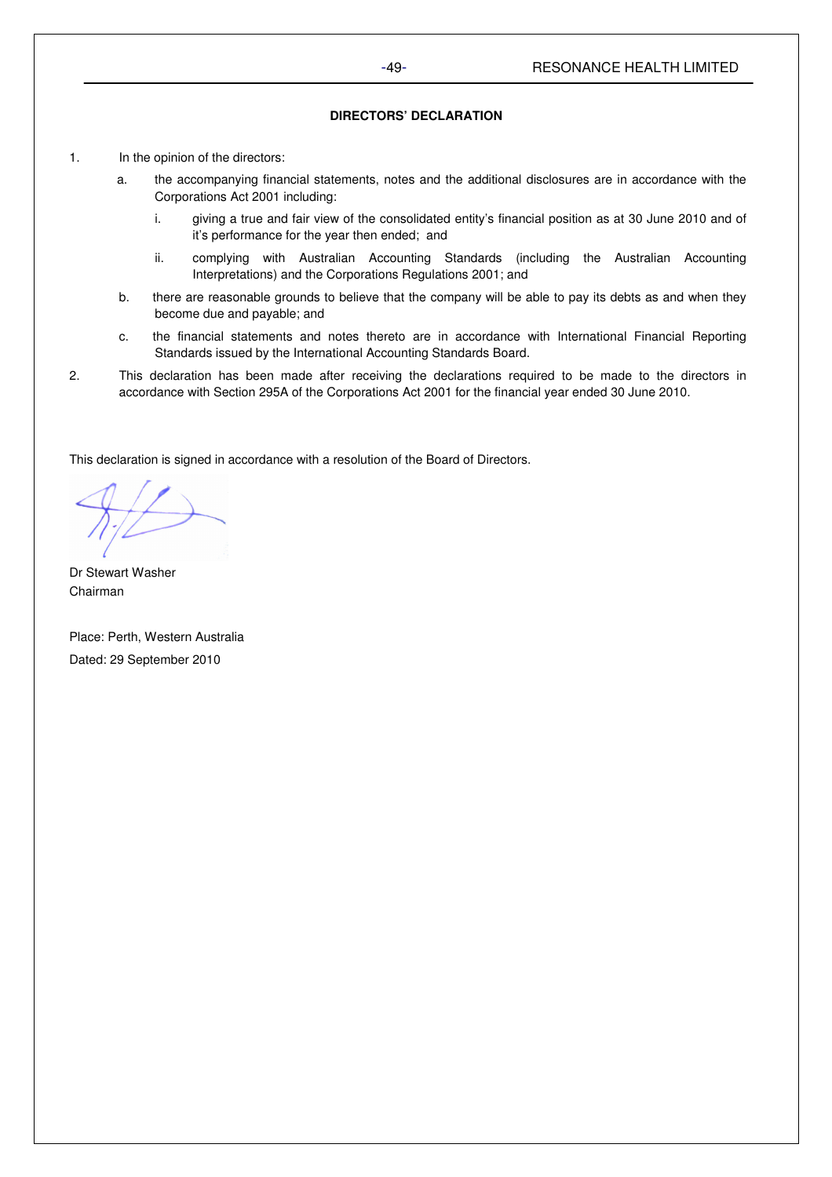# DIRECTORS' DECLARATION

1. In the opinion of the directors:

   a. the accompanying financial statements, notes and the additional disclosures are in accordance with the Corporations Act 2001 including:

      i. giving a true and fair view of the consolidated entity's financial position as at 30 June 2010 and of it's performance for the year then ended; and

      ii. complying with Australian Accounting Standards (including the Australian Accounting Interpretations) and the Corporations Regulations 2001; and

   b. there are reasonable grounds to believe that the company will be able to pay its debts as and when they become due and payable; and

   c. the financial statements and notes thereto are in accordance with International Financial Reporting Standards issued by the International Accounting Standards Board.

2. This declaration has been made after receiving the declarations required to be made to the directors in accordance with Section 295A of the Corporations Act 2001 for the financial year ended 30 June 2010.

This declaration is signed in accordance with a resolution of the Board of Directors.

Dr Stewart Washer
Chairman

Place: Perth, Western Australia
Dated: 29 September 2010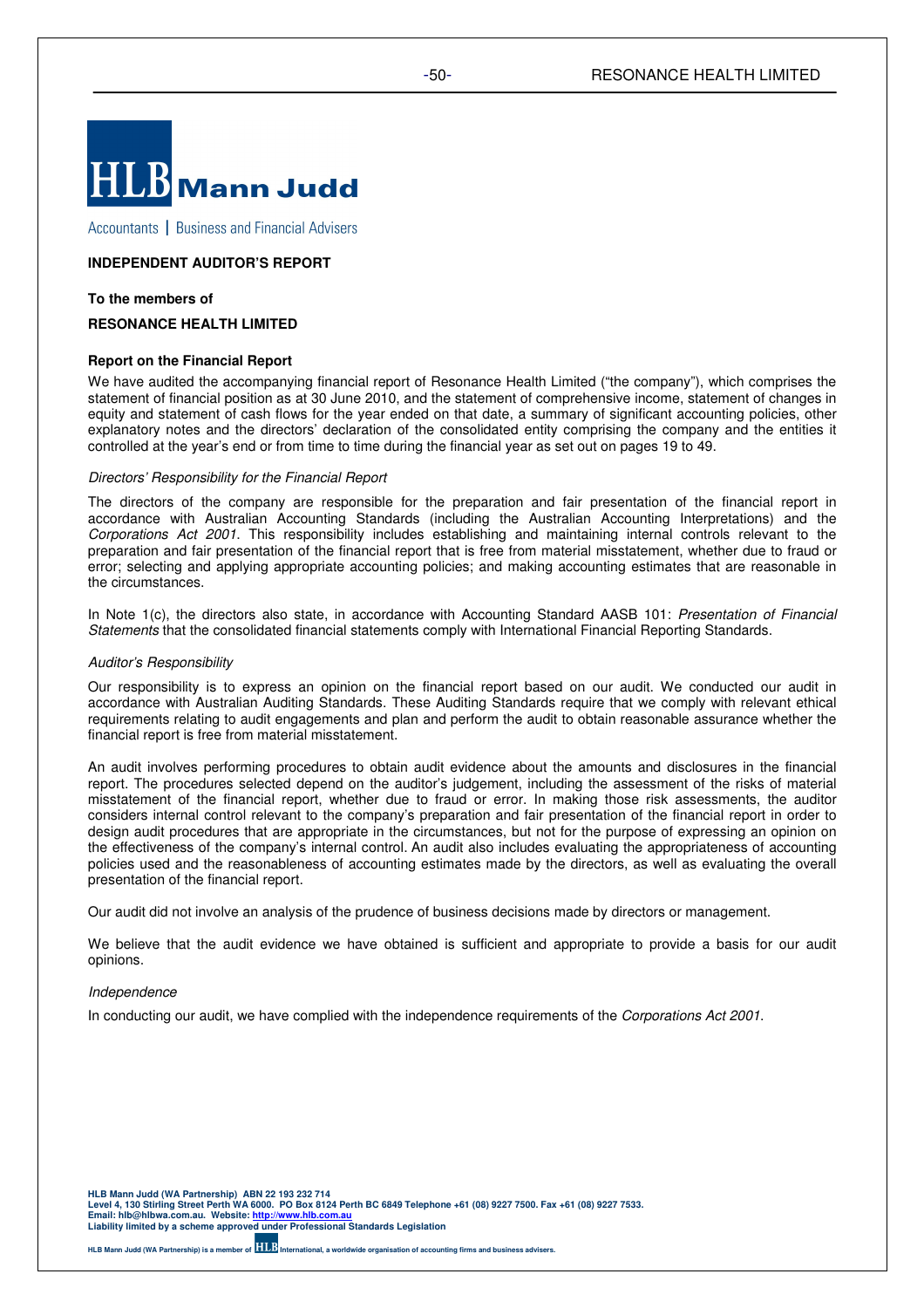**HLB Mann Judd**

Accountants | Business and Financial Advisers

# INDEPENDENT AUDITOR'S REPORT

**To the members of**

**RESONANCE HEALTH LIMITED**

## Report on the Financial Report

We have audited the accompanying financial report of Resonance Health Limited ("the company"), which comprises the statement of financial position as at 30 June 2010, and the statement of comprehensive income, statement of changes in equity and statement of cash flows for the year ended on that date, a summary of significant accounting policies, other explanatory notes and the directors' declaration of the consolidated entity comprising the company and the entities it controlled at the year's end or from time to time during the financial year as set out on pages 19 to 49.

### *Directors' Responsibility for the Financial Report*

The directors of the company are responsible for the preparation and fair presentation of the financial report in accordance with Australian Accounting Standards (including the Australian Accounting Interpretations) and the *Corporations Act 2001*. This responsibility includes establishing and maintaining internal controls relevant to the preparation and fair presentation of the financial report that is free from material misstatement, whether due to fraud or error; selecting and applying appropriate accounting policies; and making accounting estimates that are reasonable in the circumstances.

In Note 1(c), the directors also state, in accordance with Accounting Standard AASB 101: *Presentation of Financial Statements* that the consolidated financial statements comply with International Financial Reporting Standards.

### *Auditor's Responsibility*

Our responsibility is to express an opinion on the financial report based on our audit. We conducted our audit in accordance with Australian Auditing Standards. These Auditing Standards require that we comply with relevant ethical requirements relating to audit engagements and plan and perform the audit to obtain reasonable assurance whether the financial report is free from material misstatement.

An audit involves performing procedures to obtain audit evidence about the amounts and disclosures in the financial report. The procedures selected depend on the auditor's judgement, including the assessment of the risks of material misstatement of the financial report, whether due to fraud or error. In making those risk assessments, the auditor considers internal control relevant to the company's preparation and fair presentation of the financial report in order to design audit procedures that are appropriate in the circumstances, but not for the purpose of expressing an opinion on the effectiveness of the company's internal control. An audit also includes evaluating the appropriateness of accounting policies used and the reasonableness of accounting estimates made by the directors, as well as evaluating the overall presentation of the financial report.

Our audit did not involve an analysis of the prudence of business decisions made by directors or management.

We believe that the audit evidence we have obtained is sufficient and appropriate to provide a basis for our audit opinions.

### *Independence*

In conducting our audit, we have complied with the independence requirements of the *Corporations Act 2001*.

**HLB Mann Judd (WA Partnership) ABN 22 193 232 714**
**Level 4, 130 Stirling Street Perth WA 6000. PO Box 8124 Perth BC 6849 Telephone +61 (08) 9227 7500. Fax +61 (08) 9227 7533.**
**Email: hlb@hlbwa.com.au. Website: http://www.hlb.com.au**
**Liability limited by a scheme approved under Professional Standards Legislation**

HLB Mann Judd (WA Partnership) is a member of HLB International, a worldwide organisation of accounting firms and business advisers.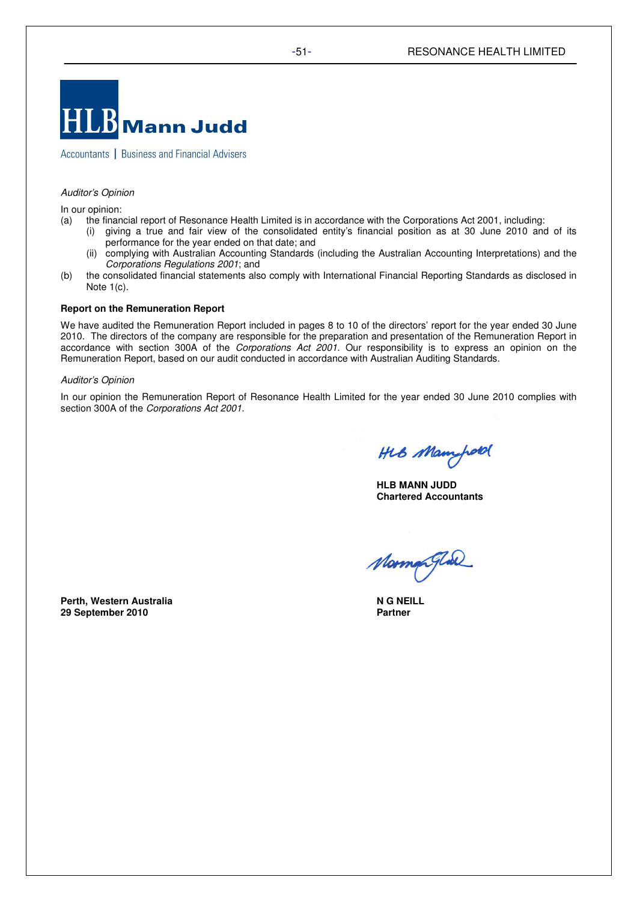**HLB Mann Judd**

Accountants | Business and Financial Advisers

*Auditor's Opinion*

In our opinion:

(a) the financial report of Resonance Health Limited is in accordance with the Corporations Act 2001, including:
  (i) giving a true and fair view of the consolidated entity's financial position as at 30 June 2010 and of its performance for the year ended on that date; and
  (ii) complying with Australian Accounting Standards (including the Australian Accounting Interpretations) and the *Corporations Regulations 2001*; and

(b) the consolidated financial statements also comply with International Financial Reporting Standards as disclosed in Note 1(c).

**Report on the Remuneration Report**

We have audited the Remuneration Report included in pages 8 to 10 of the directors' report for the year ended 30 June 2010. The directors of the company are responsible for the preparation and presentation of the Remuneration Report in accordance with section 300A of the *Corporations Act 2001*. Our responsibility is to express an opinion on the Remuneration Report, based on our audit conducted in accordance with Australian Auditing Standards.

*Auditor's Opinion*

In our opinion the Remuneration Report of Resonance Health Limited for the year ended 30 June 2010 complies with section 300A of the *Corporations Act 2001*.

**HLB MANN JUDD**
**Chartered Accountants**

**N G NEILL**
**Partner**

**Perth, Western Australia**
**29 September 2010**